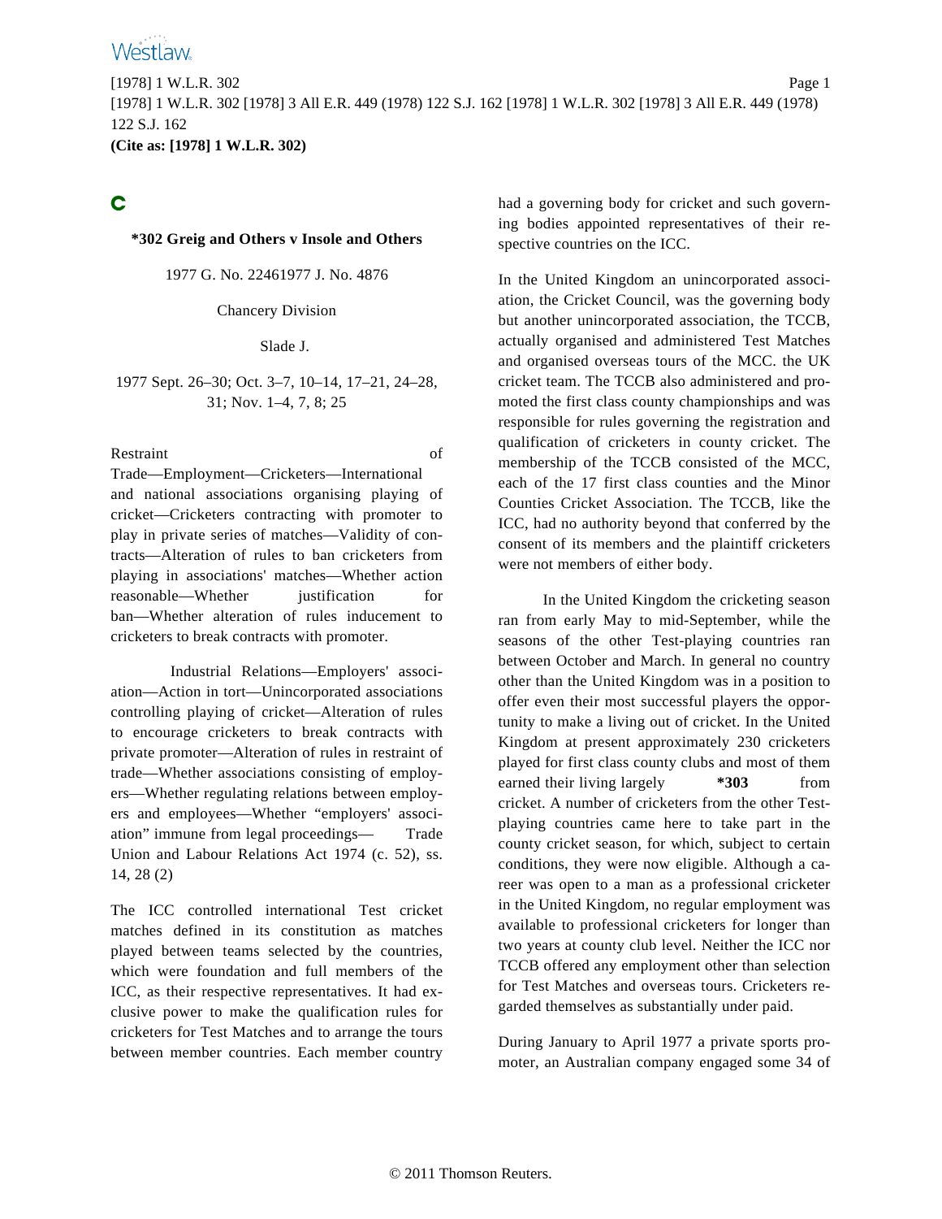**C**

**\*302 Greig and Others v Insole and Others**

1977 G. No. 22461977 J. No. 4876

Chancery Division

Slade J.

1977 Sept. 26–30; Oct. 3–7, 10–14, 17–21, 24–28, 31; Nov. 1–4, 7, 8; 25

Restraint of Trade—Employment—Cricketers—International and national associations organising playing of cricket—Cricketers contracting with promoter to play in private series of matches—Validity of contracts—Alteration of rules to ban cricketers from playing in associations' matches—Whether action reasonable—Whether justification for ban—Whether alteration of rules inducement to cricketers to break contracts with promoter.

Industrial Relations—Employers' association—Action in tort—Unincorporated associations controlling playing of cricket—Alteration of rules to encourage cricketers to break contracts with private promoter—Alteration of rules in restraint of trade—Whether associations consisting of employers—Whether regulating relations between employers and employees—Whether "employers' association" immune from legal proceedings— Trade Union and Labour Relations Act 1974 (c. 52), ss. 14, 28 (2)

The ICC controlled international Test cricket matches defined in its constitution as matches played between teams selected by the countries, which were foundation and full members of the ICC, as their respective representatives. It had exclusive power to make the qualification rules for cricketers for Test Matches and to arrange the tours between member countries. Each member country had a governing body for cricket and such governing bodies appointed representatives of their respective countries on the ICC.

In the United Kingdom an unincorporated association, the Cricket Council, was the governing body but another unincorporated association, the TCCB, actually organised and administered Test Matches and organised overseas tours of the MCC. the UK cricket team. The TCCB also administered and promoted the first class county championships and was responsible for rules governing the registration and qualification of cricketers in county cricket. The membership of the TCCB consisted of the MCC, each of the 17 first class counties and the Minor Counties Cricket Association. The TCCB, like the ICC, had no authority beyond that conferred by the consent of its members and the plaintiff cricketers were not members of either body.

In the United Kingdom the cricketing season ran from early May to mid-September, while the seasons of the other Test-playing countries ran between October and March. In general no country other than the United Kingdom was in a position to offer even their most successful players the opportunity to make a living out of cricket. In the United Kingdom at present approximately 230 cricketers played for first class county clubs and most of them earned their living largely **\*303** from cricket. A number of cricketers from the other Test-playing countries came here to take part in the county cricket season, for which, subject to certain conditions, they were now eligible. Although a career was open to a man as a professional cricketer in the United Kingdom, no regular employment was available to professional cricketers for longer than two years at county club level. Neither the ICC nor TCCB offered any employment other than selection for Test Matches and overseas tours. Cricketers regarded themselves as substantially under paid.

During January to April 1977 a private sports promoter, an Australian company engaged some 34 of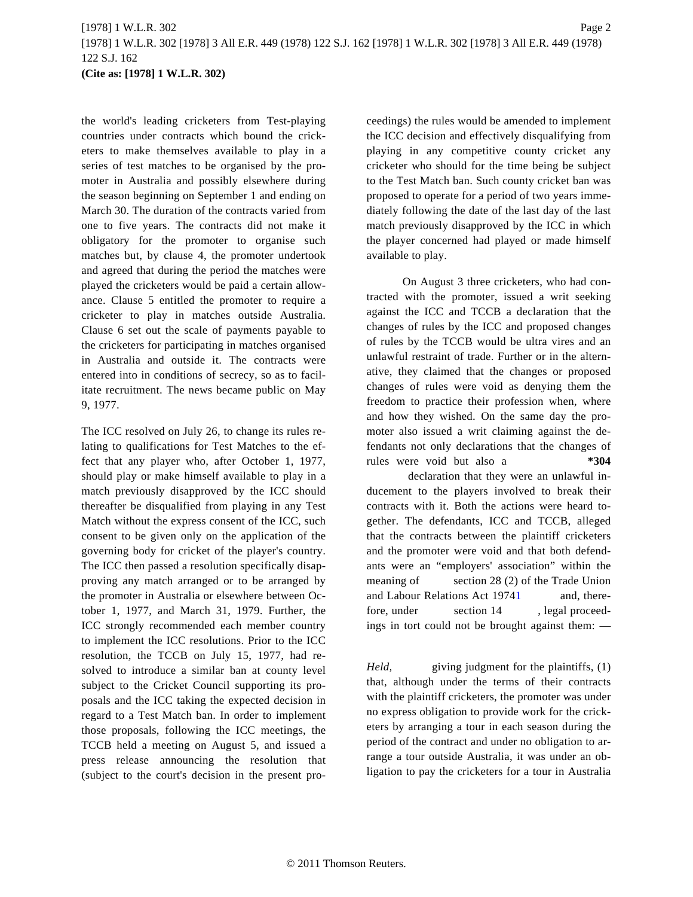the world's leading cricketers from Test-playing countries under contracts which bound the cricketers to make themselves available to play in a series of test matches to be organised by the promoter in Australia and possibly elsewhere during the season beginning on September 1 and ending on March 30. The duration of the contracts varied from one to five years. The contracts did not make it obligatory for the promoter to organise such matches but, by clause 4, the promoter undertook and agreed that during the period the matches were played the cricketers would be paid a certain allowance. Clause 5 entitled the promoter to require a cricketer to play in matches outside Australia. Clause 6 set out the scale of payments payable to the cricketers for participating in matches organised in Australia and outside it. The contracts were entered into in conditions of secrecy, so as to facilitate recruitment. The news became public on May 9, 1977.

The ICC resolved on July 26, to change its rules relating to qualifications for Test Matches to the effect that any player who, after October 1, 1977, should play or make himself available to play in a match previously disapproved by the ICC should thereafter be disqualified from playing in any Test Match without the express consent of the ICC, such consent to be given only on the application of the governing body for cricket of the player's country. The ICC then passed a resolution specifically disapproving any match arranged or to be arranged by the promoter in Australia or elsewhere between October 1, 1977, and March 31, 1979. Further, the ICC strongly recommended each member country to implement the ICC resolutions. Prior to the ICC resolution, the TCCB on July 15, 1977, had resolved to introduce a similar ban at county level subject to the Cricket Council supporting its proposals and the ICC taking the expected decision in regard to a Test Match ban. In order to implement those proposals, following the ICC meetings, the TCCB held a meeting on August 5, and issued a press release announcing the resolution that (subject to the court's decision in the present proceedings) the rules would be amended to implement the ICC decision and effectively disqualifying from playing in any competitive county cricket any cricketer who should for the time being be subject to the Test Match ban. Such county cricket ban was proposed to operate for a period of two years immediately following the date of the last day of the last match previously disapproved by the ICC in which the player concerned had played or made himself available to play.

On August 3 three cricketers, who had contracted with the promoter, issued a writ seeking against the ICC and TCCB a declaration that the changes of rules by the ICC and proposed changes of rules by the TCCB would be ultra vires and an unlawful restraint of trade. Further or in the alternative, they claimed that the changes or proposed changes of rules were void as denying them the freedom to practice their profession when, where and how they wished. On the same day the promoter also issued a writ claiming against the defendants not only declarations that the changes of rules were void but also a **\*304** declaration that they were an unlawful inducement to the players involved to break their contracts with it. Both the actions were heard together. The defendants, ICC and TCCB, alleged that the contracts between the plaintiff cricketers and the promoter were void and that both defendants were an "employers' association" within the meaning of section 28 (2) of the Trade Union and Labour Relations Act 1974[1] and, therefore, under section 14, legal proceedings in tort could not be brought against them: —

*Held,* giving judgment for the plaintiffs, (1) that, although under the terms of their contracts with the plaintiff cricketers, the promoter was under no express obligation to provide work for the cricketers by arranging a tour in each season during the period of the contract and under no obligation to arrange a tour outside Australia, it was under an obligation to pay the cricketers for a tour in Australia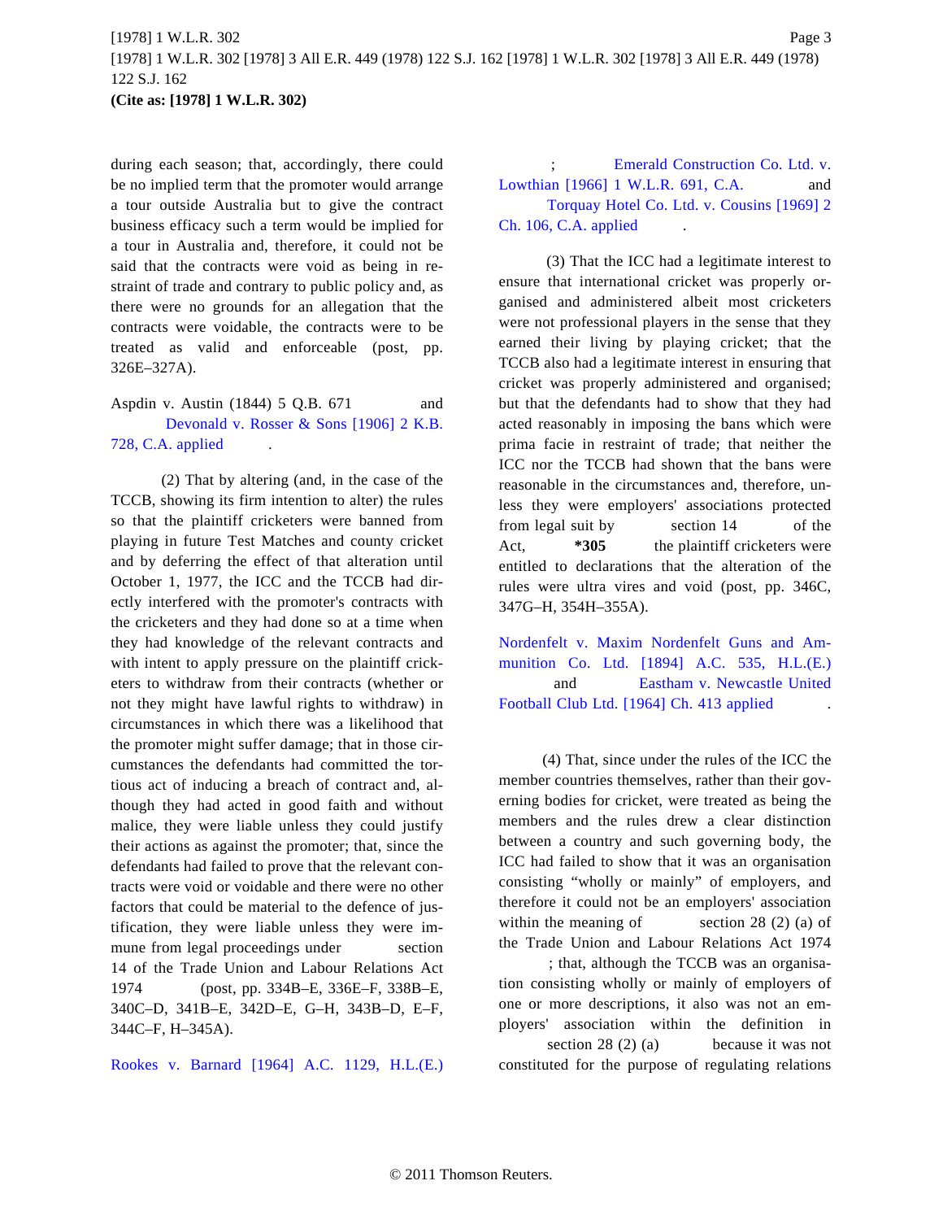during each season; that, accordingly, there could be no implied term that the promoter would arrange a tour outside Australia but to give the contract business efficacy such a term would be implied for a tour in Australia and, therefore, it could not be said that the contracts were void as being in restraint of trade and contrary to public policy and, as there were no grounds for an allegation that the contracts were voidable, the contracts were to be treated as valid and enforceable (post, pp. 326E–327A).

Aspdin v. Austin (1844) 5 Q.B. 671 and Devonald v. Rosser & Sons [1906] 2 K.B. 728, C.A. applied.

(2) That by altering (and, in the case of the TCCB, showing its firm intention to alter) the rules so that the plaintiff cricketers were banned from playing in future Test Matches and county cricket and by deferring the effect of that alteration until October 1, 1977, the ICC and the TCCB had directly interfered with the promoter's contracts with the cricketers and they had done so at a time when they had knowledge of the relevant contracts and with intent to apply pressure on the plaintiff cricketers to withdraw from their contracts (whether or not they might have lawful rights to withdraw) in circumstances in which there was a likelihood that the promoter might suffer damage; that in those circumstances the defendants had committed the tortious act of inducing a breach of contract and, although they had acted in good faith and without malice, they were liable unless they could justify their actions as against the promoter; that, since the defendants had failed to prove that the relevant contracts were void or voidable and there were no other factors that could be material to the defence of justification, they were liable unless they were immune from legal proceedings under section 14 of the Trade Union and Labour Relations Act 1974 (post, pp. 334B–E, 336E–F, 338B–E, 340C–D, 341B–E, 342D–E, G–H, 343B–D, E–F, 344C–F, H–345A).

Rookes v. Barnard [1964] A.C. 1129, H.L.(E.); Emerald Construction Co. Ltd. v. Lowthian [1966] 1 W.L.R. 691, C.A. and Torquay Hotel Co. Ltd. v. Cousins [1969] 2 Ch. 106, C.A. applied.

(3) That the ICC had a legitimate interest to ensure that international cricket was properly organised and administered albeit most cricketers were not professional players in the sense that they earned their living by playing cricket; that the TCCB also had a legitimate interest in ensuring that cricket was properly administered and organised; but that the defendants had to show that they had acted reasonably in imposing the bans which were prima facie in restraint of trade; that neither the ICC nor the TCCB had shown that the bans were reasonable in the circumstances and, therefore, unless they were employers' associations protected from legal suit by section 14 of the Act, **\*305** the plaintiff cricketers were entitled to declarations that the alteration of the rules were ultra vires and void (post, pp. 346C, 347G–H, 354H–355A).

Nordenfelt v. Maxim Nordenfelt Guns and Ammunition Co. Ltd. [1894] A.C. 535, H.L.(E.) and Eastham v. Newcastle United Football Club Ltd. [1964] Ch. 413 applied.

(4) That, since under the rules of the ICC the member countries themselves, rather than their governing bodies for cricket, were treated as being the members and the rules drew a clear distinction between a country and such governing body, the ICC had failed to show that it was an organisation consisting "wholly or mainly" of employers, and therefore it could not be an employers' association within the meaning of section 28 (2) (a) of the Trade Union and Labour Relations Act 1974; that, although the TCCB was an organisation consisting wholly or mainly of employers of one or more descriptions, it also was not an employers' association within the definition in section 28 (2) (a) because it was not constituted for the purpose of regulating relations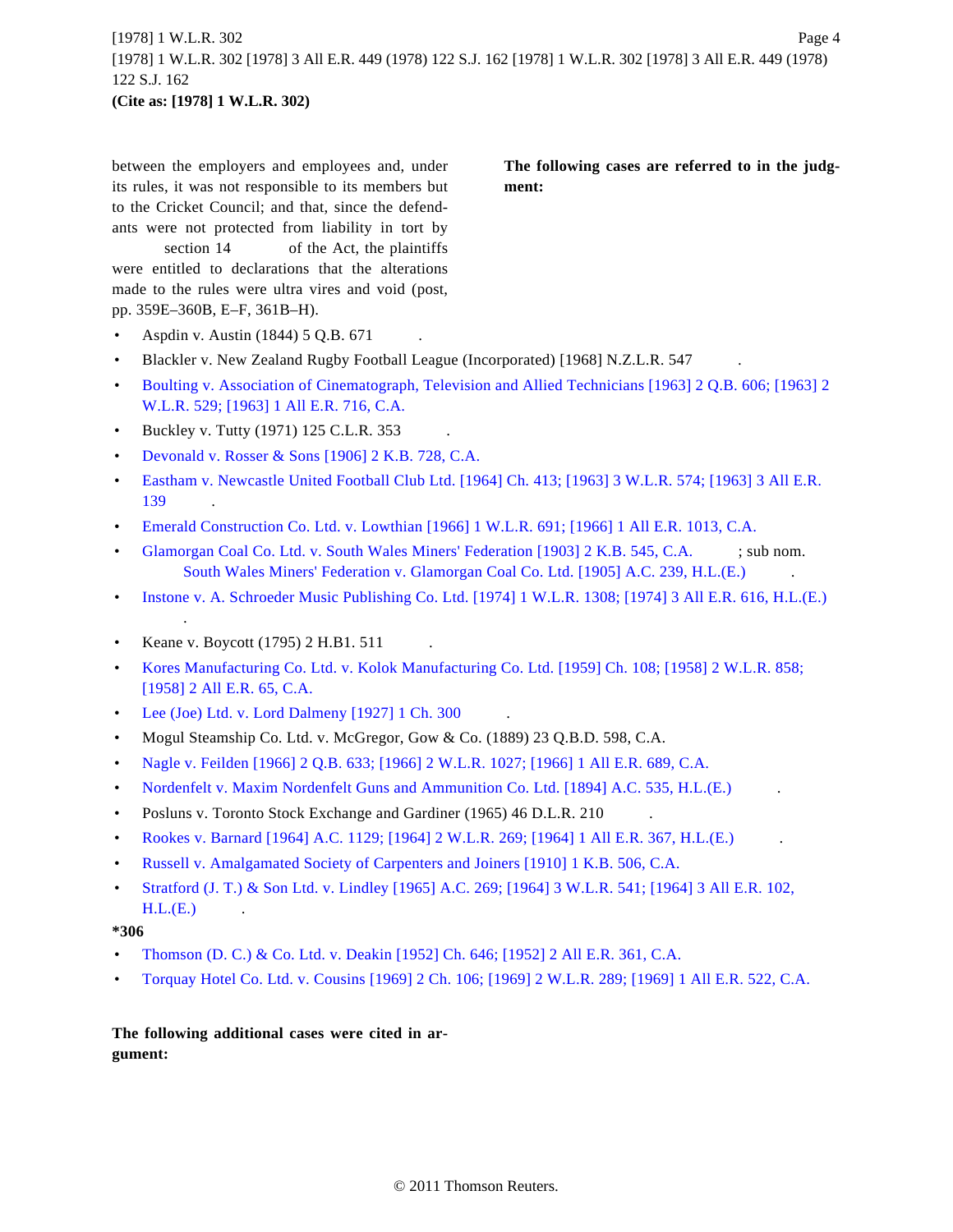between the employers and employees and, under its rules, it was not responsible to its members but to the Cricket Council; and that, since the defendants were not protected from liability in tort by section 14 of the Act, the plaintiffs were entitled to declarations that the alterations made to the rules were ultra vires and void (post, pp. 359E–360B, E–F, 361B–H).

**The following cases are referred to in the judgment:**

- Aspdin v. Austin (1844) 5 Q.B. 671 .
- Blackler v. New Zealand Rugby Football League (Incorporated) [1968] N.Z.L.R. 547 .
- Boulting v. Association of Cinematograph, Television and Allied Technicians [1963] 2 Q.B. 606; [1963] 2 W.L.R. 529; [1963] 1 All E.R. 716, C.A.
- Buckley v. Tutty (1971) 125 C.L.R. 353 .
- Devonald v. Rosser & Sons [1906] 2 K.B. 728, C.A.
- Eastham v. Newcastle United Football Club Ltd. [1964] Ch. 413; [1963] 3 W.L.R. 574; [1963] 3 All E.R. 139 .
- Emerald Construction Co. Ltd. v. Lowthian [1966] 1 W.L.R. 691; [1966] 1 All E.R. 1013, C.A.
- Glamorgan Coal Co. Ltd. v. South Wales Miners' Federation [1903] 2 K.B. 545, C.A. ; sub nom. South Wales Miners' Federation v. Glamorgan Coal Co. Ltd. [1905] A.C. 239, H.L.(E.) .
- Instone v. A. Schroeder Music Publishing Co. Ltd. [1974] 1 W.L.R. 1308; [1974] 3 All E.R. 616, H.L.(E.) .
- Keane v. Boycott (1795) 2 H.B1. 511 .
- Kores Manufacturing Co. Ltd. v. Kolok Manufacturing Co. Ltd. [1959] Ch. 108; [1958] 2 W.L.R. 858; [1958] 2 All E.R. 65, C.A.
- Lee (Joe) Ltd. v. Lord Dalmeny [1927] 1 Ch. 300 .
- Mogul Steamship Co. Ltd. v. McGregor, Gow & Co. (1889) 23 Q.B.D. 598, C.A.
- Nagle v. Feilden [1966] 2 Q.B. 633; [1966] 2 W.L.R. 1027; [1966] 1 All E.R. 689, C.A.
- Nordenfelt v. Maxim Nordenfelt Guns and Ammunition Co. Ltd. [1894] A.C. 535, H.L.(E.) .
- Posluns v. Toronto Stock Exchange and Gardiner (1965) 46 D.L.R. 210 .
- Rookes v. Barnard [1964] A.C. 1129; [1964] 2 W.L.R. 269; [1964] 1 All E.R. 367, H.L.(E.) .
- Russell v. Amalgamated Society of Carpenters and Joiners [1910] 1 K.B. 506, C.A.
- Stratford (J. T.) & Son Ltd. v. Lindley [1965] A.C. 269; [1964] 3 W.L.R. 541; [1964] 3 All E.R. 102, H.L.(E.) .

**\*306**

- Thomson (D. C.) & Co. Ltd. v. Deakin [1952] Ch. 646; [1952] 2 All E.R. 361, C.A.
- Torquay Hotel Co. Ltd. v. Cousins [1969] 2 Ch. 106; [1969] 2 W.L.R. 289; [1969] 1 All E.R. 522, C.A.

**The following additional cases were cited in argument:**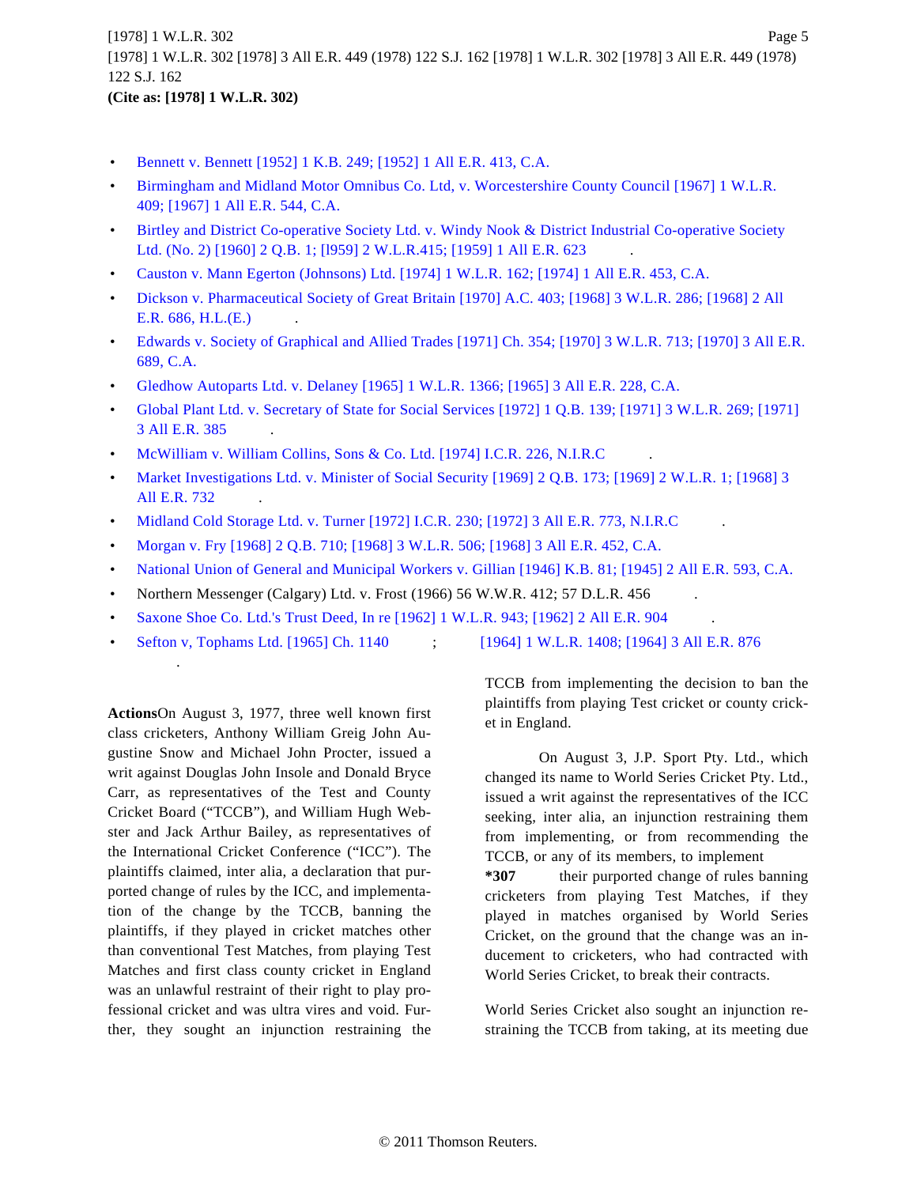- Bennett v. Bennett [1952] 1 K.B. 249; [1952] 1 All E.R. 413, C.A.
- Birmingham and Midland Motor Omnibus Co. Ltd, v. Worcestershire County Council [1967] 1 W.L.R. 409; [1967] 1 All E.R. 544, C.A.
- Birtley and District Co-operative Society Ltd. v. Windy Nook & District Industrial Co-operative Society Ltd. (No. 2) [1960] 2 Q.B. 1; [l959] 2 W.L.R.415; [1959] 1 All E.R. 623 .
- Causton v. Mann Egerton (Johnsons) Ltd. [1974] 1 W.L.R. 162; [1974] 1 All E.R. 453, C.A.
- Dickson v. Pharmaceutical Society of Great Britain [1970] A.C. 403; [1968] 3 W.L.R. 286; [1968] 2 All E.R. 686, H.L.(E.) .
- Edwards v. Society of Graphical and Allied Trades [1971] Ch. 354; [1970] 3 W.L.R. 713; [1970] 3 All E.R. 689, C.A.
- Gledhow Autoparts Ltd. v. Delaney [1965] 1 W.L.R. 1366; [1965] 3 All E.R. 228, C.A.
- Global Plant Ltd. v. Secretary of State for Social Services [1972] 1 Q.B. 139; [1971] 3 W.L.R. 269; [1971] 3 All E.R. 385 .
- McWilliam v. William Collins, Sons & Co. Ltd. [1974] I.C.R. 226, N.I.R.C .
- Market Investigations Ltd. v. Minister of Social Security [1969] 2 Q.B. 173; [1969] 2 W.L.R. 1; [1968] 3 All E.R. 732 .
- Midland Cold Storage Ltd. v. Turner [1972] I.C.R. 230; [1972] 3 All E.R. 773, N.I.R.C .
- Morgan v. Fry [1968] 2 Q.B. 710; [1968] 3 W.L.R. 506; [1968] 3 All E.R. 452, C.A.
- National Union of General and Municipal Workers v. Gillian [1946] K.B. 81; [1945] 2 All E.R. 593, C.A.
- Northern Messenger (Calgary) Ltd. v. Frost (1966) 56 W.W.R. 412; 57 D.L.R. 456 .
- Saxone Shoe Co. Ltd.'s Trust Deed, In re [1962] 1 W.L.R. 943; [1962] 2 All E.R. 904 .
- Sefton v, Tophams Ltd. [1965] Ch. 1140 ; [1964] 1 W.L.R. 1408; [1964] 3 All E.R. 876 .

**Actions**On August 3, 1977, three well known first class cricketers, Anthony William Greig John Augustine Snow and Michael John Procter, issued a writ against Douglas John Insole and Donald Bryce Carr, as representatives of the Test and County Cricket Board ("TCCB"), and William Hugh Webster and Jack Arthur Bailey, as representatives of the International Cricket Conference ("ICC"). The plaintiffs claimed, inter alia, a declaration that purported change of rules by the ICC, and implementation of the change by the TCCB, banning the plaintiffs, if they played in cricket matches other than conventional Test Matches, from playing Test Matches and first class county cricket in England was an unlawful restraint of their right to play professional cricket and was ultra vires and void. Further, they sought an injunction restraining the TCCB from implementing the decision to ban the plaintiffs from playing Test cricket or county cricket in England.

On August 3, J.P. Sport Pty. Ltd., which changed its name to World Series Cricket Pty. Ltd., issued a writ against the representatives of the ICC seeking, inter alia, an injunction restraining them from implementing, or from recommending the TCCB, or any of its members, to implement **\*307** their purported change of rules banning cricketers from playing Test Matches, if they played in matches organised by World Series Cricket, on the ground that the change was an inducement to cricketers, who had contracted with World Series Cricket, to break their contracts.

World Series Cricket also sought an injunction restraining the TCCB from taking, at its meeting due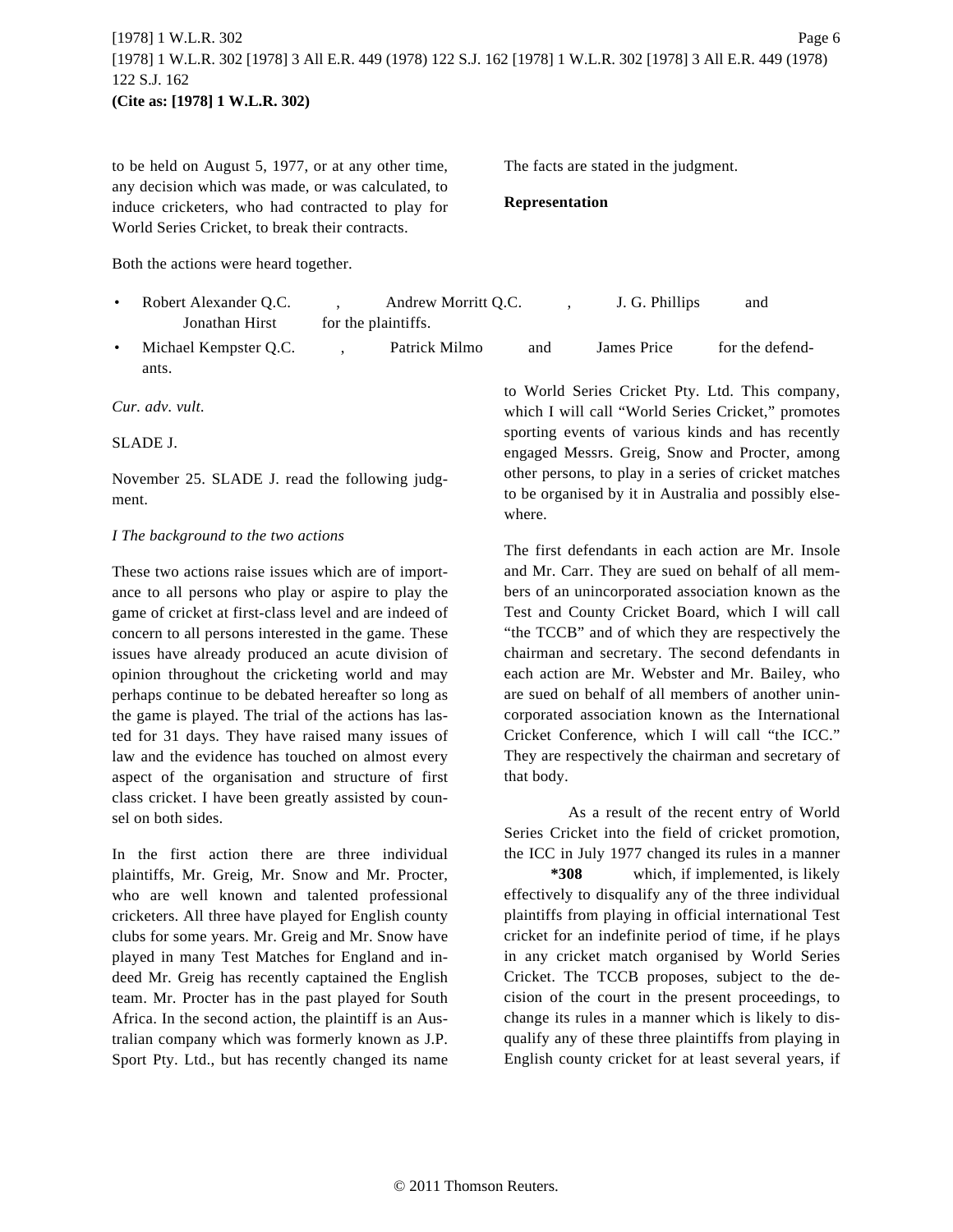to be held on August 5, 1977, or at any other time, any decision which was made, or was calculated, to induce cricketers, who had contracted to play for World Series Cricket, to break their contracts.

Both the actions were heard together.

The facts are stated in the judgment.

**Representation**

- Robert Alexander Q.C., Andrew Morritt Q.C., J. G. Phillips and Jonathan Hirst for the plaintiffs.
- Michael Kempster Q.C., Patrick Milmo and James Price for the defendants.

*Cur. adv. vult.*

SLADE J.

November 25. SLADE J. read the following judgment.

*I The background to the two actions*

These two actions raise issues which are of importance to all persons who play or aspire to play the game of cricket at first-class level and are indeed of concern to all persons interested in the game. These issues have already produced an acute division of opinion throughout the cricketing world and may perhaps continue to be debated hereafter so long as the game is played. The trial of the actions has lasted for 31 days. They have raised many issues of law and the evidence has touched on almost every aspect of the organisation and structure of first class cricket. I have been greatly assisted by counsel on both sides.

In the first action there are three individual plaintiffs, Mr. Greig, Mr. Snow and Mr. Procter, who are well known and talented professional cricketers. All three have played for English county clubs for some years. Mr. Greig and Mr. Snow have played in many Test Matches for England and indeed Mr. Greig has recently captained the English team. Mr. Procter has in the past played for South Africa. In the second action, the plaintiff is an Australian company which was formerly known as J.P. Sport Pty. Ltd., but has recently changed its name to World Series Cricket Pty. Ltd. This company, which I will call "World Series Cricket," promotes sporting events of various kinds and has recently engaged Messrs. Greig, Snow and Procter, among other persons, to play in a series of cricket matches to be organised by it in Australia and possibly elsewhere.

The first defendants in each action are Mr. Insole and Mr. Carr. They are sued on behalf of all members of an unincorporated association known as the Test and County Cricket Board, which I will call "the TCCB" and of which they are respectively the chairman and secretary. The second defendants in each action are Mr. Webster and Mr. Bailey, who are sued on behalf of all members of another unincorporated association known as the International Cricket Conference, which I will call "the ICC." They are respectively the chairman and secretary of that body.

As a result of the recent entry of World Series Cricket into the field of cricket promotion, the ICC in July 1977 changed its rules in a manner **\*308** which, if implemented, is likely effectively to disqualify any of the three individual plaintiffs from playing in official international Test cricket for an indefinite period of time, if he plays in any cricket match organised by World Series Cricket. The TCCB proposes, subject to the decision of the court in the present proceedings, to change its rules in a manner which is likely to disqualify any of these three plaintiffs from playing in English county cricket for at least several years, if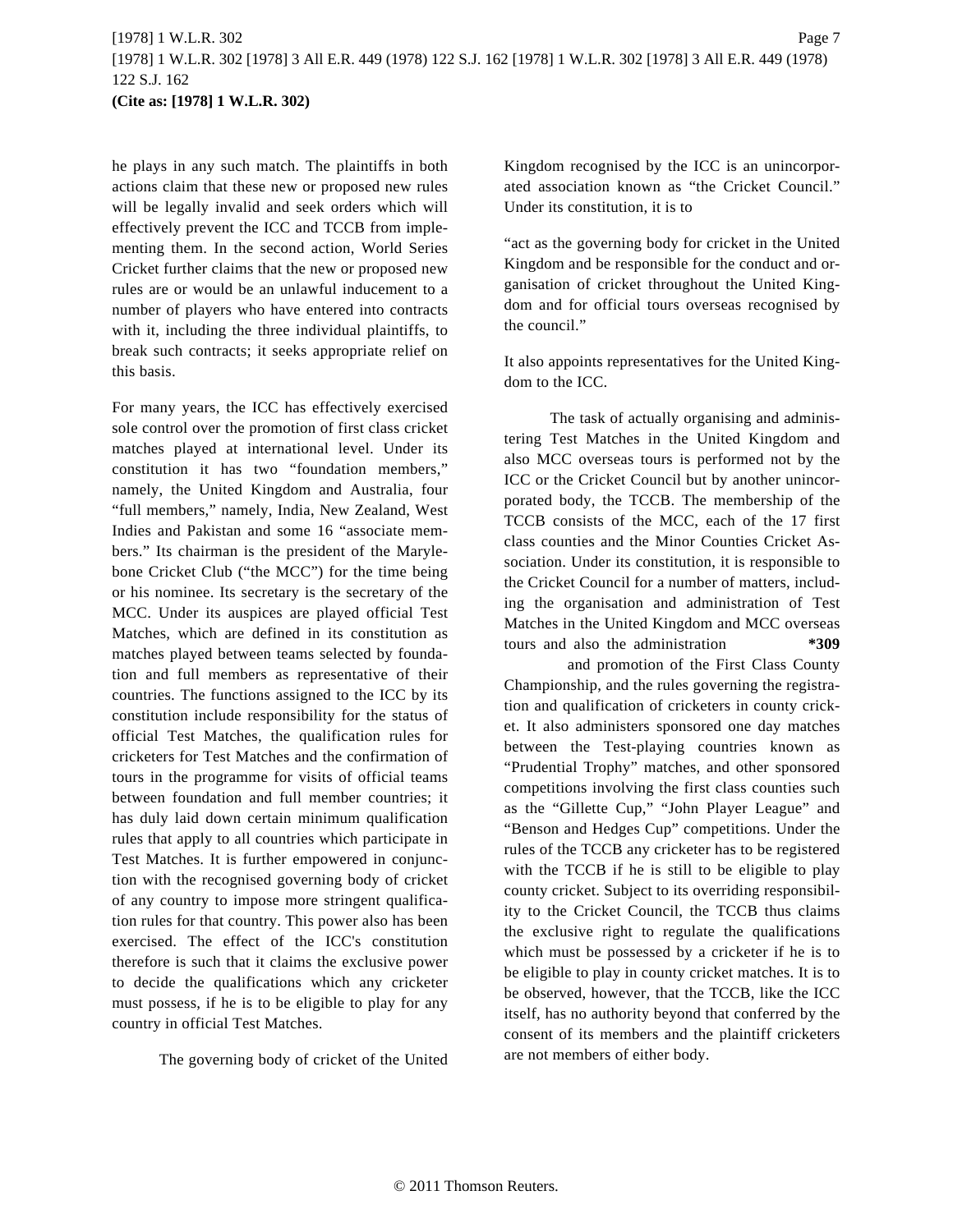he plays in any such match. The plaintiffs in both actions claim that these new or proposed new rules will be legally invalid and seek orders which will effectively prevent the ICC and TCCB from implementing them. In the second action, World Series Cricket further claims that the new or proposed new rules are or would be an unlawful inducement to a number of players who have entered into contracts with it, including the three individual plaintiffs, to break such contracts; it seeks appropriate relief on this basis.

For many years, the ICC has effectively exercised sole control over the promotion of first class cricket matches played at international level. Under its constitution it has two "foundation members," namely, the United Kingdom and Australia, four "full members," namely, India, New Zealand, West Indies and Pakistan and some 16 "associate members." Its chairman is the president of the Marylebone Cricket Club ("the MCC") for the time being or his nominee. Its secretary is the secretary of the MCC. Under its auspices are played official Test Matches, which are defined in its constitution as matches played between teams selected by foundation and full members as representative of their countries. The functions assigned to the ICC by its constitution include responsibility for the status of official Test Matches, the qualification rules for cricketers for Test Matches and the confirmation of tours in the programme for visits of official teams between foundation and full member countries; it has duly laid down certain minimum qualification rules that apply to all countries which participate in Test Matches. It is further empowered in conjunction with the recognised governing body of cricket of any country to impose more stringent qualification rules for that country. This power also has been exercised. The effect of the ICC's constitution therefore is such that it claims the exclusive power to decide the qualifications which any cricketer must possess, if he is to be eligible to play for any country in official Test Matches.

The governing body of cricket of the United Kingdom recognised by the ICC is an unincorporated association known as "the Cricket Council." Under its constitution, it is to

"act as the governing body for cricket in the United Kingdom and be responsible for the conduct and organisation of cricket throughout the United Kingdom and for official tours overseas recognised by the council."

It also appoints representatives for the United Kingdom to the ICC.

The task of actually organising and administering Test Matches in the United Kingdom and also MCC overseas tours is performed not by the ICC or the Cricket Council but by another unincorporated body, the TCCB. The membership of the TCCB consists of the MCC, each of the 17 first class counties and the Minor Counties Cricket Association. Under its constitution, it is responsible to the Cricket Council for a number of matters, including the organisation and administration of Test Matches in the United Kingdom and MCC overseas tours and also the administration **\*309** and promotion of the First Class County Championship, and the rules governing the registration and qualification of cricketers in county cricket. It also administers sponsored one day matches between the Test-playing countries known as "Prudential Trophy" matches, and other sponsored competitions involving the first class counties such as the "Gillette Cup," "John Player League" and "Benson and Hedges Cup" competitions. Under the rules of the TCCB any cricketer has to be registered with the TCCB if he is still to be eligible to play county cricket. Subject to its overriding responsibility to the Cricket Council, the TCCB thus claims the exclusive right to regulate the qualifications which must be possessed by a cricketer if he is to be eligible to play in county cricket matches. It is to be observed, however, that the TCCB, like the ICC itself, has no authority beyond that conferred by the consent of its members and the plaintiff cricketers are not members of either body.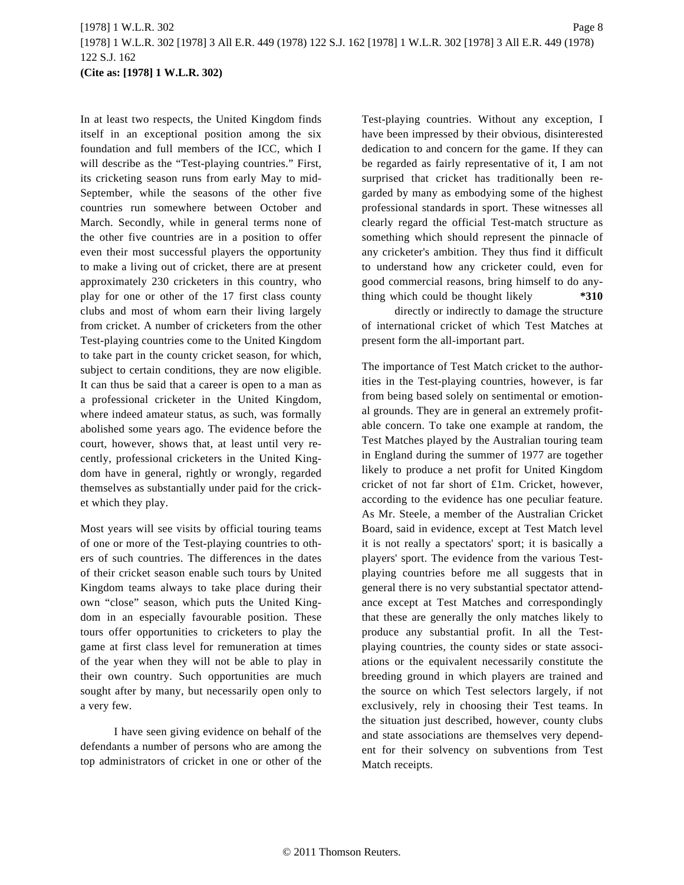In at least two respects, the United Kingdom finds itself in an exceptional position among the six foundation and full members of the ICC, which I will describe as the "Test-playing countries." First, its cricketing season runs from early May to mid-September, while the seasons of the other five countries run somewhere between October and March. Secondly, while in general terms none of the other five countries are in a position to offer even their most successful players the opportunity to make a living out of cricket, there are at present approximately 230 cricketers in this country, who play for one or other of the 17 first class county clubs and most of whom earn their living largely from cricket. A number of cricketers from the other Test-playing countries come to the United Kingdom to take part in the county cricket season, for which, subject to certain conditions, they are now eligible. It can thus be said that a career is open to a man as a professional cricketer in the United Kingdom, where indeed amateur status, as such, was formally abolished some years ago. The evidence before the court, however, shows that, at least until very recently, professional cricketers in the United Kingdom have in general, rightly or wrongly, regarded themselves as substantially under paid for the cricket which they play.

Most years will see visits by official touring teams of one or more of the Test-playing countries to others of such countries. The differences in the dates of their cricket season enable such tours by United Kingdom teams always to take place during their own "close" season, which puts the United Kingdom in an especially favourable position. These tours offer opportunities to cricketers to play the game at first class level for remuneration at times of the year when they will not be able to play in their own country. Such opportunities are much sought after by many, but necessarily open only to a very few.

I have seen giving evidence on behalf of the defendants a number of persons who are among the top administrators of cricket in one or other of the Test-playing countries. Without any exception, I have been impressed by their obvious, disinterested dedication to and concern for the game. If they can be regarded as fairly representative of it, I am not surprised that cricket has traditionally been regarded by many as embodying some of the highest professional standards in sport. These witnesses all clearly regard the official Test-match structure as something which should represent the pinnacle of any cricketer's ambition. They thus find it difficult to understand how any cricketer could, even for good commercial reasons, bring himself to do anything which could be thought likely **\*310** directly or indirectly to damage the structure of international cricket of which Test Matches at present form the all-important part.

The importance of Test Match cricket to the authorities in the Test-playing countries, however, is far from being based solely on sentimental or emotional grounds. They are in general an extremely profitable concern. To take one example at random, the Test Matches played by the Australian touring team in England during the summer of 1977 are together likely to produce a net profit for United Kingdom cricket of not far short of £1m. Cricket, however, according to the evidence has one peculiar feature. As Mr. Steele, a member of the Australian Cricket Board, said in evidence, except at Test Match level it is not really a spectators' sport; it is basically a players' sport. The evidence from the various Test-playing countries before me all suggests that in general there is no very substantial spectator attendance except at Test Matches and correspondingly that these are generally the only matches likely to produce any substantial profit. In all the Test-playing countries, the county sides or state associations or the equivalent necessarily constitute the breeding ground in which players are trained and the source on which Test selectors largely, if not exclusively, rely in choosing their Test teams. In the situation just described, however, county clubs and state associations are themselves very dependent for their solvency on subventions from Test Match receipts.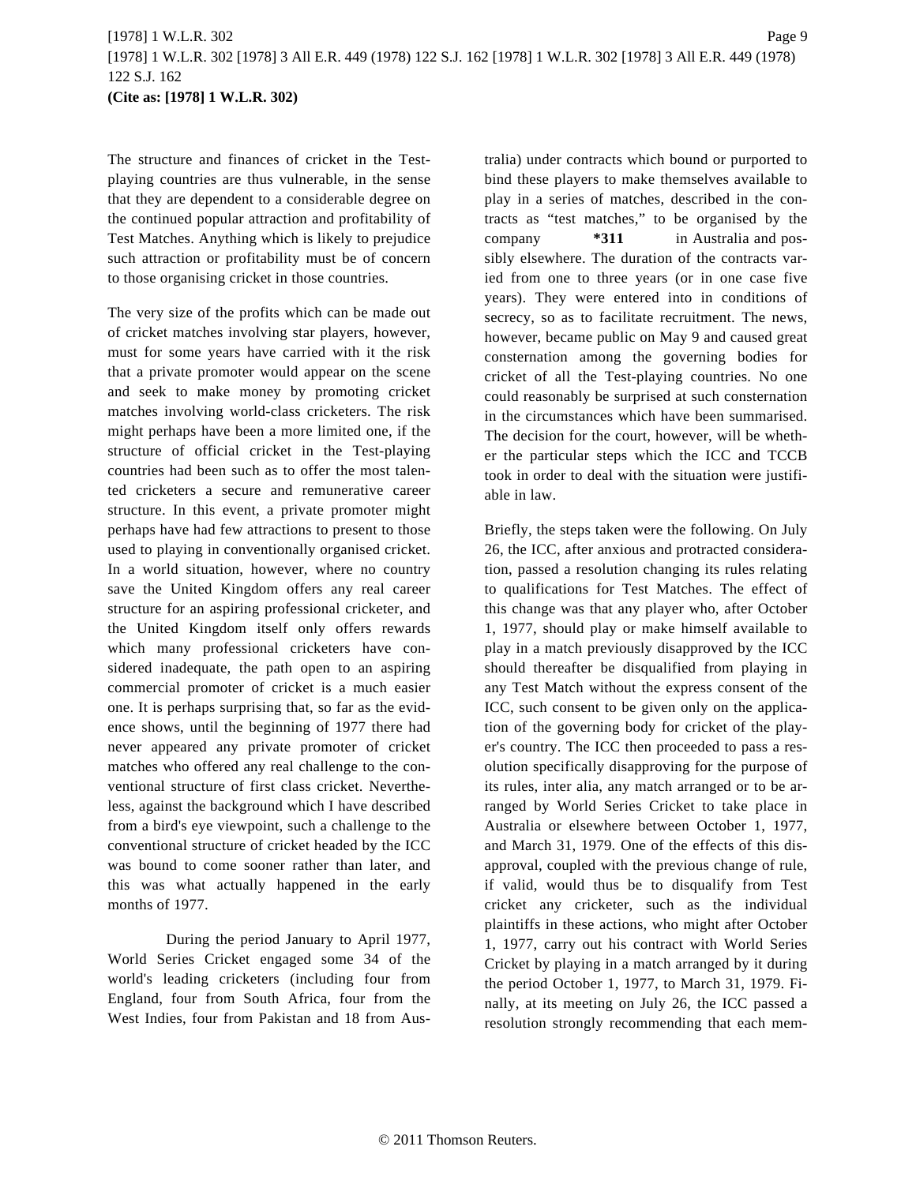The structure and finances of cricket in the Test-playing countries are thus vulnerable, in the sense that they are dependent to a considerable degree on the continued popular attraction and profitability of Test Matches. Anything which is likely to prejudice such attraction or profitability must be of concern to those organising cricket in those countries.

The very size of the profits which can be made out of cricket matches involving star players, however, must for some years have carried with it the risk that a private promoter would appear on the scene and seek to make money by promoting cricket matches involving world-class cricketers. The risk might perhaps have been a more limited one, if the structure of official cricket in the Test-playing countries had been such as to offer the most talented cricketers a secure and remunerative career structure. In this event, a private promoter might perhaps have had few attractions to present to those used to playing in conventionally organised cricket. In a world situation, however, where no country save the United Kingdom offers any real career structure for an aspiring professional cricketer, and the United Kingdom itself only offers rewards which many professional cricketers have considered inadequate, the path open to an aspiring commercial promoter of cricket is a much easier one. It is perhaps surprising that, so far as the evidence shows, until the beginning of 1977 there had never appeared any private promoter of cricket matches who offered any real challenge to the conventional structure of first class cricket. Nevertheless, against the background which I have described from a bird's eye viewpoint, such a challenge to the conventional structure of cricket headed by the ICC was bound to come sooner rather than later, and this was what actually happened in the early months of 1977.

During the period January to April 1977, World Series Cricket engaged some 34 of the world's leading cricketers (including four from England, four from South Africa, four from the West Indies, four from Pakistan and 18 from Australia) under contracts which bound or purported to bind these players to make themselves available to play in a series of matches, described in the contracts as "test matches," to be organised by the company **\*311** in Australia and possibly elsewhere. The duration of the contracts varied from one to three years (or in one case five years). They were entered into in conditions of secrecy, so as to facilitate recruitment. The news, however, became public on May 9 and caused great consternation among the governing bodies for cricket of all the Test-playing countries. No one could reasonably be surprised at such consternation in the circumstances which have been summarised. The decision for the court, however, will be whether the particular steps which the ICC and TCCB took in order to deal with the situation were justifiable in law.

Briefly, the steps taken were the following. On July 26, the ICC, after anxious and protracted consideration, passed a resolution changing its rules relating to qualifications for Test Matches. The effect of this change was that any player who, after October 1, 1977, should play or make himself available to play in a match previously disapproved by the ICC should thereafter be disqualified from playing in any Test Match without the express consent of the ICC, such consent to be given only on the application of the governing body for cricket of the player's country. The ICC then proceeded to pass a resolution specifically disapproving for the purpose of its rules, inter alia, any match arranged or to be arranged by World Series Cricket to take place in Australia or elsewhere between October 1, 1977, and March 31, 1979. One of the effects of this disapproval, coupled with the previous change of rule, if valid, would thus be to disqualify from Test cricket any cricketer, such as the individual plaintiffs in these actions, who might after October 1, 1977, carry out his contract with World Series Cricket by playing in a match arranged by it during the period October 1, 1977, to March 31, 1979. Finally, at its meeting on July 26, the ICC passed a resolution strongly recommending that each mem-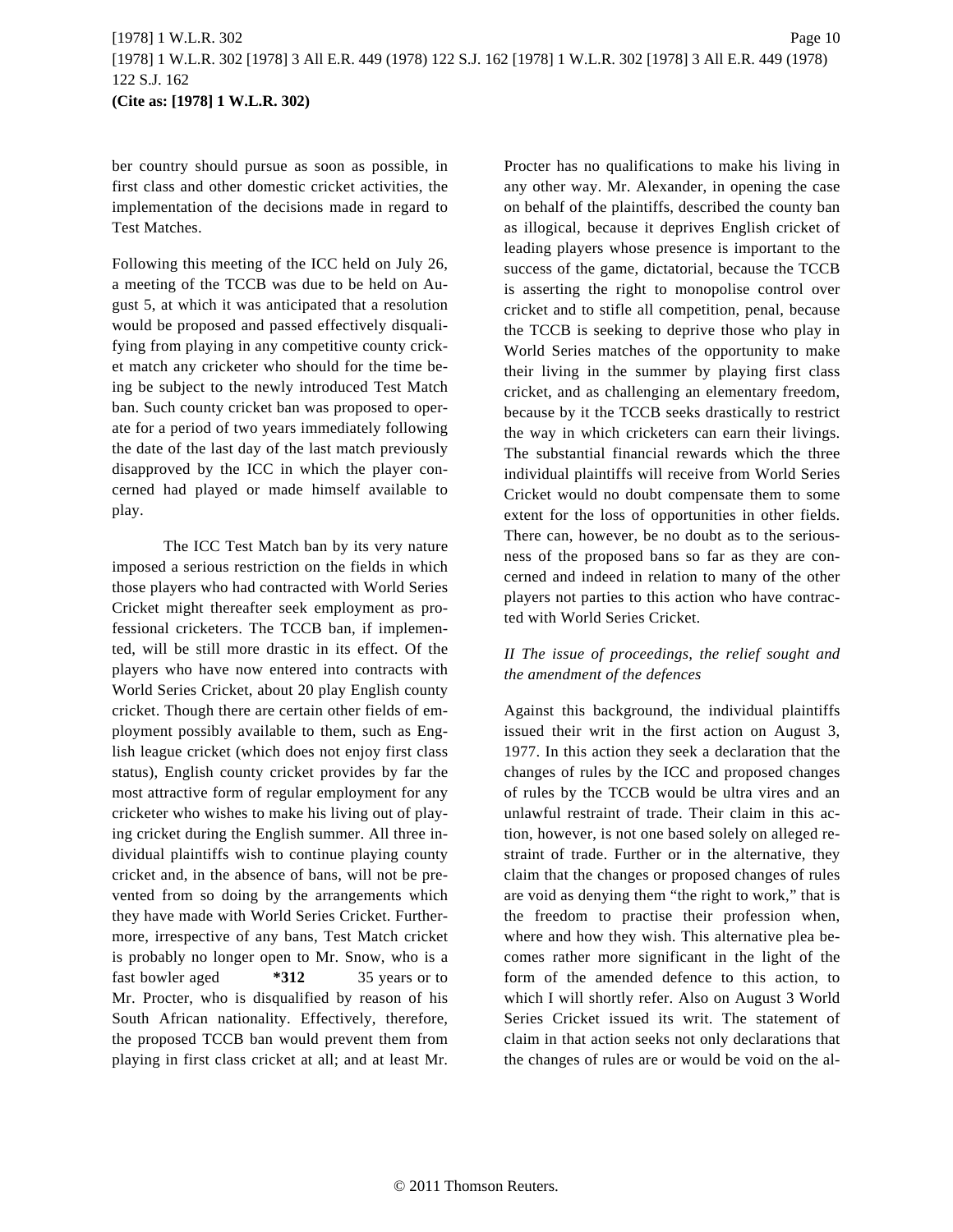ber country should pursue as soon as possible, in first class and other domestic cricket activities, the implementation of the decisions made in regard to Test Matches.

Following this meeting of the ICC held on July 26, a meeting of the TCCB was due to be held on August 5, at which it was anticipated that a resolution would be proposed and passed effectively disqualifying from playing in any competitive county cricket match any cricketer who should for the time being be subject to the newly introduced Test Match ban. Such county cricket ban was proposed to operate for a period of two years immediately following the date of the last day of the last match previously disapproved by the ICC in which the player concerned had played or made himself available to play.

The ICC Test Match ban by its very nature imposed a serious restriction on the fields in which those players who had contracted with World Series Cricket might thereafter seek employment as professional cricketers. The TCCB ban, if implemented, will be still more drastic in its effect. Of the players who have now entered into contracts with World Series Cricket, about 20 play English county cricket. Though there are certain other fields of employment possibly available to them, such as English league cricket (which does not enjoy first class status), English county cricket provides by far the most attractive form of regular employment for any cricketer who wishes to make his living out of playing cricket during the English summer. All three individual plaintiffs wish to continue playing county cricket and, in the absence of bans, will not be prevented from so doing by the arrangements which they have made with World Series Cricket. Furthermore, irrespective of any bans, Test Match cricket is probably no longer open to Mr. Snow, who is a fast bowler aged **\*312** 35 years or to Mr. Procter, who is disqualified by reason of his South African nationality. Effectively, therefore, the proposed TCCB ban would prevent them from playing in first class cricket at all; and at least Mr. Procter has no qualifications to make his living in any other way. Mr. Alexander, in opening the case on behalf of the plaintiffs, described the county ban as illogical, because it deprives English cricket of leading players whose presence is important to the success of the game, dictatorial, because the TCCB is asserting the right to monopolise control over cricket and to stifle all competition, penal, because the TCCB is seeking to deprive those who play in World Series matches of the opportunity to make their living in the summer by playing first class cricket, and as challenging an elementary freedom, because by it the TCCB seeks drastically to restrict the way in which cricketers can earn their livings. The substantial financial rewards which the three individual plaintiffs will receive from World Series Cricket would no doubt compensate them to some extent for the loss of opportunities in other fields. There can, however, be no doubt as to the seriousness of the proposed bans so far as they are concerned and indeed in relation to many of the other players not parties to this action who have contracted with World Series Cricket.

*II The issue of proceedings, the relief sought and the amendment of the defences*

Against this background, the individual plaintiffs issued their writ in the first action on August 3, 1977. In this action they seek a declaration that the changes of rules by the ICC and proposed changes of rules by the TCCB would be ultra vires and an unlawful restraint of trade. Their claim in this action, however, is not one based solely on alleged restraint of trade. Further or in the alternative, they claim that the changes or proposed changes of rules are void as denying them "the right to work," that is the freedom to practise their profession when, where and how they wish. This alternative plea becomes rather more significant in the light of the form of the amended defence to this action, to which I will shortly refer. Also on August 3 World Series Cricket issued its writ. The statement of claim in that action seeks not only declarations that the changes of rules are or would be void on the al-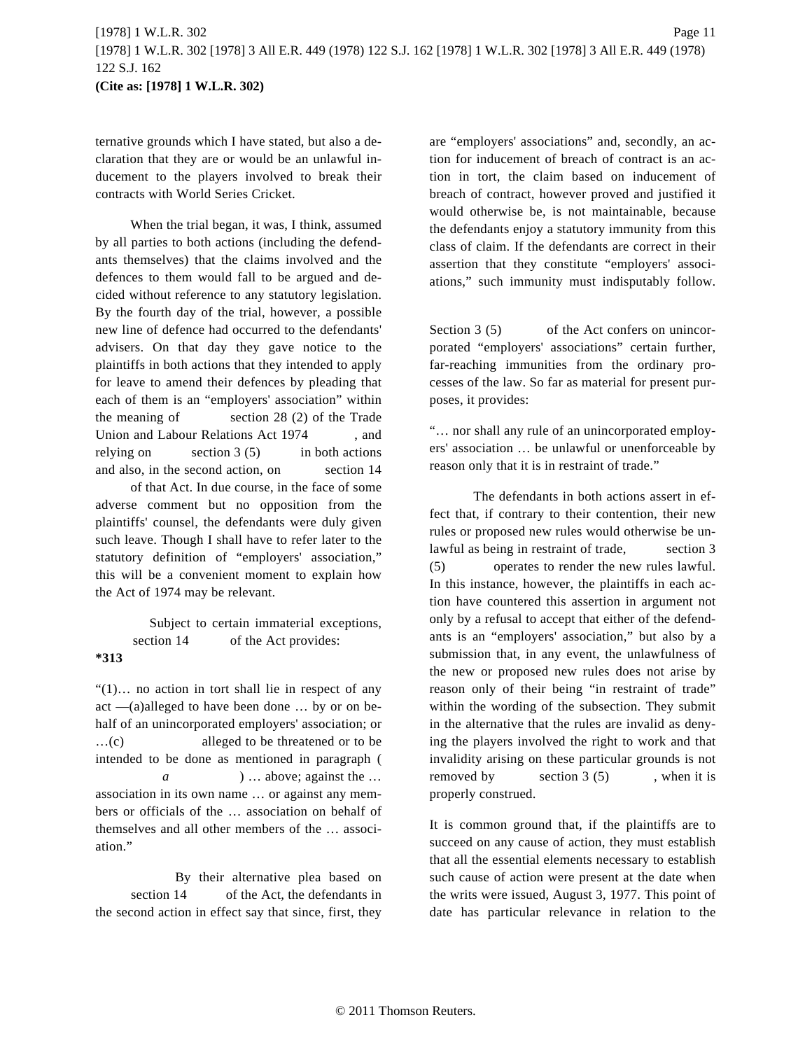ternative grounds which I have stated, but also a declaration that they are or would be an unlawful inducement to the players involved to break their contracts with World Series Cricket.

When the trial began, it was, I think, assumed by all parties to both actions (including the defendants themselves) that the claims involved and the defences to them would fall to be argued and decided without reference to any statutory legislation. By the fourth day of the trial, however, a possible new line of defence had occurred to the defendants' advisers. On that day they gave notice to the plaintiffs in both actions that they intended to apply for leave to amend their defences by pleading that each of them is an "employers' association" within the meaning of section 28 (2) of the Trade Union and Labour Relations Act 1974, and relying on section 3 (5) in both actions and also, in the second action, on section 14 of that Act. In due course, in the face of some adverse comment but no opposition from the plaintiffs' counsel, the defendants were duly given such leave. Though I shall have to refer later to the statutory definition of "employers' association," this will be a convenient moment to explain how the Act of 1974 may be relevant.

Subject to certain immaterial exceptions, section 14 of the Act provides:

**\*313**

"(1)… no action in tort shall lie in respect of any act —(a)alleged to have been done … by or on behalf of an unincorporated employers' association; or …(c) alleged to be threatened or to be intended to be done as mentioned in paragraph (*a*) … above; against the … association in its own name … or against any members or officials of the … association on behalf of themselves and all other members of the … association."

By their alternative plea based on section 14 of the Act, the defendants in the second action in effect say that since, first, they are "employers' associations" and, secondly, an action for inducement of breach of contract is an action in tort, the claim based on inducement of breach of contract, however proved and justified it would otherwise be, is not maintainable, because the defendants enjoy a statutory immunity from this class of claim. If the defendants are correct in their assertion that they constitute "employers' associations," such immunity must indisputably follow.

Section 3 (5) of the Act confers on unincorporated "employers' associations" certain further, far-reaching immunities from the ordinary processes of the law. So far as material for present purposes, it provides:

"… nor shall any rule of an unincorporated employers' association … be unlawful or unenforceable by reason only that it is in restraint of trade."

The defendants in both actions assert in effect that, if contrary to their contention, their new rules or proposed new rules would otherwise be unlawful as being in restraint of trade, section 3 (5) operates to render the new rules lawful. In this instance, however, the plaintiffs in each action have countered this assertion in argument not only by a refusal to accept that either of the defendants is an "employers' association," but also by a submission that, in any event, the unlawfulness of the new or proposed new rules does not arise by reason only of their being "in restraint of trade" within the wording of the subsection. They submit in the alternative that the rules are invalid as denying the players involved the right to work and that invalidity arising on these particular grounds is not removed by section 3 (5), when it is properly construed.

It is common ground that, if the plaintiffs are to succeed on any cause of action, they must establish that all the essential elements necessary to establish such cause of action were present at the date when the writs were issued, August 3, 1977. This point of date has particular relevance in relation to the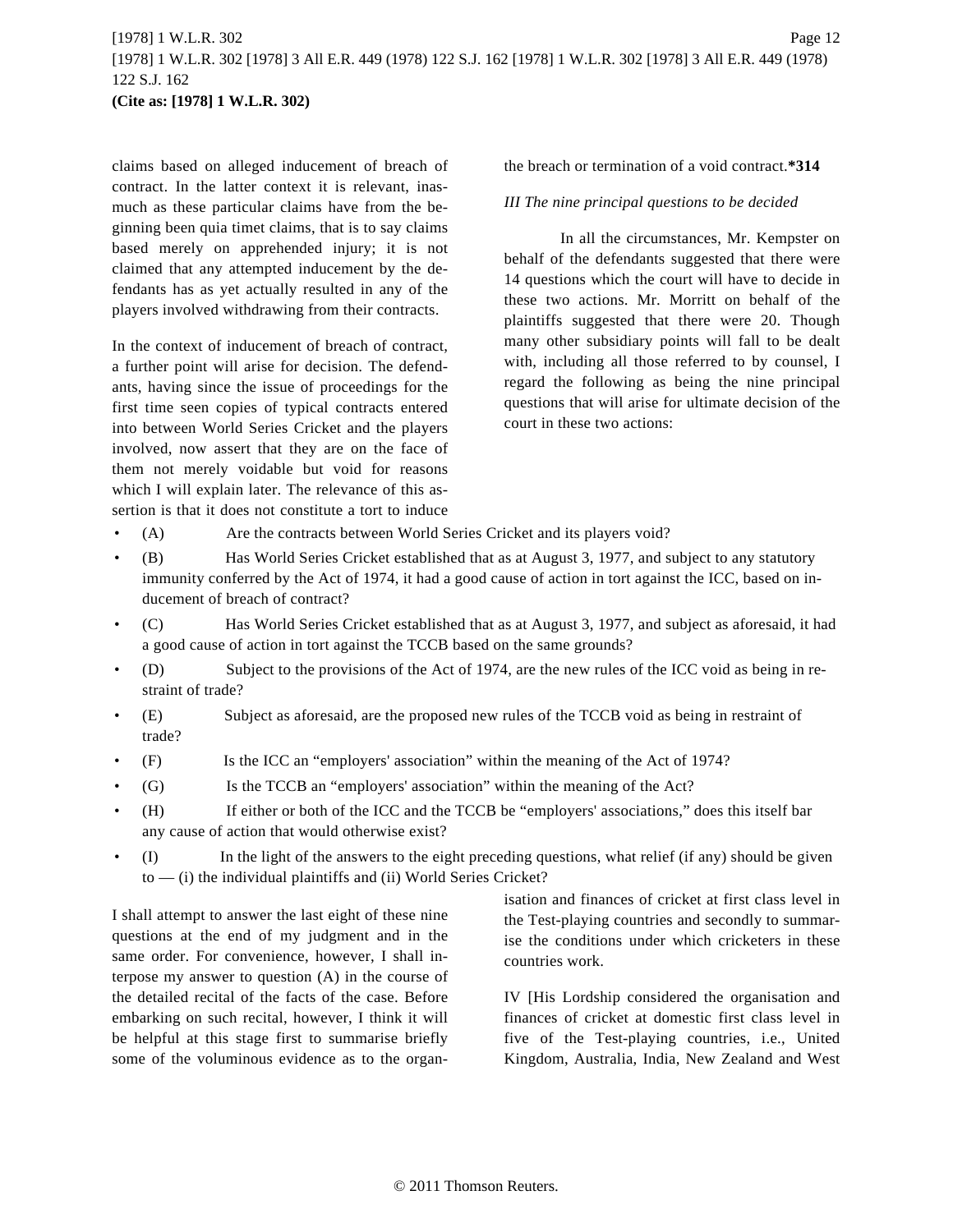claims based on alleged inducement of breach of contract. In the latter context it is relevant, inasmuch as these particular claims have from the beginning been quia timet claims, that is to say claims based merely on apprehended injury; it is not claimed that any attempted inducement by the defendants has as yet actually resulted in any of the players involved withdrawing from their contracts.

In the context of inducement of breach of contract, a further point will arise for decision. The defendants, having since the issue of proceedings for the first time seen copies of typical contracts entered into between World Series Cricket and the players involved, now assert that they are on the face of them not merely voidable but void for reasons which I will explain later. The relevance of this assertion is that it does not constitute a tort to induce the breach or termination of a void contract.**\*314**

*III The nine principal questions to be decided*

In all the circumstances, Mr. Kempster on behalf of the defendants suggested that there were 14 questions which the court will have to decide in these two actions. Mr. Morritt on behalf of the plaintiffs suggested that there were 20. Though many other subsidiary points will fall to be dealt with, including all those referred to by counsel, I regard the following as being the nine principal questions that will arise for ultimate decision of the court in these two actions:

- (A) Are the contracts between World Series Cricket and its players void?
- (B) Has World Series Cricket established that as at August 3, 1977, and subject to any statutory immunity conferred by the Act of 1974, it had a good cause of action in tort against the ICC, based on inducement of breach of contract?
- (C) Has World Series Cricket established that as at August 3, 1977, and subject as aforesaid, it had a good cause of action in tort against the TCCB based on the same grounds?
- (D) Subject to the provisions of the Act of 1974, are the new rules of the ICC void as being in restraint of trade?
- (E) Subject as aforesaid, are the proposed new rules of the TCCB void as being in restraint of trade?
- (F) Is the ICC an "employers' association" within the meaning of the Act of 1974?
- (G) Is the TCCB an "employers' association" within the meaning of the Act?
- (H) If either or both of the ICC and the TCCB be "employers' associations," does this itself bar any cause of action that would otherwise exist?
- (I) In the light of the answers to the eight preceding questions, what relief (if any) should be given to — (i) the individual plaintiffs and (ii) World Series Cricket?

I shall attempt to answer the last eight of these nine questions at the end of my judgment and in the same order. For convenience, however, I shall interpose my answer to question (A) in the course of the detailed recital of the facts of the case. Before embarking on such recital, however, I think it will be helpful at this stage first to summarise briefly some of the voluminous evidence as to the organisation and finances of cricket at first class level in the Test-playing countries and secondly to summarise the conditions under which cricketers in these countries work.

IV [His Lordship considered the organisation and finances of cricket at domestic first class level in five of the Test-playing countries, i.e., United Kingdom, Australia, India, New Zealand and West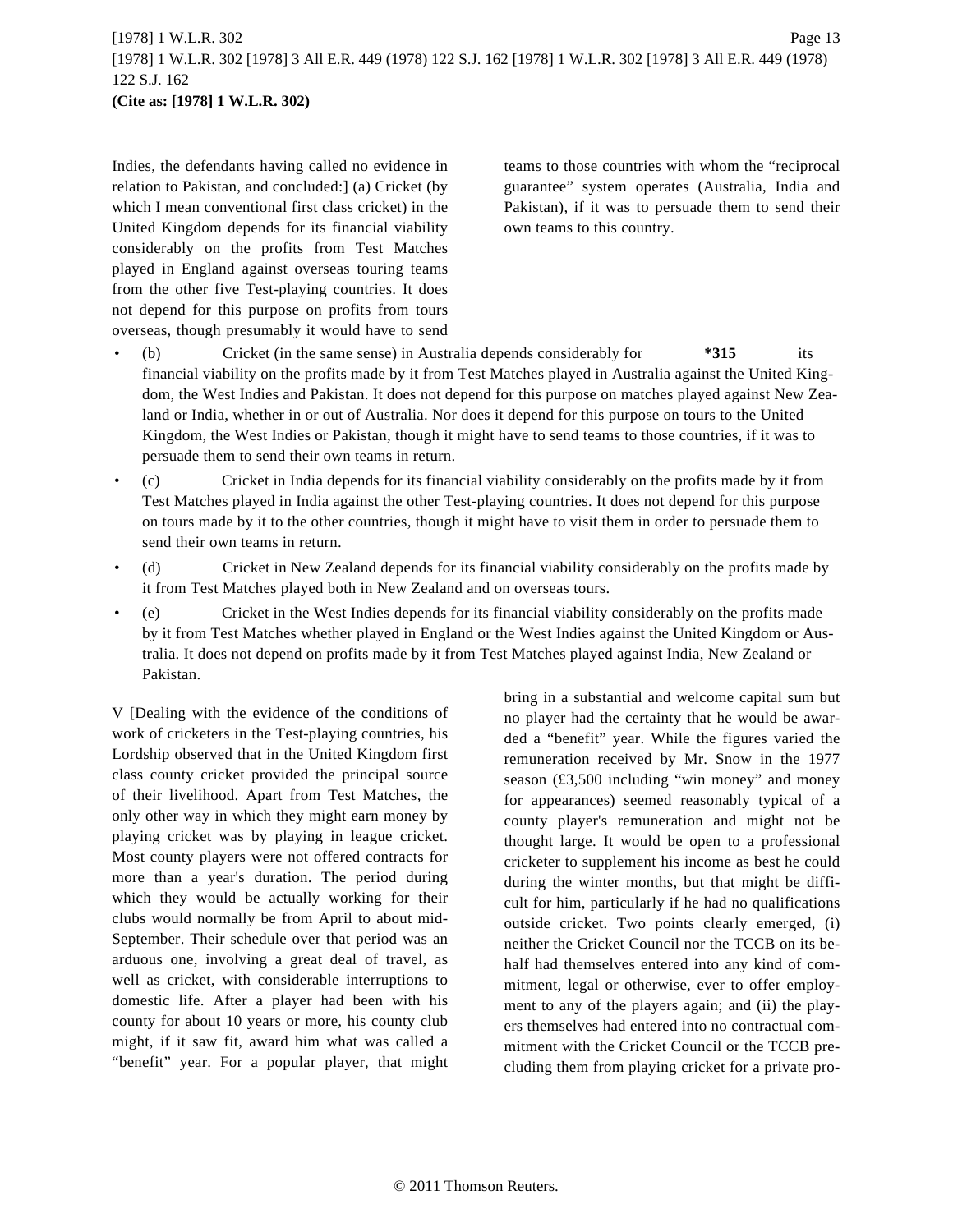Indies, the defendants having called no evidence in relation to Pakistan, and concluded:] (a) Cricket (by which I mean conventional first class cricket) in the United Kingdom depends for its financial viability considerably on the profits from Test Matches played in England against overseas touring teams from the other five Test-playing countries. It does not depend for this purpose on profits from tours overseas, though presumably it would have to send teams to those countries with whom the "reciprocal guarantee" system operates (Australia, India and Pakistan), if it was to persuade them to send their own teams to this country.

- (b) Cricket (in the same sense) in Australia depends considerably for **\*315** its financial viability on the profits made by it from Test Matches played in Australia against the United Kingdom, the West Indies and Pakistan. It does not depend for this purpose on matches played against New Zealand or India, whether in or out of Australia. Nor does it depend for this purpose on tours to the United Kingdom, the West Indies or Pakistan, though it might have to send teams to those countries, if it was to persuade them to send their own teams in return.
- (c) Cricket in India depends for its financial viability considerably on the profits made by it from Test Matches played in India against the other Test-playing countries. It does not depend for this purpose on tours made by it to the other countries, though it might have to visit them in order to persuade them to send their own teams in return.
- (d) Cricket in New Zealand depends for its financial viability considerably on the profits made by it from Test Matches played both in New Zealand and on overseas tours.
- (e) Cricket in the West Indies depends for its financial viability considerably on the profits made by it from Test Matches whether played in England or the West Indies against the United Kingdom or Australia. It does not depend on profits made by it from Test Matches played against India, New Zealand or Pakistan.

V [Dealing with the evidence of the conditions of work of cricketers in the Test-playing countries, his Lordship observed that in the United Kingdom first class county cricket provided the principal source of their livelihood. Apart from Test Matches, the only other way in which they might earn money by playing cricket was by playing in league cricket. Most county players were not offered contracts for more than a year's duration. The period during which they would be actually working for their clubs would normally be from April to about mid-September. Their schedule over that period was an arduous one, involving a great deal of travel, as well as cricket, with considerable interruptions to domestic life. After a player had been with his county for about 10 years or more, his county club might, if it saw fit, award him what was called a "benefit" year. For a popular player, that might bring in a substantial and welcome capital sum but no player had the certainty that he would be awarded a "benefit" year. While the figures varied the remuneration received by Mr. Snow in the 1977 season (£3,500 including "win money" and money for appearances) seemed reasonably typical of a county player's remuneration and might not be thought large. It would be open to a professional cricketer to supplement his income as best he could during the winter months, but that might be difficult for him, particularly if he had no qualifications outside cricket. Two points clearly emerged, (i) neither the Cricket Council nor the TCCB on its behalf had themselves entered into any kind of commitment, legal or otherwise, ever to offer employment to any of the players again; and (ii) the players themselves had entered into no contractual commitment with the Cricket Council or the TCCB precluding them from playing cricket for a private pro-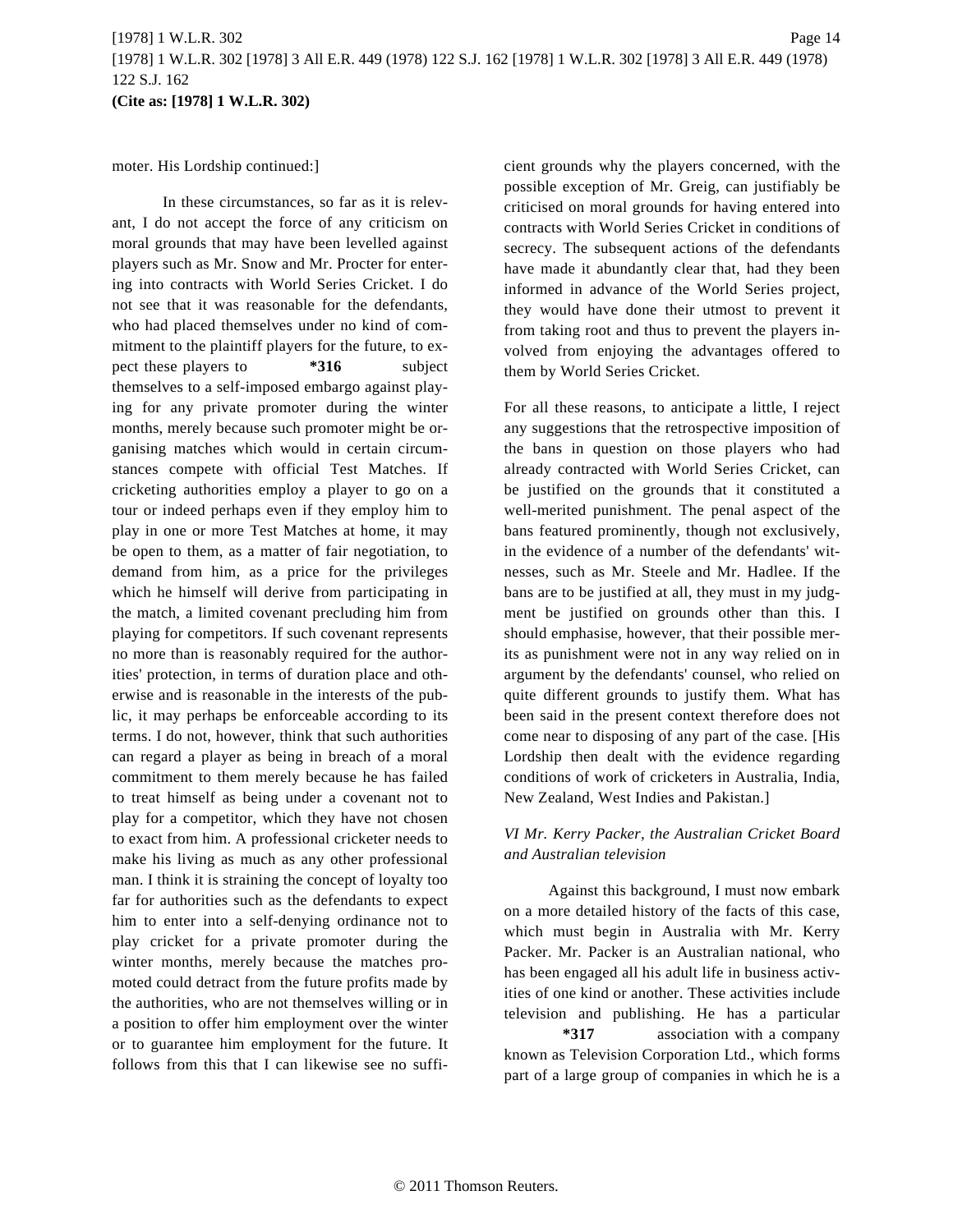moter. His Lordship continued:]

In these circumstances, so far as it is relevant, I do not accept the force of any criticism on moral grounds that may have been levelled against players such as Mr. Snow and Mr. Procter for entering into contracts with World Series Cricket. I do not see that it was reasonable for the defendants, who had placed themselves under no kind of commitment to the plaintiff players for the future, to expect these players to **\*316** subject themselves to a self-imposed embargo against playing for any private promoter during the winter months, merely because such promoter might be organising matches which would in certain circumstances compete with official Test Matches. If cricketing authorities employ a player to go on a tour or indeed perhaps even if they employ him to play in one or more Test Matches at home, it may be open to them, as a matter of fair negotiation, to demand from him, as a price for the privileges which he himself will derive from participating in the match, a limited covenant precluding him from playing for competitors. If such covenant represents no more than is reasonably required for the authorities' protection, in terms of duration place and otherwise and is reasonable in the interests of the public, it may perhaps be enforceable according to its terms. I do not, however, think that such authorities can regard a player as being in breach of a moral commitment to them merely because he has failed to treat himself as being under a covenant not to play for a competitor, which they have not chosen to exact from him. A professional cricketer needs to make his living as much as any other professional man. I think it is straining the concept of loyalty too far for authorities such as the defendants to expect him to enter into a self-denying ordinance not to play cricket for a private promoter during the winter months, merely because the matches promoted could detract from the future profits made by the authorities, who are not themselves willing or in a position to offer him employment over the winter or to guarantee him employment for the future. It follows from this that I can likewise see no sufficient grounds why the players concerned, with the possible exception of Mr. Greig, can justifiably be criticised on moral grounds for having entered into contracts with World Series Cricket in conditions of secrecy. The subsequent actions of the defendants have made it abundantly clear that, had they been informed in advance of the World Series project, they would have done their utmost to prevent it from taking root and thus to prevent the players involved from enjoying the advantages offered to them by World Series Cricket.

For all these reasons, to anticipate a little, I reject any suggestions that the retrospective imposition of the bans in question on those players who had already contracted with World Series Cricket, can be justified on the grounds that it constituted a well-merited punishment. The penal aspect of the bans featured prominently, though not exclusively, in the evidence of a number of the defendants' witnesses, such as Mr. Steele and Mr. Hadlee. If the bans are to be justified at all, they must in my judgment be justified on grounds other than this. I should emphasise, however, that their possible merits as punishment were not in any way relied on in argument by the defendants' counsel, who relied on quite different grounds to justify them. What has been said in the present context therefore does not come near to disposing of any part of the case. [His Lordship then dealt with the evidence regarding conditions of work of cricketers in Australia, India, New Zealand, West Indies and Pakistan.]

*VI Mr. Kerry Packer, the Australian Cricket Board and Australian television*

Against this background, I must now embark on a more detailed history of the facts of this case, which must begin in Australia with Mr. Kerry Packer. Mr. Packer is an Australian national, who has been engaged all his adult life in business activities of one kind or another. These activities include television and publishing. He has a particular **\*317** association with a company known as Television Corporation Ltd., which forms part of a large group of companies in which he is a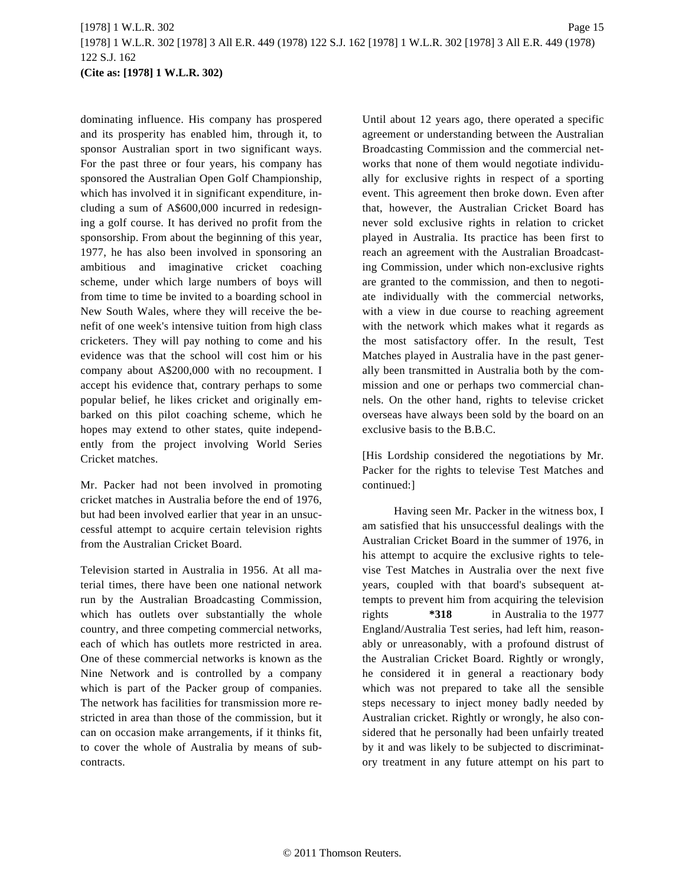dominating influence. His company has prospered and its prosperity has enabled him, through it, to sponsor Australian sport in two significant ways. For the past three or four years, his company has sponsored the Australian Open Golf Championship, which has involved it in significant expenditure, including a sum of A$600,000 incurred in redesigning a golf course. It has derived no profit from the sponsorship. From about the beginning of this year, 1977, he has also been involved in sponsoring an ambitious and imaginative cricket coaching scheme, under which large numbers of boys will from time to time be invited to a boarding school in New South Wales, where they will receive the benefit of one week's intensive tuition from high class cricketers. They will pay nothing to come and his evidence was that the school will cost him or his company about A$200,000 with no recoupment. I accept his evidence that, contrary perhaps to some popular belief, he likes cricket and originally embarked on this pilot coaching scheme, which he hopes may extend to other states, quite independently from the project involving World Series Cricket matches.

Mr. Packer had not been involved in promoting cricket matches in Australia before the end of 1976, but had been involved earlier that year in an unsuccessful attempt to acquire certain television rights from the Australian Cricket Board.

Television started in Australia in 1956. At all material times, there have been one national network run by the Australian Broadcasting Commission, which has outlets over substantially the whole country, and three competing commercial networks, each of which has outlets more restricted in area. One of these commercial networks is known as the Nine Network and is controlled by a company which is part of the Packer group of companies. The network has facilities for transmission more restricted in area than those of the commission, but it can on occasion make arrangements, if it thinks fit, to cover the whole of Australia by means of subcontracts.

Until about 12 years ago, there operated a specific agreement or understanding between the Australian Broadcasting Commission and the commercial networks that none of them would negotiate individually for exclusive rights in respect of a sporting event. This agreement then broke down. Even after that, however, the Australian Cricket Board has never sold exclusive rights in relation to cricket played in Australia. Its practice has been first to reach an agreement with the Australian Broadcasting Commission, under which non-exclusive rights are granted to the commission, and then to negotiate individually with the commercial networks, with a view in due course to reaching agreement with the network which makes what it regards as the most satisfactory offer. In the result, Test Matches played in Australia have in the past generally been transmitted in Australia both by the commission and one or perhaps two commercial channels. On the other hand, rights to televise cricket overseas have always been sold by the board on an exclusive basis to the B.B.C.

[His Lordship considered the negotiations by Mr. Packer for the rights to televise Test Matches and continued:]

Having seen Mr. Packer in the witness box, I am satisfied that his unsuccessful dealings with the Australian Cricket Board in the summer of 1976, in his attempt to acquire the exclusive rights to televise Test Matches in Australia over the next five years, coupled with that board's subsequent attempts to prevent him from acquiring the television rights **\*318** in Australia to the 1977 England/Australia Test series, had left him, reasonably or unreasonably, with a profound distrust of the Australian Cricket Board. Rightly or wrongly, he considered it in general a reactionary body which was not prepared to take all the sensible steps necessary to inject money badly needed by Australian cricket. Rightly or wrongly, he also considered that he personally had been unfairly treated by it and was likely to be subjected to discriminatory treatment in any future attempt on his part to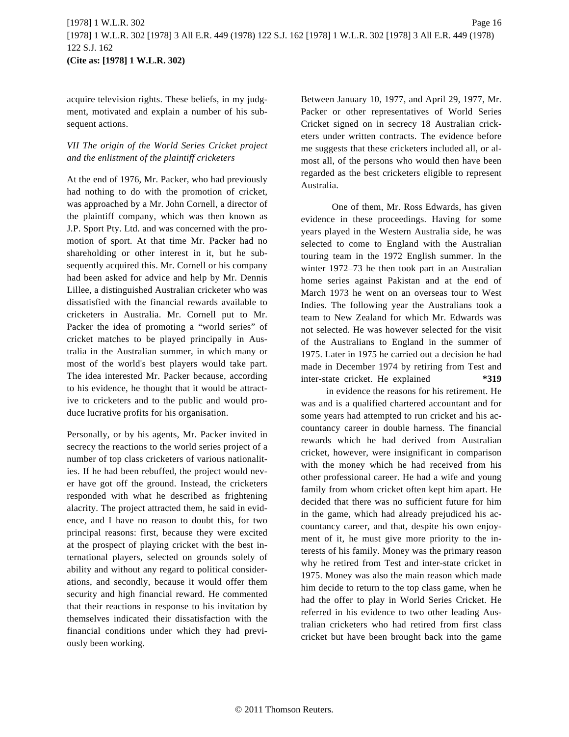acquire television rights. These beliefs, in my judgment, motivated and explain a number of his subsequent actions.

*VII The origin of the World Series Cricket project and the enlistment of the plaintiff cricketers*

At the end of 1976, Mr. Packer, who had previously had nothing to do with the promotion of cricket, was approached by a Mr. John Cornell, a director of the plaintiff company, which was then known as J.P. Sport Pty. Ltd. and was concerned with the promotion of sport. At that time Mr. Packer had no shareholding or other interest in it, but he subsequently acquired this. Mr. Cornell or his company had been asked for advice and help by Mr. Dennis Lillee, a distinguished Australian cricketer who was dissatisfied with the financial rewards available to cricketers in Australia. Mr. Cornell put to Mr. Packer the idea of promoting a "world series" of cricket matches to be played principally in Australia in the Australian summer, in which many or most of the world's best players would take part. The idea interested Mr. Packer because, according to his evidence, he thought that it would be attractive to cricketers and to the public and would produce lucrative profits for his organisation.

Personally, or by his agents, Mr. Packer invited in secrecy the reactions to the world series project of a number of top class cricketers of various nationalities. If he had been rebuffed, the project would never have got off the ground. Instead, the cricketers responded with what he described as frightening alacrity. The project attracted them, he said in evidence, and I have no reason to doubt this, for two principal reasons: first, because they were excited at the prospect of playing cricket with the best international players, selected on grounds solely of ability and without any regard to political considerations, and secondly, because it would offer them security and high financial reward. He commented that their reactions in response to his invitation by themselves indicated their dissatisfaction with the financial conditions under which they had previously been working.

Between January 10, 1977, and April 29, 1977, Mr. Packer or other representatives of World Series Cricket signed on in secrecy 18 Australian cricketers under written contracts. The evidence before me suggests that these cricketers included all, or almost all, of the persons who would then have been regarded as the best cricketers eligible to represent Australia.

One of them, Mr. Ross Edwards, has given evidence in these proceedings. Having for some years played in the Western Australia side, he was selected to come to England with the Australian touring team in the 1972 English summer. In the winter 1972–73 he then took part in an Australian home series against Pakistan and at the end of March 1973 he went on an overseas tour to West Indies. The following year the Australians took a team to New Zealand for which Mr. Edwards was not selected. He was however selected for the visit of the Australians to England in the summer of 1975. Later in 1975 he carried out a decision he had made in December 1974 by retiring from Test and inter-state cricket. He explained **\*319** in evidence the reasons for his retirement. He was and is a qualified chartered accountant and for some years had attempted to run cricket and his accountancy career in double harness. The financial rewards which he had derived from Australian cricket, however, were insignificant in comparison with the money which he had received from his other professional career. He had a wife and young family from whom cricket often kept him apart. He decided that there was no sufficient future for him in the game, which had already prejudiced his accountancy career, and that, despite his own enjoyment of it, he must give more priority to the interests of his family. Money was the primary reason why he retired from Test and inter-state cricket in 1975. Money was also the main reason which made him decide to return to the top class game, when he had the offer to play in World Series Cricket. He referred in his evidence to two other leading Australian cricketers who had retired from first class cricket but have been brought back into the game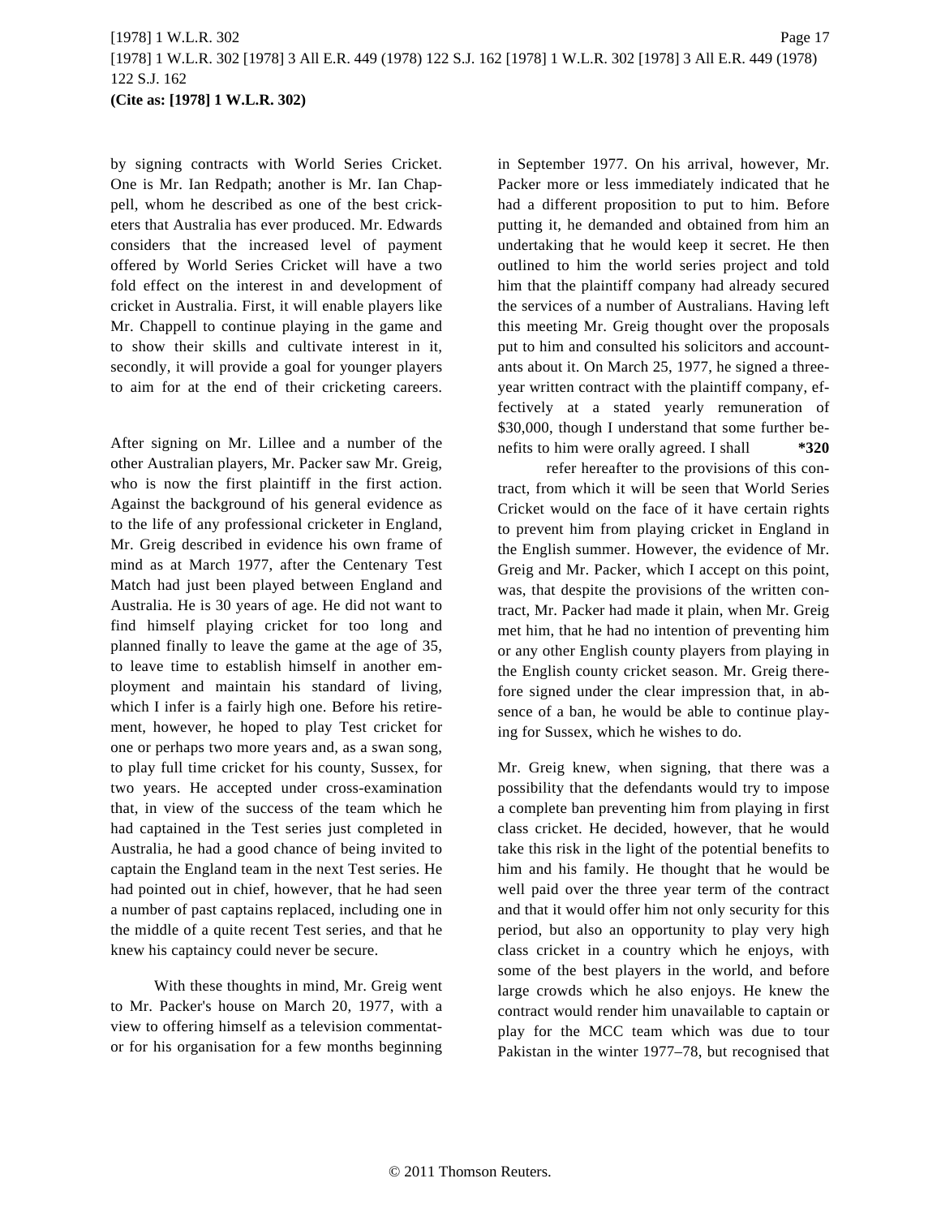by signing contracts with World Series Cricket. One is Mr. Ian Redpath; another is Mr. Ian Chappell, whom he described as one of the best cricketers that Australia has ever produced. Mr. Edwards considers that the increased level of payment offered by World Series Cricket will have a two fold effect on the interest in and development of cricket in Australia. First, it will enable players like Mr. Chappell to continue playing in the game and to show their skills and cultivate interest in it, secondly, it will provide a goal for younger players to aim for at the end of their cricketing careers.

After signing on Mr. Lillee and a number of the other Australian players, Mr. Packer saw Mr. Greig, who is now the first plaintiff in the first action. Against the background of his general evidence as to the life of any professional cricketer in England, Mr. Greig described in evidence his own frame of mind as at March 1977, after the Centenary Test Match had just been played between England and Australia. He is 30 years of age. He did not want to find himself playing cricket for too long and planned finally to leave the game at the age of 35, to leave time to establish himself in another employment and maintain his standard of living, which I infer is a fairly high one. Before his retirement, however, he hoped to play Test cricket for one or perhaps two more years and, as a swan song, to play full time cricket for his county, Sussex, for two years. He accepted under cross-examination that, in view of the success of the team which he had captained in the Test series just completed in Australia, he had a good chance of being invited to captain the England team in the next Test series. He had pointed out in chief, however, that he had seen a number of past captains replaced, including one in the middle of a quite recent Test series, and that he knew his captaincy could never be secure.

With these thoughts in mind, Mr. Greig went to Mr. Packer's house on March 20, 1977, with a view to offering himself as a television commentator for his organisation for a few months beginning in September 1977. On his arrival, however, Mr. Packer more or less immediately indicated that he had a different proposition to put to him. Before putting it, he demanded and obtained from him an undertaking that he would keep it secret. He then outlined to him the world series project and told him that the plaintiff company had already secured the services of a number of Australians. Having left this meeting Mr. Greig thought over the proposals put to him and consulted his solicitors and accountants about it. On March 25, 1977, he signed a three-year written contract with the plaintiff company, effectively at a stated yearly remuneration of $30,000, though I understand that some further benefits to him were orally agreed. I shall **\*320** refer hereafter to the provisions of this contract, from which it will be seen that World Series Cricket would on the face of it have certain rights to prevent him from playing cricket in England in the English summer. However, the evidence of Mr. Greig and Mr. Packer, which I accept on this point, was, that despite the provisions of the written contract, Mr. Packer had made it plain, when Mr. Greig met him, that he had no intention of preventing him or any other English county players from playing in the English county cricket season. Mr. Greig therefore signed under the clear impression that, in absence of a ban, he would be able to continue playing for Sussex, which he wishes to do.

Mr. Greig knew, when signing, that there was a possibility that the defendants would try to impose a complete ban preventing him from playing in first class cricket. He decided, however, that he would take this risk in the light of the potential benefits to him and his family. He thought that he would be well paid over the three year term of the contract and that it would offer him not only security for this period, but also an opportunity to play very high class cricket in a country which he enjoys, with some of the best players in the world, and before large crowds which he also enjoys. He knew the contract would render him unavailable to captain or play for the MCC team which was due to tour Pakistan in the winter 1977–78, but recognised that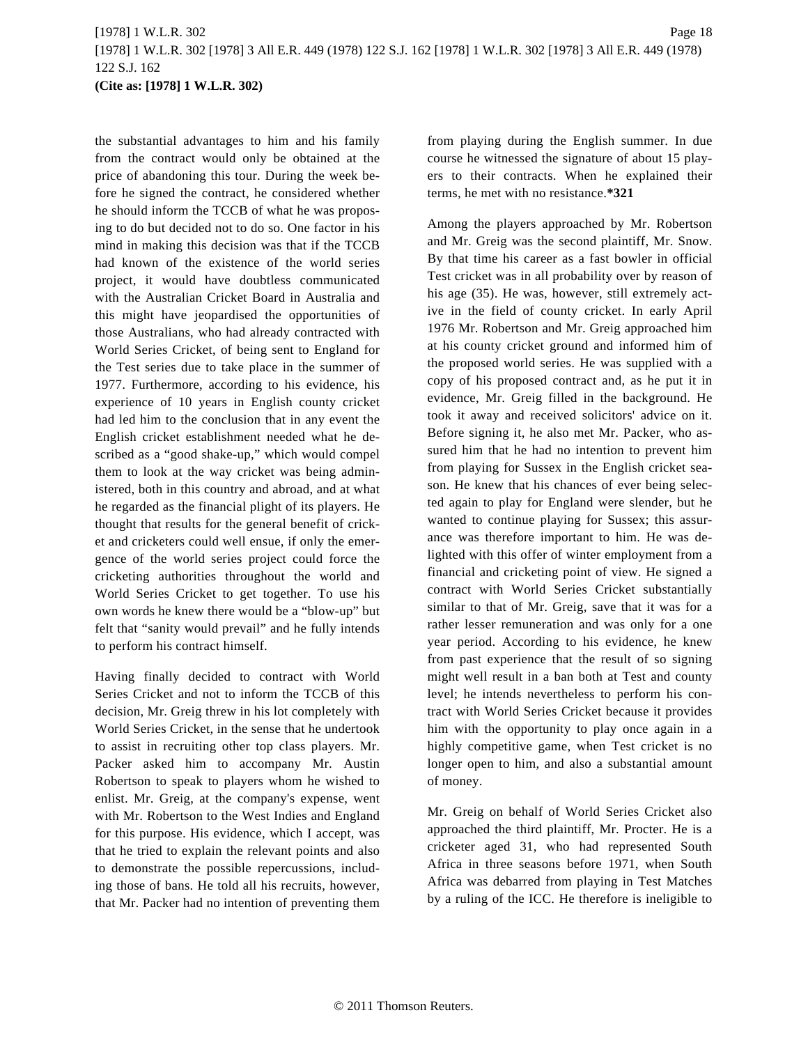the substantial advantages to him and his family from the contract would only be obtained at the price of abandoning this tour. During the week before he signed the contract, he considered whether he should inform the TCCB of what he was proposing to do but decided not to do so. One factor in his mind in making this decision was that if the TCCB had known of the existence of the world series project, it would have doubtless communicated with the Australian Cricket Board in Australia and this might have jeopardised the opportunities of those Australians, who had already contracted with World Series Cricket, of being sent to England for the Test series due to take place in the summer of 1977. Furthermore, according to his evidence, his experience of 10 years in English county cricket had led him to the conclusion that in any event the English cricket establishment needed what he described as a "good shake-up," which would compel them to look at the way cricket was being administered, both in this country and abroad, and at what he regarded as the financial plight of its players. He thought that results for the general benefit of cricket and cricketers could well ensue, if only the emergence of the world series project could force the cricketing authorities throughout the world and World Series Cricket to get together. To use his own words he knew there would be a "blow-up" but felt that "sanity would prevail" and he fully intends to perform his contract himself.

Having finally decided to contract with World Series Cricket and not to inform the TCCB of this decision, Mr. Greig threw in his lot completely with World Series Cricket, in the sense that he undertook to assist in recruiting other top class players. Mr. Packer asked him to accompany Mr. Austin Robertson to speak to players whom he wished to enlist. Mr. Greig, at the company's expense, went with Mr. Robertson to the West Indies and England for this purpose. His evidence, which I accept, was that he tried to explain the relevant points and also to demonstrate the possible repercussions, including those of bans. He told all his recruits, however, that Mr. Packer had no intention of preventing them from playing during the English summer. In due course he witnessed the signature of about 15 players to their contracts. When he explained their terms, he met with no resistance.**\*321**

Among the players approached by Mr. Robertson and Mr. Greig was the second plaintiff, Mr. Snow. By that time his career as a fast bowler in official Test cricket was in all probability over by reason of his age (35). He was, however, still extremely active in the field of county cricket. In early April 1976 Mr. Robertson and Mr. Greig approached him at his county cricket ground and informed him of the proposed world series. He was supplied with a copy of his proposed contract and, as he put it in evidence, Mr. Greig filled in the background. He took it away and received solicitors' advice on it. Before signing it, he also met Mr. Packer, who assured him that he had no intention to prevent him from playing for Sussex in the English cricket season. He knew that his chances of ever being selected again to play for England were slender, but he wanted to continue playing for Sussex; this assurance was therefore important to him. He was delighted with this offer of winter employment from a financial and cricketing point of view. He signed a contract with World Series Cricket substantially similar to that of Mr. Greig, save that it was for a rather lesser remuneration and was only for a one year period. According to his evidence, he knew from past experience that the result of so signing might well result in a ban both at Test and county level; he intends nevertheless to perform his contract with World Series Cricket because it provides him with the opportunity to play once again in a highly competitive game, when Test cricket is no longer open to him, and also a substantial amount of money.

Mr. Greig on behalf of World Series Cricket also approached the third plaintiff, Mr. Procter. He is a cricketer aged 31, who had represented South Africa in three seasons before 1971, when South Africa was debarred from playing in Test Matches by a ruling of the ICC. He therefore is ineligible to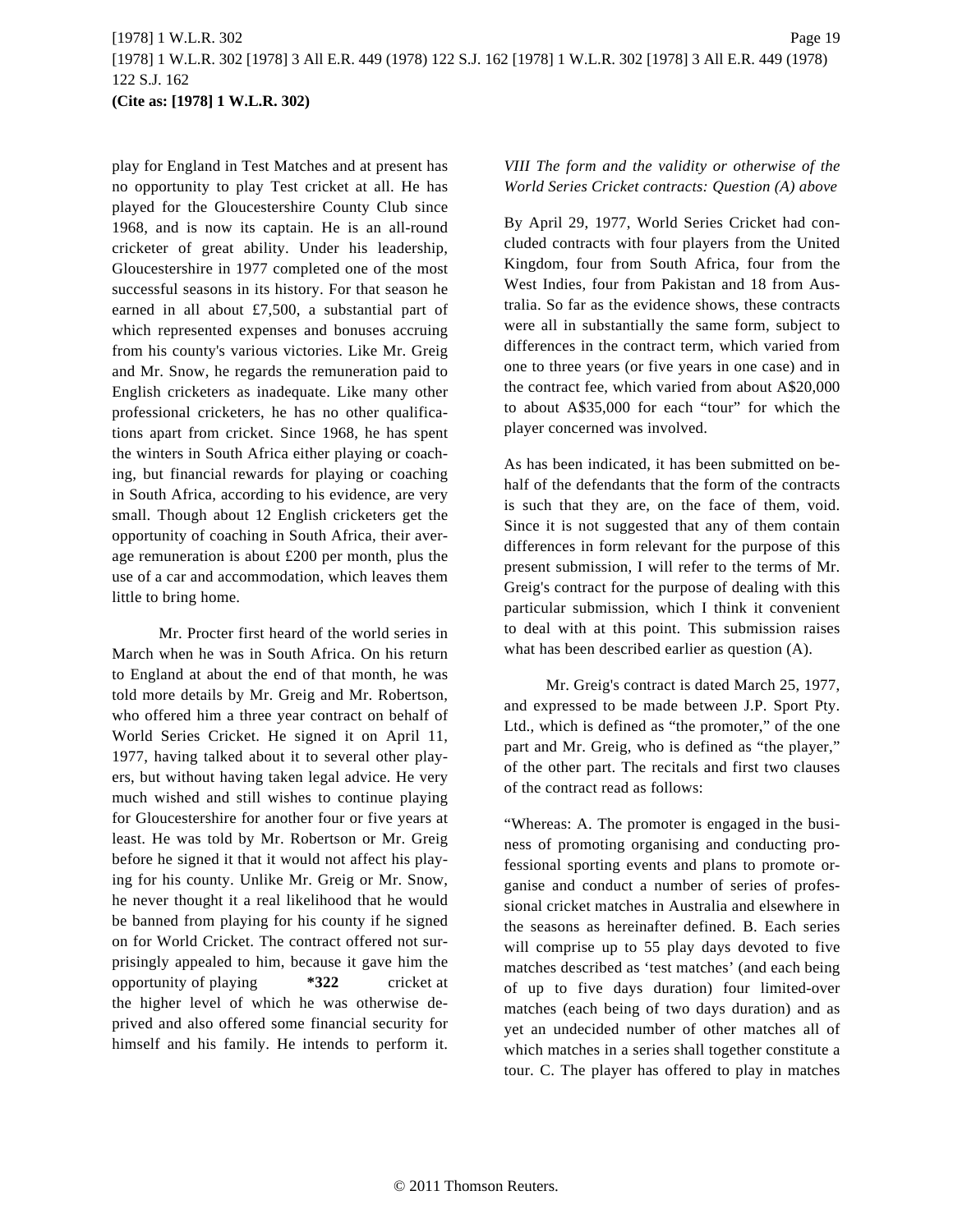play for England in Test Matches and at present has no opportunity to play Test cricket at all. He has played for the Gloucestershire County Club since 1968, and is now its captain. He is an all-round cricketer of great ability. Under his leadership, Gloucestershire in 1977 completed one of the most successful seasons in its history. For that season he earned in all about £7,500, a substantial part of which represented expenses and bonuses accruing from his county's various victories. Like Mr. Greig and Mr. Snow, he regards the remuneration paid to English cricketers as inadequate. Like many other professional cricketers, he has no other qualifications apart from cricket. Since 1968, he has spent the winters in South Africa either playing or coaching, but financial rewards for playing or coaching in South Africa, according to his evidence, are very small. Though about 12 English cricketers get the opportunity of coaching in South Africa, their average remuneration is about £200 per month, plus the use of a car and accommodation, which leaves them little to bring home.

Mr. Procter first heard of the world series in March when he was in South Africa. On his return to England at about the end of that month, he was told more details by Mr. Greig and Mr. Robertson, who offered him a three year contract on behalf of World Series Cricket. He signed it on April 11, 1977, having talked about it to several other players, but without having taken legal advice. He very much wished and still wishes to continue playing for Gloucestershire for another four or five years at least. He was told by Mr. Robertson or Mr. Greig before he signed it that it would not affect his playing for his county. Unlike Mr. Greig or Mr. Snow, he never thought it a real likelihood that he would be banned from playing for his county if he signed on for World Cricket. The contract offered not surprisingly appealed to him, because it gave him the opportunity of playing **\*322** cricket at the higher level of which he was otherwise deprived and also offered some financial security for himself and his family. He intends to perform it.

*VIII The form and the validity or otherwise of the World Series Cricket contracts: Question (A) above*

By April 29, 1977, World Series Cricket had concluded contracts with four players from the United Kingdom, four from South Africa, four from the West Indies, four from Pakistan and 18 from Australia. So far as the evidence shows, these contracts were all in substantially the same form, subject to differences in the contract term, which varied from one to three years (or five years in one case) and in the contract fee, which varied from about A$20,000 to about A$35,000 for each "tour" for which the player concerned was involved.

As has been indicated, it has been submitted on behalf of the defendants that the form of the contracts is such that they are, on the face of them, void. Since it is not suggested that any of them contain differences in form relevant for the purpose of this present submission, I will refer to the terms of Mr. Greig's contract for the purpose of dealing with this particular submission, which I think it convenient to deal with at this point. This submission raises what has been described earlier as question (A).

Mr. Greig's contract is dated March 25, 1977, and expressed to be made between J.P. Sport Pty. Ltd., which is defined as "the promoter," of the one part and Mr. Greig, who is defined as "the player," of the other part. The recitals and first two clauses of the contract read as follows:

"Whereas: A. The promoter is engaged in the business of promoting organising and conducting professional sporting events and plans to promote organise and conduct a number of series of professional cricket matches in Australia and elsewhere in the seasons as hereinafter defined. B. Each series will comprise up to 55 play days devoted to five matches described as 'test matches' (and each being of up to five days duration) four limited-over matches (each being of two days duration) and as yet an undecided number of other matches all of which matches in a series shall together constitute a tour. C. The player has offered to play in matches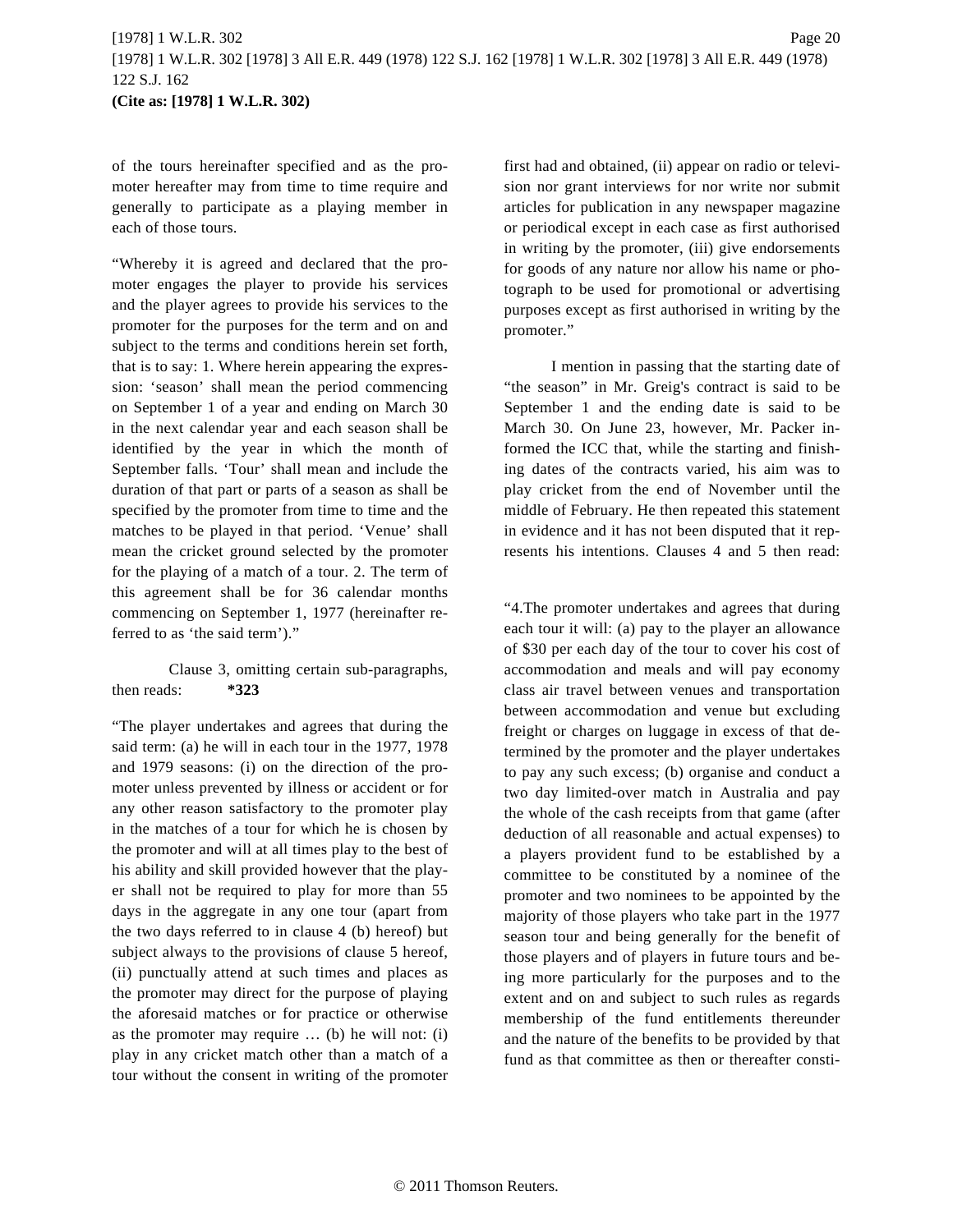of the tours hereinafter specified and as the promoter hereafter may from time to time require and generally to participate as a playing member in each of those tours.

"Whereby it is agreed and declared that the promoter engages the player to provide his services and the player agrees to provide his services to the promoter for the purposes for the term and on and subject to the terms and conditions herein set forth, that is to say: 1. Where herein appearing the expression: 'season' shall mean the period commencing on September 1 of a year and ending on March 30 in the next calendar year and each season shall be identified by the year in which the month of September falls. 'Tour' shall mean and include the duration of that part or parts of a season as shall be specified by the promoter from time to time and the matches to be played in that period. 'Venue' shall mean the cricket ground selected by the promoter for the playing of a match of a tour. 2. The term of this agreement shall be for 36 calendar months commencing on September 1, 1977 (hereinafter referred to as 'the said term')."

Clause 3, omitting certain sub-paragraphs, then reads: **\*323**

"The player undertakes and agrees that during the said term: (a) he will in each tour in the 1977, 1978 and 1979 seasons: (i) on the direction of the promoter unless prevented by illness or accident or for any other reason satisfactory to the promoter play in the matches of a tour for which he is chosen by the promoter and will at all times play to the best of his ability and skill provided however that the player shall not be required to play for more than 55 days in the aggregate in any one tour (apart from the two days referred to in clause 4 (b) hereof) but subject always to the provisions of clause 5 hereof, (ii) punctually attend at such times and places as the promoter may direct for the purpose of playing the aforesaid matches or for practice or otherwise as the promoter may require … (b) he will not: (i) play in any cricket match other than a match of a tour without the consent in writing of the promoter first had and obtained, (ii) appear on radio or television nor grant interviews for nor write nor submit articles for publication in any newspaper magazine or periodical except in each case as first authorised in writing by the promoter, (iii) give endorsements for goods of any nature nor allow his name or photograph to be used for promotional or advertising purposes except as first authorised in writing by the promoter."

I mention in passing that the starting date of "the season" in Mr. Greig's contract is said to be September 1 and the ending date is said to be March 30. On June 23, however, Mr. Packer informed the ICC that, while the starting and finishing dates of the contracts varied, his aim was to play cricket from the end of November until the middle of February. He then repeated this statement in evidence and it has not been disputed that it represents his intentions. Clauses 4 and 5 then read:

"4.The promoter undertakes and agrees that during each tour it will: (a) pay to the player an allowance of $30 per each day of the tour to cover his cost of accommodation and meals and will pay economy class air travel between venues and transportation between accommodation and venue but excluding freight or charges on luggage in excess of that determined by the promoter and the player undertakes to pay any such excess; (b) organise and conduct a two day limited-over match in Australia and pay the whole of the cash receipts from that game (after deduction of all reasonable and actual expenses) to a players provident fund to be established by a committee to be constituted by a nominee of the promoter and two nominees to be appointed by the majority of those players who take part in the 1977 season tour and being generally for the benefit of those players and of players in future tours and being more particularly for the purposes and to the extent and on and subject to such rules as regards membership of the fund entitlements thereunder and the nature of the benefits to be provided by that fund as that committee as then or thereafter consti-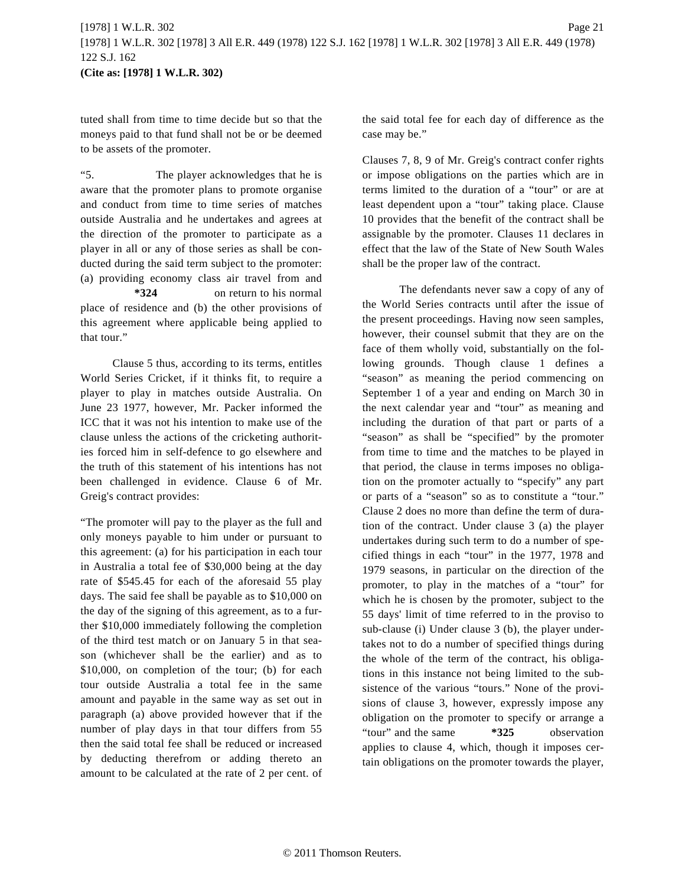tuted shall from time to time decide but so that the moneys paid to that fund shall not be or be deemed to be assets of the promoter.

"5. The player acknowledges that he is aware that the promoter plans to promote organise and conduct from time to time series of matches outside Australia and he undertakes and agrees at the direction of the promoter to participate as a player in all or any of those series as shall be conducted during the said term subject to the promoter: (a) providing economy class air travel from and **\*324** on return to his normal place of residence and (b) the other provisions of this agreement where applicable being applied to that tour."

Clause 5 thus, according to its terms, entitles World Series Cricket, if it thinks fit, to require a player to play in matches outside Australia. On June 23 1977, however, Mr. Packer informed the ICC that it was not his intention to make use of the clause unless the actions of the cricketing authorities forced him in self-defence to go elsewhere and the truth of this statement of his intentions has not been challenged in evidence. Clause 6 of Mr. Greig's contract provides:

"The promoter will pay to the player as the full and only moneys payable to him under or pursuant to this agreement: (a) for his participation in each tour in Australia a total fee of $30,000 being at the day rate of $545.45 for each of the aforesaid 55 play days. The said fee shall be payable as to $10,000 on the day of the signing of this agreement, as to a further $10,000 immediately following the completion of the third test match or on January 5 in that season (whichever shall be the earlier) and as to $10,000, on completion of the tour; (b) for each tour outside Australia a total fee in the same amount and payable in the same way as set out in paragraph (a) above provided however that if the number of play days in that tour differs from 55 then the said total fee shall be reduced or increased by deducting therefrom or adding thereto an amount to be calculated at the rate of 2 per cent. of the said total fee for each day of difference as the case may be."

Clauses 7, 8, 9 of Mr. Greig's contract confer rights or impose obligations on the parties which are in terms limited to the duration of a "tour" or are at least dependent upon a "tour" taking place. Clause 10 provides that the benefit of the contract shall be assignable by the promoter. Clauses 11 declares in effect that the law of the State of New South Wales shall be the proper law of the contract.

The defendants never saw a copy of any of the World Series contracts until after the issue of the present proceedings. Having now seen samples, however, their counsel submit that they are on the face of them wholly void, substantially on the following grounds. Though clause 1 defines a "season" as meaning the period commencing on September 1 of a year and ending on March 30 in the next calendar year and "tour" as meaning and including the duration of that part or parts of a "season" as shall be "specified" by the promoter from time to time and the matches to be played in that period, the clause in terms imposes no obligation on the promoter actually to "specify" any part or parts of a "season" so as to constitute a "tour." Clause 2 does no more than define the term of duration of the contract. Under clause 3 (a) the player undertakes during such term to do a number of specified things in each "tour" in the 1977, 1978 and 1979 seasons, in particular on the direction of the promoter, to play in the matches of a "tour" for which he is chosen by the promoter, subject to the 55 days' limit of time referred to in the proviso to sub-clause (i) Under clause 3 (b), the player undertakes not to do a number of specified things during the whole of the term of the contract, his obligations in this instance not being limited to the subsistence of the various "tours." None of the provisions of clause 3, however, expressly impose any obligation on the promoter to specify or arrange a "tour" and the same **\*325** observation applies to clause 4, which, though it imposes certain obligations on the promoter towards the player,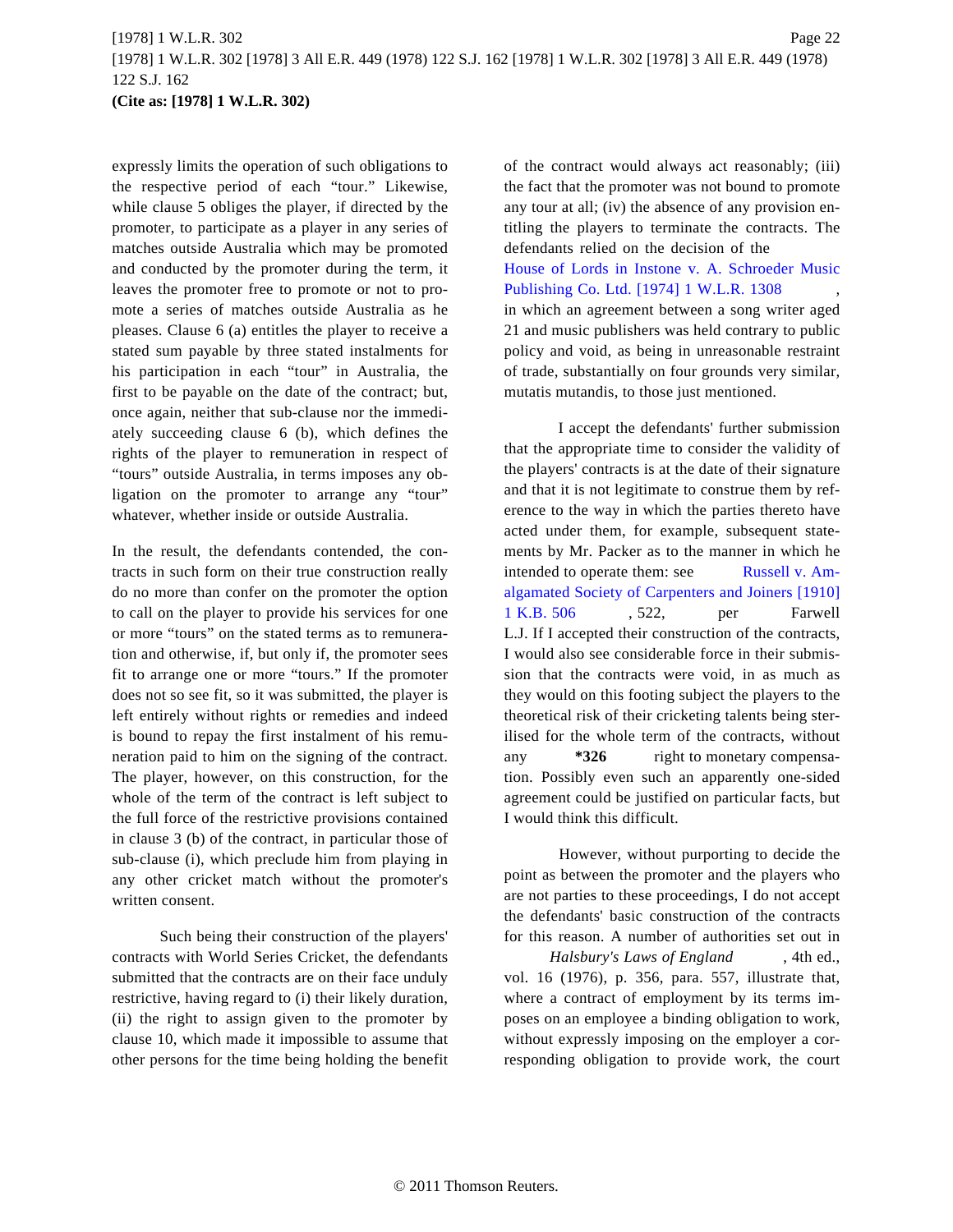expressly limits the operation of such obligations to the respective period of each "tour." Likewise, while clause 5 obliges the player, if directed by the promoter, to participate as a player in any series of matches outside Australia which may be promoted and conducted by the promoter during the term, it leaves the promoter free to promote or not to promote a series of matches outside Australia as he pleases. Clause 6 (a) entitles the player to receive a stated sum payable by three stated instalments for his participation in each "tour" in Australia, the first to be payable on the date of the contract; but, once again, neither that sub-clause nor the immediately succeeding clause 6 (b), which defines the rights of the player to remuneration in respect of "tours" outside Australia, in terms imposes any obligation on the promoter to arrange any "tour" whatever, whether inside or outside Australia.

In the result, the defendants contended, the contracts in such form on their true construction really do no more than confer on the promoter the option to call on the player to provide his services for one or more "tours" on the stated terms as to remuneration and otherwise, if, but only if, the promoter sees fit to arrange one or more "tours." If the promoter does not so see fit, so it was submitted, the player is left entirely without rights or remedies and indeed is bound to repay the first instalment of his remuneration paid to him on the signing of the contract. The player, however, on this construction, for the whole of the term of the contract is left subject to the full force of the restrictive provisions contained in clause 3 (b) of the contract, in particular those of sub-clause (i), which preclude him from playing in any other cricket match without the promoter's written consent.

Such being their construction of the players' contracts with World Series Cricket, the defendants submitted that the contracts are on their face unduly restrictive, having regard to (i) their likely duration, (ii) the right to assign given to the promoter by clause 10, which made it impossible to assume that other persons for the time being holding the benefit of the contract would always act reasonably; (iii) the fact that the promoter was not bound to promote any tour at all; (iv) the absence of any provision entitling the players to terminate the contracts. The defendants relied on the decision of the House of Lords in Instone v. A. Schroeder Music Publishing Co. Ltd. [1974] 1 W.L.R. 1308, in which an agreement between a song writer aged 21 and music publishers was held contrary to public policy and void, as being in unreasonable restraint of trade, substantially on four grounds very similar, mutatis mutandis, to those just mentioned.

I accept the defendants' further submission that the appropriate time to consider the validity of the players' contracts is at the date of their signature and that it is not legitimate to construe them by reference to the way in which the parties thereto have acted under them, for example, subsequent statements by Mr. Packer as to the manner in which he intended to operate them: see Russell v. Amalgamated Society of Carpenters and Joiners [1910] 1 K.B. 506, 522, per Farwell L.J. If I accepted their construction of the contracts, I would also see considerable force in their submission that the contracts were void, in as much as they would on this footing subject the players to the theoretical risk of their cricketing talents being sterilised for the whole term of the contracts, without any **\*326** right to monetary compensation. Possibly even such an apparently one-sided agreement could be justified on particular facts, but I would think this difficult.

However, without purporting to decide the point as between the promoter and the players who are not parties to these proceedings, I do not accept the defendants' basic construction of the contracts for this reason. A number of authorities set out in *Halsbury's Laws of England*, 4th ed., vol. 16 (1976), p. 356, para. 557, illustrate that, where a contract of employment by its terms imposes on an employee a binding obligation to work, without expressly imposing on the employer a corresponding obligation to provide work, the court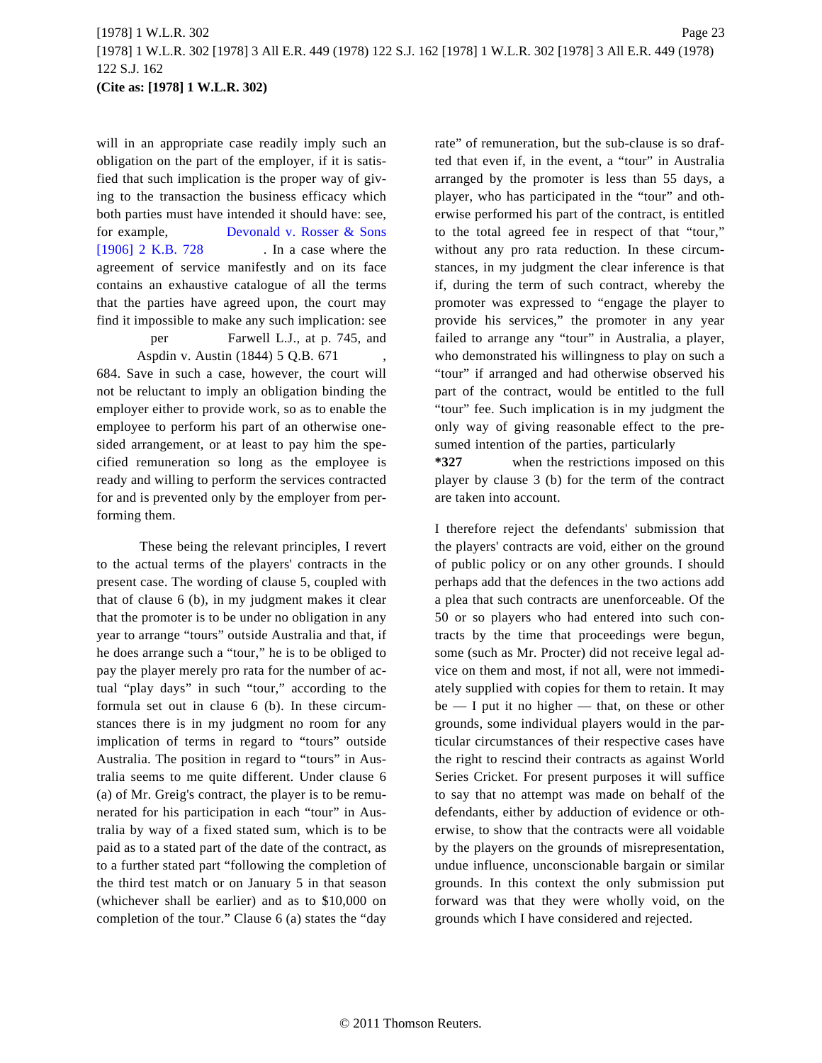will in an appropriate case readily imply such an obligation on the part of the employer, if it is satisfied that such implication is the proper way of giving to the transaction the business efficacy which both parties must have intended it should have: see, for example, Devonald v. Rosser & Sons [1906] 2 K.B. 728. In a case where the agreement of service manifestly and on its face contains an exhaustive catalogue of all the terms that the parties have agreed upon, the court may find it impossible to make any such implication: see per Farwell L.J., at p. 745, and Aspdin v. Austin (1844) 5 Q.B. 671, 684. Save in such a case, however, the court will not be reluctant to imply an obligation binding the employer either to provide work, so as to enable the employee to perform his part of an otherwise one-sided arrangement, or at least to pay him the specified remuneration so long as the employee is ready and willing to perform the services contracted for and is prevented only by the employer from performing them.

These being the relevant principles, I revert to the actual terms of the players' contracts in the present case. The wording of clause 5, coupled with that of clause 6 (b), in my judgment makes it clear that the promoter is to be under no obligation in any year to arrange "tours" outside Australia and that, if he does arrange such a "tour," he is to be obliged to pay the player merely pro rata for the number of actual "play days" in such "tour," according to the formula set out in clause 6 (b). In these circumstances there is in my judgment no room for any implication of terms in regard to "tours" outside Australia. The position in regard to "tours" in Australia seems to me quite different. Under clause 6 (a) of Mr. Greig's contract, the player is to be remunerated for his participation in each "tour" in Australia by way of a fixed stated sum, which is to be paid as to a stated part of the date of the contract, as to a further stated part "following the completion of the third test match or on January 5 in that season (whichever shall be earlier) and as to $10,000 on completion of the tour." Clause 6 (a) states the "day rate" of remuneration, but the sub-clause is so drafted that even if, in the event, a "tour" in Australia arranged by the promoter is less than 55 days, a player, who has participated in the "tour" and otherwise performed his part of the contract, is entitled to the total agreed fee in respect of that "tour," without any pro rata reduction. In these circumstances, in my judgment the clear inference is that if, during the term of such contract, whereby the promoter was expressed to "engage the player to provide his services," the promoter in any year failed to arrange any "tour" in Australia, a player, who demonstrated his willingness to play on such a "tour" if arranged and had otherwise observed his part of the contract, would be entitled to the full "tour" fee. Such implication is in my judgment the only way of giving reasonable effect to the presumed intention of the parties, particularly **\*327** when the restrictions imposed on this player by clause 3 (b) for the term of the contract are taken into account.

I therefore reject the defendants' submission that the players' contracts are void, either on the ground of public policy or on any other grounds. I should perhaps add that the defences in the two actions add a plea that such contracts are unenforceable. Of the 50 or so players who had entered into such contracts by the time that proceedings were begun, some (such as Mr. Procter) did not receive legal advice on them and most, if not all, were not immediately supplied with copies for them to retain. It may be — I put it no higher — that, on these or other grounds, some individual players would in the particular circumstances of their respective cases have the right to rescind their contracts as against World Series Cricket. For present purposes it will suffice to say that no attempt was made on behalf of the defendants, either by adduction of evidence or otherwise, to show that the contracts were all voidable by the players on the grounds of misrepresentation, undue influence, unconscionable bargain or similar grounds. In this context the only submission put forward was that they were wholly void, on the grounds which I have considered and rejected.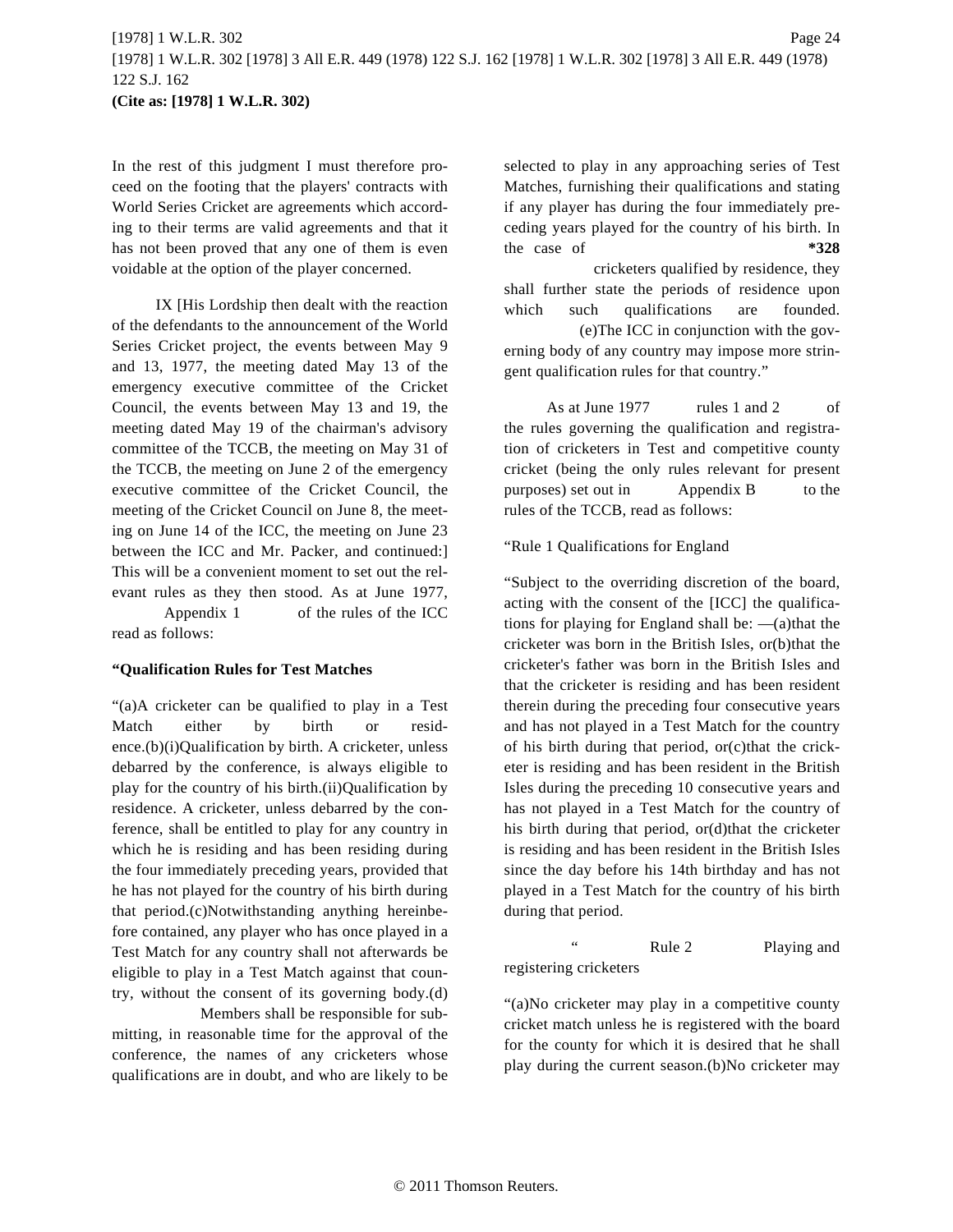In the rest of this judgment I must therefore proceed on the footing that the players' contracts with World Series Cricket are agreements which according to their terms are valid agreements and that it has not been proved that any one of them is even voidable at the option of the player concerned.

IX [His Lordship then dealt with the reaction of the defendants to the announcement of the World Series Cricket project, the events between May 9 and 13, 1977, the meeting dated May 13 of the emergency executive committee of the Cricket Council, the events between May 13 and 19, the meeting dated May 19 of the chairman's advisory committee of the TCCB, the meeting on May 31 of the TCCB, the meeting on June 2 of the emergency executive committee of the Cricket Council, the meeting of the Cricket Council on June 8, the meeting on June 14 of the ICC, the meeting on June 23 between the ICC and Mr. Packer, and continued:] This will be a convenient moment to set out the relevant rules as they then stood. As at June 1977, Appendix 1 of the rules of the ICC read as follows:

**"Qualification Rules for Test Matches**

"(a)A cricketer can be qualified to play in a Test Match either by birth or residence.(b)(i)Qualification by birth. A cricketer, unless debarred by the conference, is always eligible to play for the country of his birth.(ii)Qualification by residence. A cricketer, unless debarred by the conference, shall be entitled to play for any country in which he is residing and has been residing during the four immediately preceding years, provided that he has not played for the country of his birth during that period.(c)Notwithstanding anything hereinbefore contained, any player who has once played in a Test Match for any country shall not afterwards be eligible to play in a Test Match against that country, without the consent of its governing body.(d) Members shall be responsible for submitting, in reasonable time for the approval of the conference, the names of any cricketers whose qualifications are in doubt, and who are likely to be selected to play in any approaching series of Test Matches, furnishing their qualifications and stating if any player has during the four immediately preceding years played for the country of his birth. In the case of **\*328** cricketers qualified by residence, they shall further state the periods of residence upon which such qualifications are founded. (e)The ICC in conjunction with the governing body of any country may impose more stringent qualification rules for that country."

As at June 1977 rules 1 and 2 of the rules governing the qualification and registration of cricketers in Test and competitive county cricket (being the only rules relevant for present purposes) set out in Appendix B to the rules of the TCCB, read as follows:

"Rule 1 Qualifications for England

"Subject to the overriding discretion of the board, acting with the consent of the [ICC] the qualifications for playing for England shall be: —(a)that the cricketer was born in the British Isles, or(b)that the cricketer's father was born in the British Isles and that the cricketer is residing and has been resident therein during the preceding four consecutive years and has not played in a Test Match for the country of his birth during that period, or(c)that the cricketer is residing and has been resident in the British Isles during the preceding 10 consecutive years and has not played in a Test Match for the country of his birth during that period, or(d)that the cricketer is residing and has been resident in the British Isles since the day before his 14th birthday and has not played in a Test Match for the country of his birth during that period.

" Rule 2 Playing and registering cricketers

"(a)No cricketer may play in a competitive county cricket match unless he is registered with the board for the county for which it is desired that he shall play during the current season.(b)No cricketer may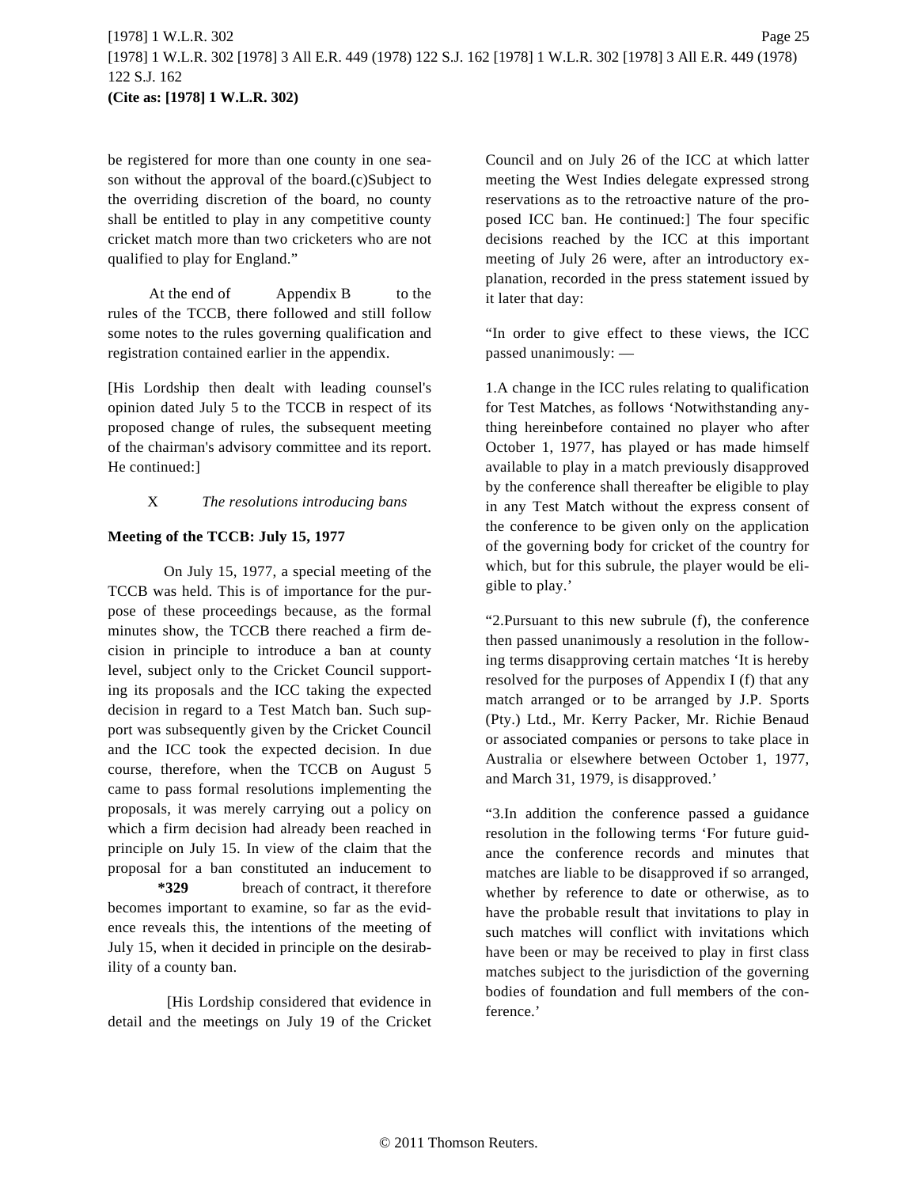be registered for more than one county in one season without the approval of the board.(c)Subject to the overriding discretion of the board, no county shall be entitled to play in any competitive county cricket match more than two cricketers who are not qualified to play for England."

At the end of Appendix B to the rules of the TCCB, there followed and still follow some notes to the rules governing qualification and registration contained earlier in the appendix.

[His Lordship then dealt with leading counsel's opinion dated July 5 to the TCCB in respect of its proposed change of rules, the subsequent meeting of the chairman's advisory committee and its report. He continued:]

X *The resolutions introducing bans*

**Meeting of the TCCB: July 15, 1977**

On July 15, 1977, a special meeting of the TCCB was held. This is of importance for the purpose of these proceedings because, as the formal minutes show, the TCCB there reached a firm decision in principle to introduce a ban at county level, subject only to the Cricket Council supporting its proposals and the ICC taking the expected decision in regard to a Test Match ban. Such support was subsequently given by the Cricket Council and the ICC took the expected decision. In due course, therefore, when the TCCB on August 5 came to pass formal resolutions implementing the proposals, it was merely carrying out a policy on which a firm decision had already been reached in principle on July 15. In view of the claim that the proposal for a ban constituted an inducement to **\*329** breach of contract, it therefore becomes important to examine, so far as the evidence reveals this, the intentions of the meeting of July 15, when it decided in principle on the desirability of a county ban.

[His Lordship considered that evidence in detail and the meetings on July 19 of the Cricket Council and on July 26 of the ICC at which latter meeting the West Indies delegate expressed strong reservations as to the retroactive nature of the proposed ICC ban. He continued:] The four specific decisions reached by the ICC at this important meeting of July 26 were, after an introductory explanation, recorded in the press statement issued by it later that day:

"In order to give effect to these views, the ICC passed unanimously: —

1.A change in the ICC rules relating to qualification for Test Matches, as follows 'Notwithstanding anything hereinbefore contained no player who after October 1, 1977, has played or has made himself available to play in a match previously disapproved by the conference shall thereafter be eligible to play in any Test Match without the express consent of the conference to be given only on the application of the governing body for cricket of the country for which, but for this subrule, the player would be eligible to play.'

"2.Pursuant to this new subrule (f), the conference then passed unanimously a resolution in the following terms disapproving certain matches 'It is hereby resolved for the purposes of Appendix I (f) that any match arranged or to be arranged by J.P. Sports (Pty.) Ltd., Mr. Kerry Packer, Mr. Richie Benaud or associated companies or persons to take place in Australia or elsewhere between October 1, 1977, and March 31, 1979, is disapproved.'

"3.In addition the conference passed a guidance resolution in the following terms 'For future guidance the conference records and minutes that matches are liable to be disapproved if so arranged, whether by reference to date or otherwise, as to have the probable result that invitations to play in such matches will conflict with invitations which have been or may be received to play in first class matches subject to the jurisdiction of the governing bodies of foundation and full members of the conference.'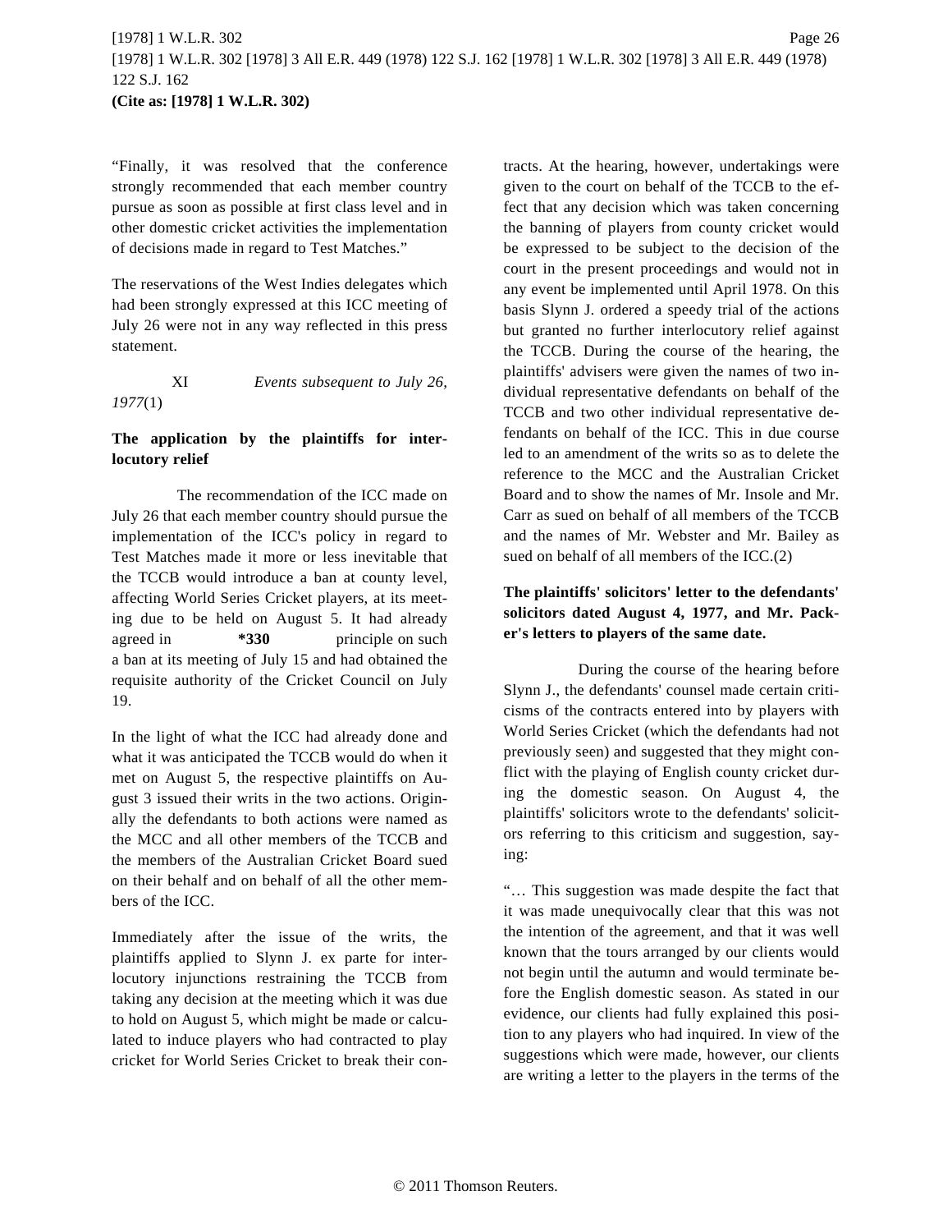"Finally, it was resolved that the conference strongly recommended that each member country pursue as soon as possible at first class level and in other domestic cricket activities the implementation of decisions made in regard to Test Matches."

The reservations of the West Indies delegates which had been strongly expressed at this ICC meeting of July 26 were not in any way reflected in this press statement.

XI *Events subsequent to July 26, 1977*(1)

**The application by the plaintiffs for interlocutory relief**

The recommendation of the ICC made on July 26 that each member country should pursue the implementation of the ICC's policy in regard to Test Matches made it more or less inevitable that the TCCB would introduce a ban at county level, affecting World Series Cricket players, at its meeting due to be held on August 5. It had already agreed in **\*330** principle on such a ban at its meeting of July 15 and had obtained the requisite authority of the Cricket Council on July 19.

In the light of what the ICC had already done and what it was anticipated the TCCB would do when it met on August 5, the respective plaintiffs on August 3 issued their writs in the two actions. Originally the defendants to both actions were named as the MCC and all other members of the TCCB and the members of the Australian Cricket Board sued on their behalf and on behalf of all the other members of the ICC.

Immediately after the issue of the writs, the plaintiffs applied to Slynn J. ex parte for interlocutory injunctions restraining the TCCB from taking any decision at the meeting which it was due to hold on August 5, which might be made or calculated to induce players who had contracted to play cricket for World Series Cricket to break their contracts. At the hearing, however, undertakings were given to the court on behalf of the TCCB to the effect that any decision which was taken concerning the banning of players from county cricket would be expressed to be subject to the decision of the court in the present proceedings and would not in any event be implemented until April 1978. On this basis Slynn J. ordered a speedy trial of the actions but granted no further interlocutory relief against the TCCB. During the course of the hearing, the plaintiffs' advisers were given the names of two individual representative defendants on behalf of the TCCB and two other individual representative defendants on behalf of the ICC. This in due course led to an amendment of the writs so as to delete the reference to the MCC and the Australian Cricket Board and to show the names of Mr. Insole and Mr. Carr as sued on behalf of all members of the TCCB and the names of Mr. Webster and Mr. Bailey as sued on behalf of all members of the ICC.(2)

**The plaintiffs' solicitors' letter to the defendants' solicitors dated August 4, 1977, and Mr. Packer's letters to players of the same date.**

During the course of the hearing before Slynn J., the defendants' counsel made certain criticisms of the contracts entered into by players with World Series Cricket (which the defendants had not previously seen) and suggested that they might conflict with the playing of English county cricket during the domestic season. On August 4, the plaintiffs' solicitors wrote to the defendants' solicitors referring to this criticism and suggestion, saying:

"… This suggestion was made despite the fact that it was made unequivocally clear that this was not the intention of the agreement, and that it was well known that the tours arranged by our clients would not begin until the autumn and would terminate before the English domestic season. As stated in our evidence, our clients had fully explained this position to any players who had inquired. In view of the suggestions which were made, however, our clients are writing a letter to the players in the terms of the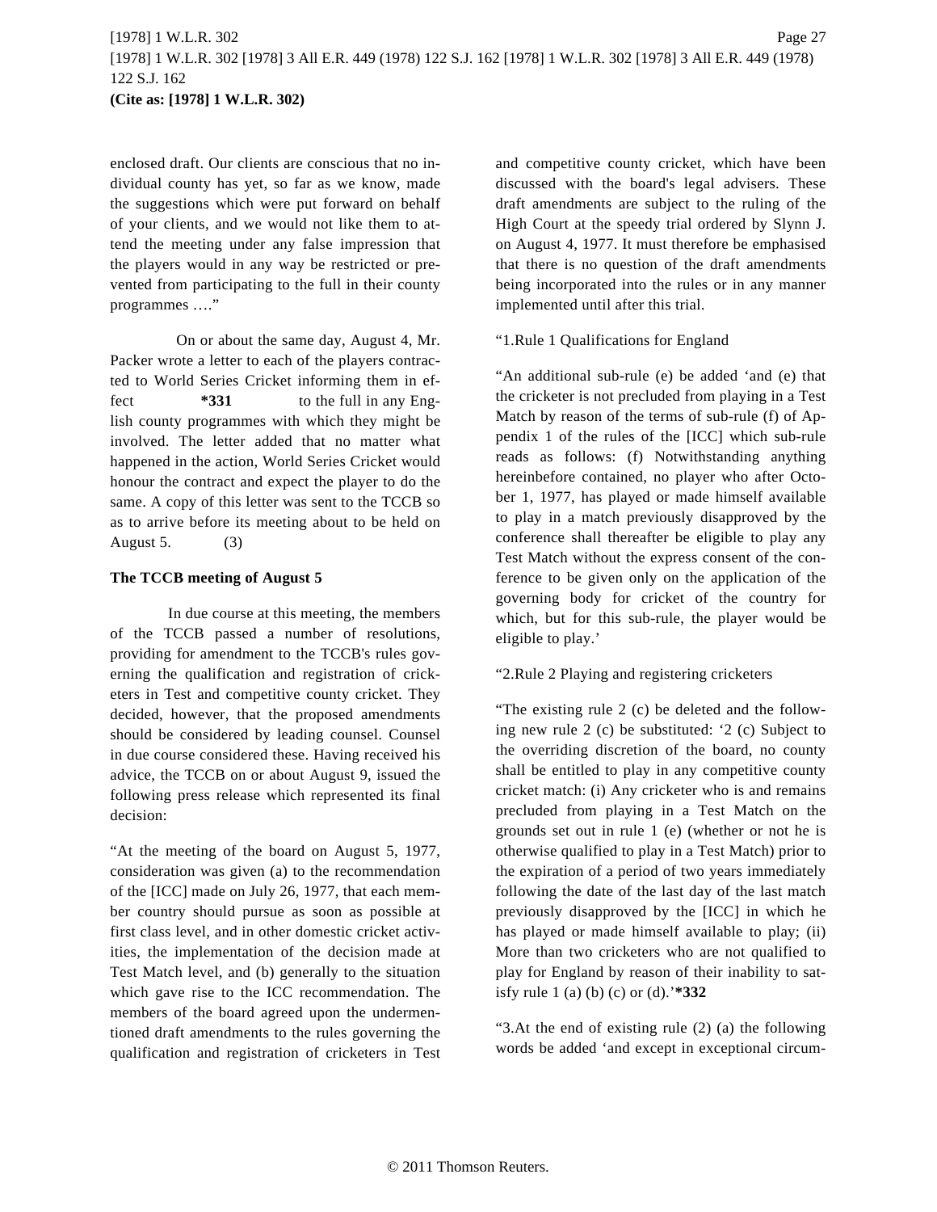enclosed draft. Our clients are conscious that no individual county has yet, so far as we know, made the suggestions which were put forward on behalf of your clients, and we would not like them to attend the meeting under any false impression that the players would in any way be restricted or prevented from participating to the full in their county programmes …."

On or about the same day, August 4, Mr. Packer wrote a letter to each of the players contracted to World Series Cricket informing them in effect **\*331** to the full in any English county programmes with which they might be involved. The letter added that no matter what happened in the action, World Series Cricket would honour the contract and expect the player to do the same. A copy of this letter was sent to the TCCB so as to arrive before its meeting about to be held on August 5. (3)

**The TCCB meeting of August 5**

In due course at this meeting, the members of the TCCB passed a number of resolutions, providing for amendment to the TCCB's rules governing the qualification and registration of cricketers in Test and competitive county cricket. They decided, however, that the proposed amendments should be considered by leading counsel. Counsel in due course considered these. Having received his advice, the TCCB on or about August 9, issued the following press release which represented its final decision:

"At the meeting of the board on August 5, 1977, consideration was given (a) to the recommendation of the [ICC] made on July 26, 1977, that each member country should pursue as soon as possible at first class level, and in other domestic cricket activities, the implementation of the decision made at Test Match level, and (b) generally to the situation which gave rise to the ICC recommendation. The members of the board agreed upon the undermentioned draft amendments to the rules governing the qualification and registration of cricketers in Test and competitive county cricket, which have been discussed with the board's legal advisers. These draft amendments are subject to the ruling of the High Court at the speedy trial ordered by Slynn J. on August 4, 1977. It must therefore be emphasised that there is no question of the draft amendments being incorporated into the rules or in any manner implemented until after this trial.

"1.Rule 1 Qualifications for England

"An additional sub-rule (e) be added 'and (e) that the cricketer is not precluded from playing in a Test Match by reason of the terms of sub-rule (f) of Appendix 1 of the rules of the [ICC] which sub-rule reads as follows: (f) Notwithstanding anything hereinbefore contained, no player who after October 1, 1977, has played or made himself available to play in a match previously disapproved by the conference shall thereafter be eligible to play any Test Match without the express consent of the conference to be given only on the application of the governing body for cricket of the country for which, but for this sub-rule, the player would be eligible to play.'

"2.Rule 2 Playing and registering cricketers

"The existing rule 2 (c) be deleted and the following new rule 2 (c) be substituted: '2 (c) Subject to the overriding discretion of the board, no county shall be entitled to play in any competitive county cricket match: (i) Any cricketer who is and remains precluded from playing in a Test Match on the grounds set out in rule 1 (e) (whether or not he is otherwise qualified to play in a Test Match) prior to the expiration of a period of two years immediately following the date of the last day of the last match previously disapproved by the [ICC] in which he has played or made himself available to play; (ii) More than two cricketers who are not qualified to play for England by reason of their inability to satisfy rule 1 (a) (b) (c) or (d).'**\*332**

"3.At the end of existing rule (2) (a) the following words be added 'and except in exceptional circum-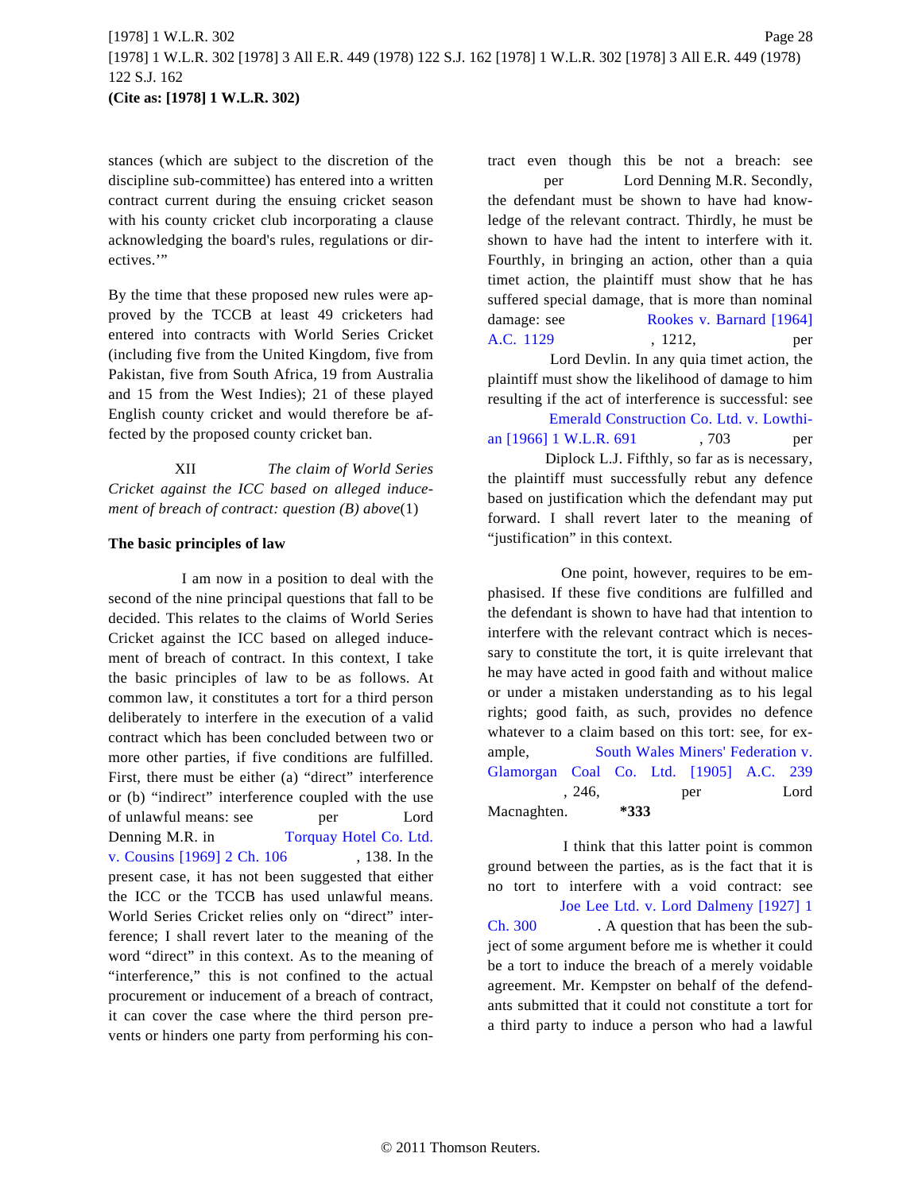stances (which are subject to the discretion of the discipline sub-committee) has entered into a written contract current during the ensuing cricket season with his county cricket club incorporating a clause acknowledging the board's rules, regulations or directives.'"

By the time that these proposed new rules were approved by the TCCB at least 49 cricketers had entered into contracts with World Series Cricket (including five from the United Kingdom, five from Pakistan, five from South Africa, 19 from Australia and 15 from the West Indies); 21 of these played English county cricket and would therefore be affected by the proposed county cricket ban.

XII *The claim of World Series Cricket against the ICC based on alleged inducement of breach of contract: question (B) above*(1)

**The basic principles of law**

I am now in a position to deal with the second of the nine principal questions that fall to be decided. This relates to the claims of World Series Cricket against the ICC based on alleged inducement of breach of contract. In this context, I take the basic principles of law to be as follows. At common law, it constitutes a tort for a third person deliberately to interfere in the execution of a valid contract which has been concluded between two or more other parties, if five conditions are fulfilled. First, there must be either (a) "direct" interference or (b) "indirect" interference coupled with the use of unlawful means: see per Lord Denning M.R. in Torquay Hotel Co. Ltd. v. Cousins [1969] 2 Ch. 106, 138. In the present case, it has not been suggested that either the ICC or the TCCB has used unlawful means. World Series Cricket relies only on "direct" interference; I shall revert later to the meaning of the word "direct" in this context. As to the meaning of "interference," this is not confined to the actual procurement or inducement of a breach of contract, it can cover the case where the third person prevents or hinders one party from performing his contract even though this be not a breach: see per Lord Denning M.R. Secondly, the defendant must be shown to have had knowledge of the relevant contract. Thirdly, he must be shown to have had the intent to interfere with it. Fourthly, in bringing an action, other than a quia timet action, the plaintiff must show that he has suffered special damage, that is more than nominal damage: see Rookes v. Barnard [1964] A.C. 1129, 1212, per Lord Devlin. In any quia timet action, the plaintiff must show the likelihood of damage to him resulting if the act of interference is successful: see Emerald Construction Co. Ltd. v. Lowthian [1966] 1 W.L.R. 691, 703 per Diplock L.J. Fifthly, so far as is necessary, the plaintiff must successfully rebut any defence based on justification which the defendant may put forward. I shall revert later to the meaning of "justification" in this context.

One point, however, requires to be emphasised. If these five conditions are fulfilled and the defendant is shown to have had that intention to interfere with the relevant contract which is necessary to constitute the tort, it is quite irrelevant that he may have acted in good faith and without malice or under a mistaken understanding as to his legal rights; good faith, as such, provides no defence whatever to a claim based on this tort: see, for example, South Wales Miners' Federation v. Glamorgan Coal Co. Ltd. [1905] A.C. 239, 246, per Lord Macnaghten. **\*333**

I think that this latter point is common ground between the parties, as is the fact that it is no tort to interfere with a void contract: see Joe Lee Ltd. v. Lord Dalmeny [1927] 1 Ch. 300. A question that has been the subject of some argument before me is whether it could be a tort to induce the breach of a merely voidable agreement. Mr. Kempster on behalf of the defendants submitted that it could not constitute a tort for a third party to induce a person who had a lawful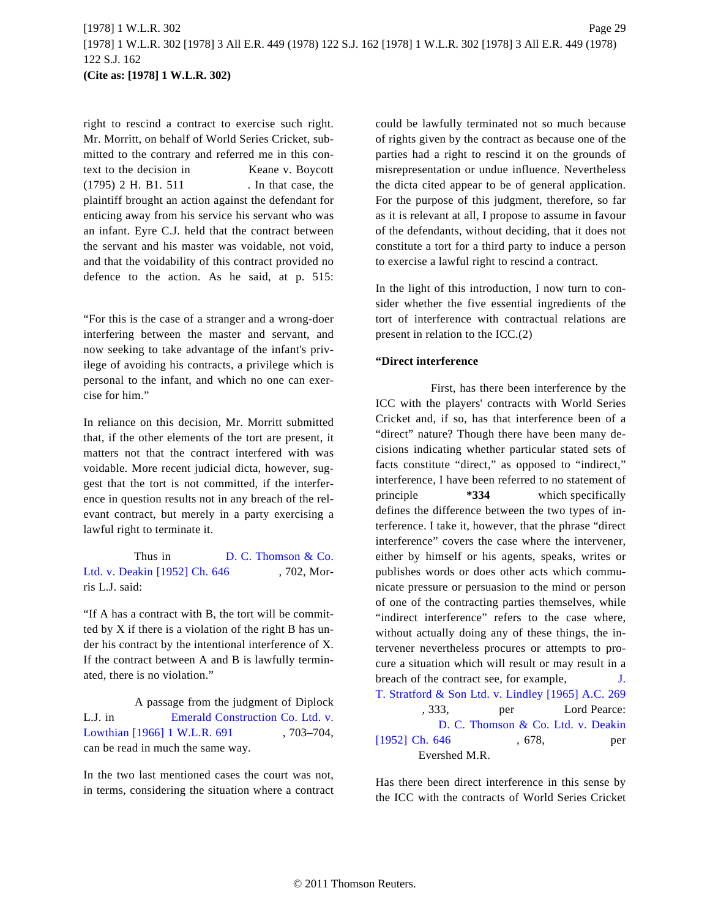right to rescind a contract to exercise such right. Mr. Morritt, on behalf of World Series Cricket, submitted to the contrary and referred me in this context to the decision in Keane v. Boycott (1795) 2 H. B1. 511. In that case, the plaintiff brought an action against the defendant for enticing away from his service his servant who was an infant. Eyre C.J. held that the contract between the servant and his master was voidable, not void, and that the voidability of this contract provided no defence to the action. As he said, at p. 515:

"For this is the case of a stranger and a wrong-doer interfering between the master and servant, and now seeking to take advantage of the infant's privilege of avoiding his contracts, a privilege which is personal to the infant, and which no one can exercise for him."

In reliance on this decision, Mr. Morritt submitted that, if the other elements of the tort are present, it matters not that the contract interfered with was voidable. More recent judicial dicta, however, suggest that the tort is not committed, if the interference in question results not in any breach of the relevant contract, but merely in a party exercising a lawful right to terminate it.

Thus in D. C. Thomson & Co. Ltd. v. Deakin [1952] Ch. 646, 702, Morris L.J. said:

"If A has a contract with B, the tort will be committed by X if there is a violation of the right B has under his contract by the intentional interference of X. If the contract between A and B is lawfully terminated, there is no violation."

A passage from the judgment of Diplock L.J. in Emerald Construction Co. Ltd. v. Lowthian [1966] 1 W.L.R. 691, 703–704, can be read in much the same way.

In the two last mentioned cases the court was not, in terms, considering the situation where a contract could be lawfully terminated not so much because of rights given by the contract as because one of the parties had a right to rescind it on the grounds of misrepresentation or undue influence. Nevertheless the dicta cited appear to be of general application. For the purpose of this judgment, therefore, so far as it is relevant at all, I propose to assume in favour of the defendants, without deciding, that it does not constitute a tort for a third party to induce a person to exercise a lawful right to rescind a contract.

In the light of this introduction, I now turn to consider whether the five essential ingredients of the tort of interference with contractual relations are present in relation to the ICC.(2)

**"Direct interference**

First, has there been interference by the ICC with the players' contracts with World Series Cricket and, if so, has that interference been of a "direct" nature? Though there have been many decisions indicating whether particular stated sets of facts constitute "direct," as opposed to "indirect," interference, I have been referred to no statement of principle **\*334** which specifically defines the difference between the two types of interference. I take it, however, that the phrase "direct interference" covers the case where the intervener, either by himself or his agents, speaks, writes or publishes words or does other acts which communicate pressure or persuasion to the mind or person of one of the contracting parties themselves, while "indirect interference" refers to the case where, without actually doing any of these things, the intervener nevertheless procures or attempts to procure a situation which will result or may result in a breach of the contract see, for example, J. T. Stratford & Son Ltd. v. Lindley [1965] A.C. 269, 333, per Lord Pearce: D. C. Thomson & Co. Ltd. v. Deakin [1952] Ch. 646, 678, per Evershed M.R.

Has there been direct interference in this sense by the ICC with the contracts of World Series Cricket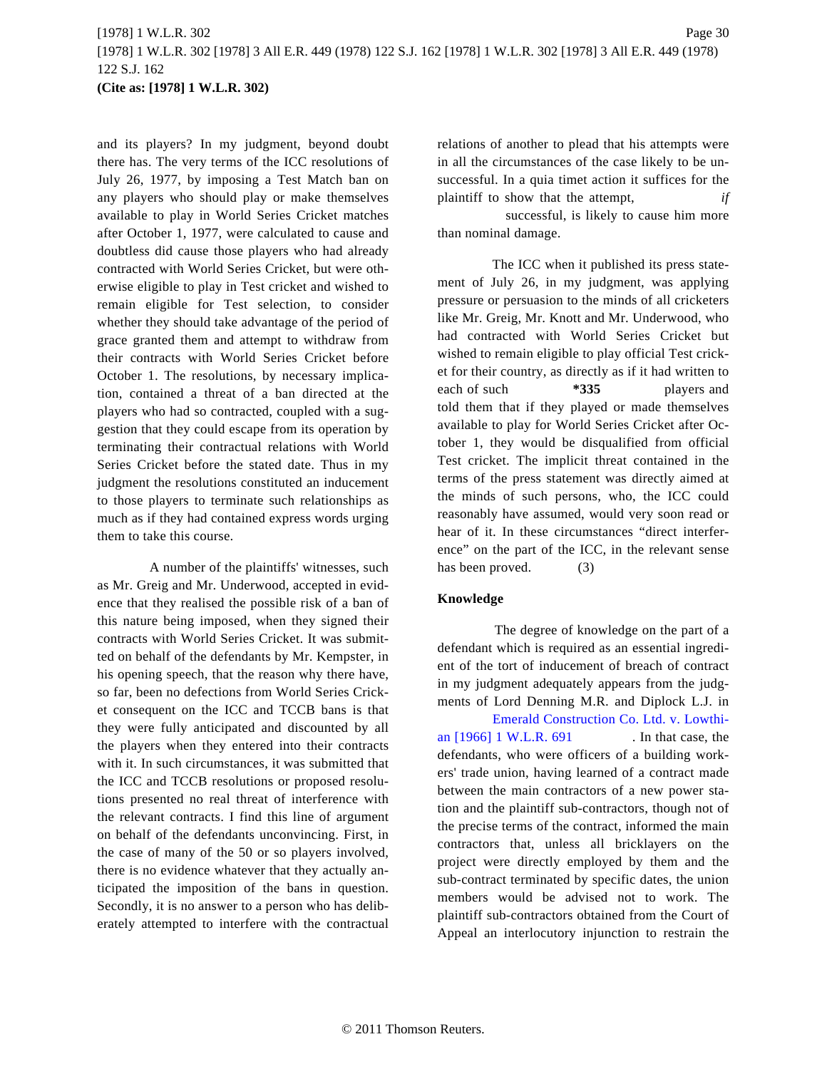and its players? In my judgment, beyond doubt there has. The very terms of the ICC resolutions of July 26, 1977, by imposing a Test Match ban on any players who should play or make themselves available to play in World Series Cricket matches after October 1, 1977, were calculated to cause and doubtless did cause those players who had already contracted with World Series Cricket, but were otherwise eligible to play in Test cricket and wished to remain eligible for Test selection, to consider whether they should take advantage of the period of grace granted them and attempt to withdraw from their contracts with World Series Cricket before October 1. The resolutions, by necessary implication, contained a threat of a ban directed at the players who had so contracted, coupled with a suggestion that they could escape from its operation by terminating their contractual relations with World Series Cricket before the stated date. Thus in my judgment the resolutions constituted an inducement to those players to terminate such relationships as much as if they had contained express words urging them to take this course.

A number of the plaintiffs' witnesses, such as Mr. Greig and Mr. Underwood, accepted in evidence that they realised the possible risk of a ban of this nature being imposed, when they signed their contracts with World Series Cricket. It was submitted on behalf of the defendants by Mr. Kempster, in his opening speech, that the reason why there have, so far, been no defections from World Series Cricket consequent on the ICC and TCCB bans is that they were fully anticipated and discounted by all the players when they entered into their contracts with it. In such circumstances, it was submitted that the ICC and TCCB resolutions or proposed resolutions presented no real threat of interference with the relevant contracts. I find this line of argument on behalf of the defendants unconvincing. First, in the case of many of the 50 or so players involved, there is no evidence whatever that they actually anticipated the imposition of the bans in question. Secondly, it is no answer to a person who has deliberately attempted to interfere with the contractual relations of another to plead that his attempts were in all the circumstances of the case likely to be unsuccessful. In a quia timet action it suffices for the plaintiff to show that the attempt, *if* successful, is likely to cause him more than nominal damage.

The ICC when it published its press statement of July 26, in my judgment, was applying pressure or persuasion to the minds of all cricketers like Mr. Greig, Mr. Knott and Mr. Underwood, who had contracted with World Series Cricket but wished to remain eligible to play official Test cricket for their country, as directly as if it had written to each of such **\*335** players and told them that if they played or made themselves available to play for World Series Cricket after October 1, they would be disqualified from official Test cricket. The implicit threat contained in the terms of the press statement was directly aimed at the minds of such persons, who, the ICC could reasonably have assumed, would very soon read or hear of it. In these circumstances "direct interference" on the part of the ICC, in the relevant sense has been proved. (3)

**Knowledge**

The degree of knowledge on the part of a defendant which is required as an essential ingredient of the tort of inducement of breach of contract in my judgment adequately appears from the judgments of Lord Denning M.R. and Diplock L.J. in Emerald Construction Co. Ltd. v. Lowthian [1966] 1 W.L.R. 691. In that case, the defendants, who were officers of a building workers' trade union, having learned of a contract made between the main contractors of a new power station and the plaintiff sub-contractors, though not of the precise terms of the contract, informed the main contractors that, unless all bricklayers on the project were directly employed by them and the sub-contract terminated by specific dates, the union members would be advised not to work. The plaintiff sub-contractors obtained from the Court of Appeal an interlocutory injunction to restrain the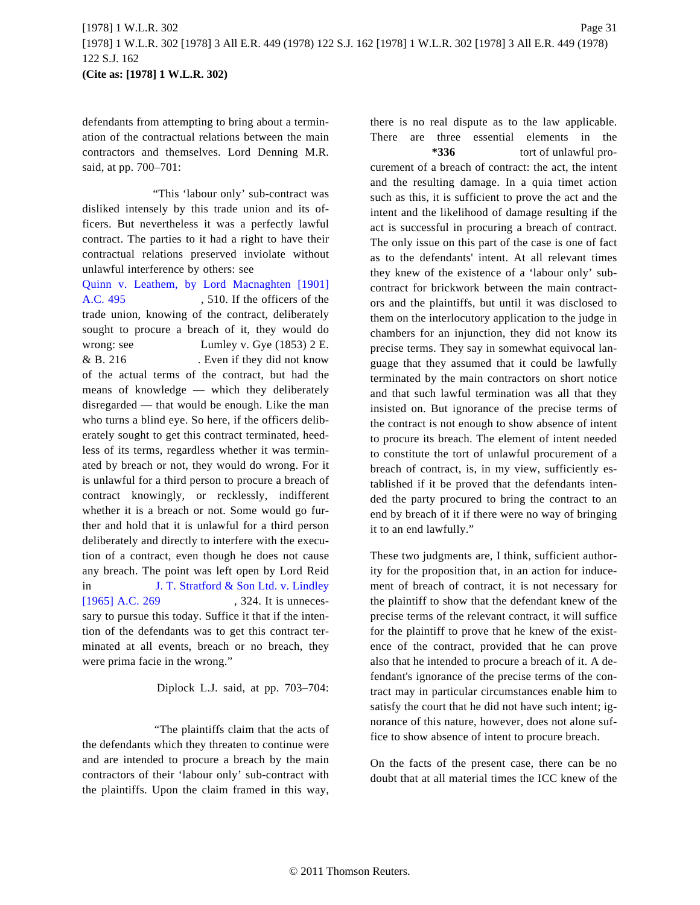defendants from attempting to bring about a termination of the contractual relations between the main contractors and themselves. Lord Denning M.R. said, at pp. 700–701:

"This 'labour only' sub-contract was disliked intensely by this trade union and its officers. But nevertheless it was a perfectly lawful contract. The parties to it had a right to have their contractual relations preserved inviolate without unlawful interference by others: see Quinn v. Leathem, by Lord Macnaghten [1901] A.C. 495, 510. If the officers of the trade union, knowing of the contract, deliberately sought to procure a breach of it, they would do wrong: see Lumley v. Gye (1853) 2 E. & B. 216. Even if they did not know of the actual terms of the contract, but had the means of knowledge — which they deliberately disregarded — that would be enough. Like the man who turns a blind eye. So here, if the officers deliberately sought to get this contract terminated, heedless of its terms, regardless whether it was terminated by breach or not, they would do wrong. For it is unlawful for a third person to procure a breach of contract knowingly, or recklessly, indifferent whether it is a breach or not. Some would go further and hold that it is unlawful for a third person deliberately and directly to interfere with the execution of a contract, even though he does not cause any breach. The point was left open by Lord Reid in J. T. Stratford & Son Ltd. v. Lindley [1965] A.C. 269, 324. It is unnecessary to pursue this today. Suffice it that if the intention of the defendants was to get this contract terminated at all events, breach or no breach, they were prima facie in the wrong."

Diplock L.J. said, at pp. 703–704:

"The plaintiffs claim that the acts of the defendants which they threaten to continue were and are intended to procure a breach by the main contractors of their 'labour only' sub-contract with the plaintiffs. Upon the claim framed in this way, there is no real dispute as to the law applicable. There are three essential elements in the **\*336** tort of unlawful procurement of a breach of contract: the act, the intent and the resulting damage. In a quia timet action such as this, it is sufficient to prove the act and the intent and the likelihood of damage resulting if the act is successful in procuring a breach of contract. The only issue on this part of the case is one of fact as to the defendants' intent. At all relevant times they knew of the existence of a 'labour only' sub-contract for brickwork between the main contractors and the plaintiffs, but until it was disclosed to them on the interlocutory application to the judge in chambers for an injunction, they did not know its precise terms. They say in somewhat equivocal language that they assumed that it could be lawfully terminated by the main contractors on short notice and that such lawful termination was all that they insisted on. But ignorance of the precise terms of the contract is not enough to show absence of intent to procure its breach. The element of intent needed to constitute the tort of unlawful procurement of a breach of contract is, in my view, sufficiently established if it be proved that the defendants intended the party procured to bring the contract to an end by breach of it if there were no way of bringing it to an end lawfully."

These two judgments are, I think, sufficient authority for the proposition that, in an action for inducement of breach of contract, it is not necessary for the plaintiff to show that the defendant knew of the precise terms of the relevant contract, it will suffice for the plaintiff to prove that he knew of the existence of the contract, provided that he can prove also that he intended to procure a breach of it. A defendant's ignorance of the precise terms of the contract may in particular circumstances enable him to satisfy the court that he did not have such intent; ignorance of this nature, however, does not alone suffice to show absence of intent to procure breach.

On the facts of the present case, there can be no doubt that at all material times the ICC knew of the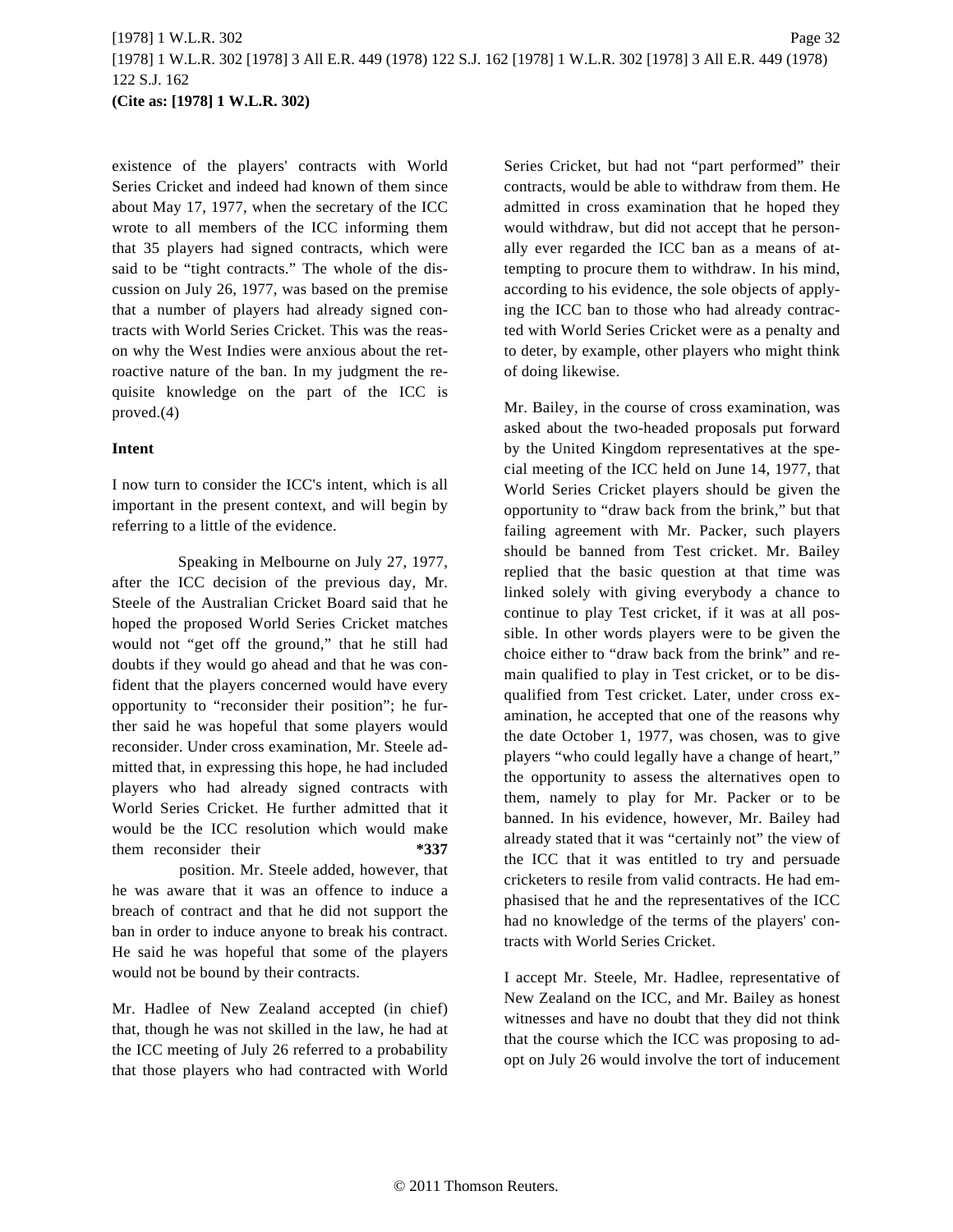existence of the players' contracts with World Series Cricket and indeed had known of them since about May 17, 1977, when the secretary of the ICC wrote to all members of the ICC informing them that 35 players had signed contracts, which were said to be "tight contracts." The whole of the discussion on July 26, 1977, was based on the premise that a number of players had already signed contracts with World Series Cricket. This was the reason why the West Indies were anxious about the retroactive nature of the ban. In my judgment the requisite knowledge on the part of the ICC is proved.(4)

**Intent**

I now turn to consider the ICC's intent, which is all important in the present context, and will begin by referring to a little of the evidence.

Speaking in Melbourne on July 27, 1977, after the ICC decision of the previous day, Mr. Steele of the Australian Cricket Board said that he hoped the proposed World Series Cricket matches would not "get off the ground," that he still had doubts if they would go ahead and that he was confident that the players concerned would have every opportunity to "reconsider their position"; he further said he was hopeful that some players would reconsider. Under cross examination, Mr. Steele admitted that, in expressing this hope, he had included players who had already signed contracts with World Series Cricket. He further admitted that it would be the ICC resolution which would make them reconsider their **\*337** position. Mr. Steele added, however, that he was aware that it was an offence to induce a breach of contract and that he did not support the ban in order to induce anyone to break his contract. He said he was hopeful that some of the players would not be bound by their contracts.

Mr. Hadlee of New Zealand accepted (in chief) that, though he was not skilled in the law, he had at the ICC meeting of July 26 referred to a probability that those players who had contracted with World Series Cricket, but had not "part performed" their contracts, would be able to withdraw from them. He admitted in cross examination that he hoped they would withdraw, but did not accept that he personally ever regarded the ICC ban as a means of attempting to procure them to withdraw. In his mind, according to his evidence, the sole objects of applying the ICC ban to those who had already contracted with World Series Cricket were as a penalty and to deter, by example, other players who might think of doing likewise.

Mr. Bailey, in the course of cross examination, was asked about the two-headed proposals put forward by the United Kingdom representatives at the special meeting of the ICC held on June 14, 1977, that World Series Cricket players should be given the opportunity to "draw back from the brink," but that failing agreement with Mr. Packer, such players should be banned from Test cricket. Mr. Bailey replied that the basic question at that time was linked solely with giving everybody a chance to continue to play Test cricket, if it was at all possible. In other words players were to be given the choice either to "draw back from the brink" and remain qualified to play in Test cricket, or to be disqualified from Test cricket. Later, under cross examination, he accepted that one of the reasons why the date October 1, 1977, was chosen, was to give players "who could legally have a change of heart," the opportunity to assess the alternatives open to them, namely to play for Mr. Packer or to be banned. In his evidence, however, Mr. Bailey had already stated that it was "certainly not" the view of the ICC that it was entitled to try and persuade cricketers to resile from valid contracts. He had emphasised that he and the representatives of the ICC had no knowledge of the terms of the players' contracts with World Series Cricket.

I accept Mr. Steele, Mr. Hadlee, representative of New Zealand on the ICC, and Mr. Bailey as honest witnesses and have no doubt that they did not think that the course which the ICC was proposing to adopt on July 26 would involve the tort of inducement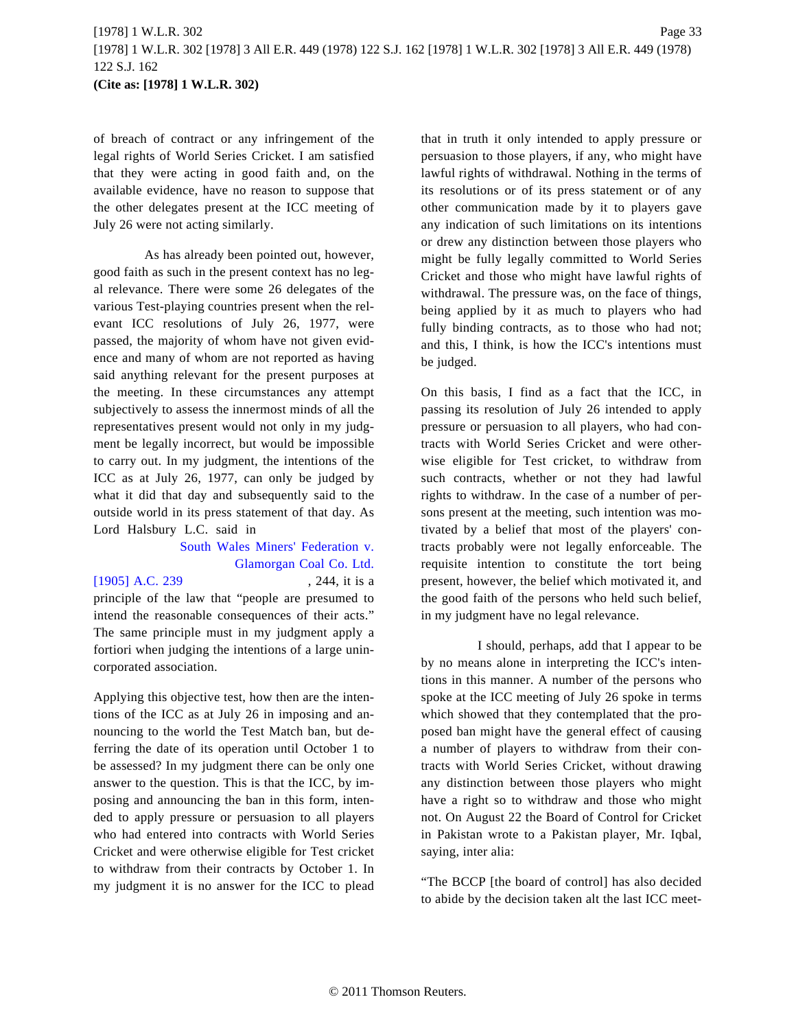of breach of contract or any infringement of the legal rights of World Series Cricket. I am satisfied that they were acting in good faith and, on the available evidence, have no reason to suppose that the other delegates present at the ICC meeting of July 26 were not acting similarly.

As has already been pointed out, however, good faith as such in the present context has no legal relevance. There were some 26 delegates of the various Test-playing countries present when the relevant ICC resolutions of July 26, 1977, were passed, the majority of whom have not given evidence and many of whom are not reported as having said anything relevant for the present purposes at the meeting. In these circumstances any attempt subjectively to assess the innermost minds of all the representatives present would not only in my judgment be legally incorrect, but would be impossible to carry out. In my judgment, the intentions of the ICC as at July 26, 1977, can only be judged by what it did that day and subsequently said to the outside world in its press statement of that day. As Lord Halsbury L.C. said in South Wales Miners' Federation v. Glamorgan Coal Co. Ltd. [1905] A.C. 239, 244, it is a principle of the law that "people are presumed to intend the reasonable consequences of their acts." The same principle must in my judgment apply a fortiori when judging the intentions of a large unincorporated association.

Applying this objective test, how then are the intentions of the ICC as at July 26 in imposing and announcing to the world the Test Match ban, but deferring the date of its operation until October 1 to be assessed? In my judgment there can be only one answer to the question. This is that the ICC, by imposing and announcing the ban in this form, intended to apply pressure or persuasion to all players who had entered into contracts with World Series Cricket and were otherwise eligible for Test cricket to withdraw from their contracts by October 1. In my judgment it is no answer for the ICC to plead that in truth it only intended to apply pressure or persuasion to those players, if any, who might have lawful rights of withdrawal. Nothing in the terms of its resolutions or of its press statement or of any other communication made by it to players gave any indication of such limitations on its intentions or drew any distinction between those players who might be fully legally committed to World Series Cricket and those who might have lawful rights of withdrawal. The pressure was, on the face of things, being applied by it as much to players who had fully binding contracts, as to those who had not; and this, I think, is how the ICC's intentions must be judged.

On this basis, I find as a fact that the ICC, in passing its resolution of July 26 intended to apply pressure or persuasion to all players, who had contracts with World Series Cricket and were otherwise eligible for Test cricket, to withdraw from such contracts, whether or not they had lawful rights to withdraw. In the case of a number of persons present at the meeting, such intention was motivated by a belief that most of the players' contracts probably were not legally enforceable. The requisite intention to constitute the tort being present, however, the belief which motivated it, and the good faith of the persons who held such belief, in my judgment have no legal relevance.

I should, perhaps, add that I appear to be by no means alone in interpreting the ICC's intentions in this manner. A number of the persons who spoke at the ICC meeting of July 26 spoke in terms which showed that they contemplated that the proposed ban might have the general effect of causing a number of players to withdraw from their contracts with World Series Cricket, without drawing any distinction between those players who might have a right so to withdraw and those who might not. On August 22 the Board of Control for Cricket in Pakistan wrote to a Pakistan player, Mr. Iqbal, saying, inter alia:

"The BCCP [the board of control] has also decided to abide by the decision taken alt the last ICC meet-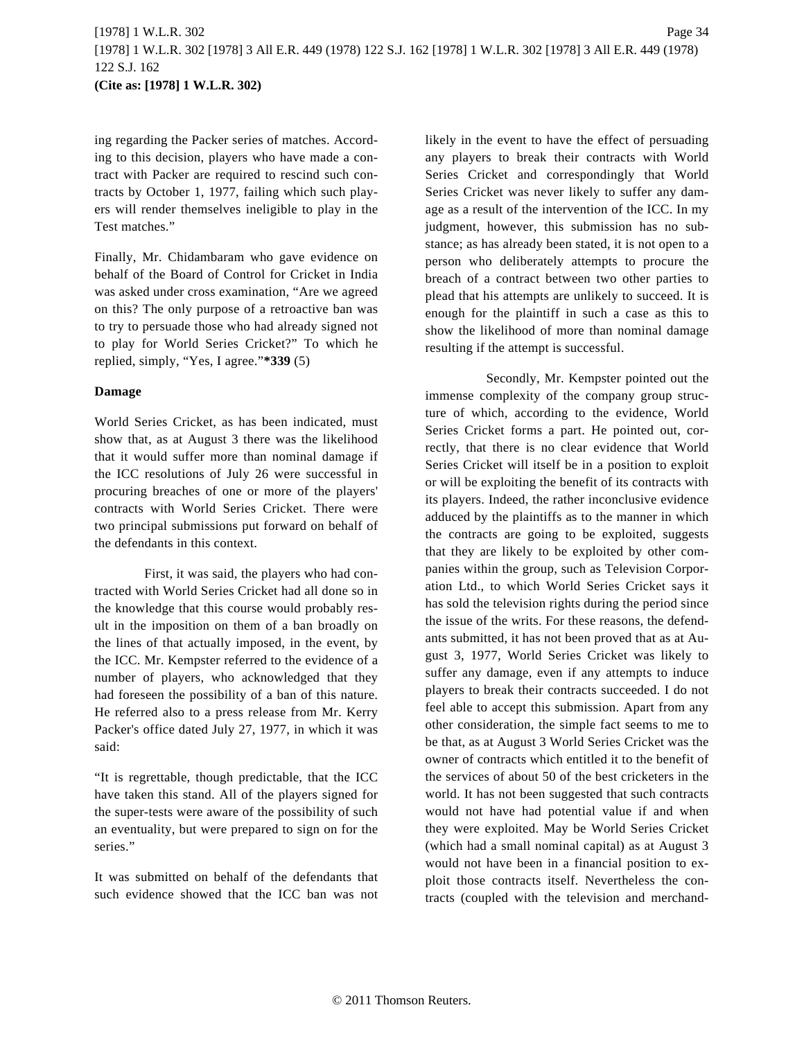ing regarding the Packer series of matches. According to this decision, players who have made a contract with Packer are required to rescind such contracts by October 1, 1977, failing which such players will render themselves ineligible to play in the Test matches."

Finally, Mr. Chidambaram who gave evidence on behalf of the Board of Control for Cricket in India was asked under cross examination, "Are we agreed on this? The only purpose of a retroactive ban was to try to persuade those who had already signed not to play for World Series Cricket?" To which he replied, simply, "Yes, I agree."**\*339** (5)

**Damage**

World Series Cricket, as has been indicated, must show that, as at August 3 there was the likelihood that it would suffer more than nominal damage if the ICC resolutions of July 26 were successful in procuring breaches of one or more of the players' contracts with World Series Cricket. There were two principal submissions put forward on behalf of the defendants in this context.

First, it was said, the players who had contracted with World Series Cricket had all done so in the knowledge that this course would probably result in the imposition on them of a ban broadly on the lines of that actually imposed, in the event, by the ICC. Mr. Kempster referred to the evidence of a number of players, who acknowledged that they had foreseen the possibility of a ban of this nature. He referred also to a press release from Mr. Kerry Packer's office dated July 27, 1977, in which it was said:

"It is regrettable, though predictable, that the ICC have taken this stand. All of the players signed for the super-tests were aware of the possibility of such an eventuality, but were prepared to sign on for the series."

It was submitted on behalf of the defendants that such evidence showed that the ICC ban was not likely in the event to have the effect of persuading any players to break their contracts with World Series Cricket and correspondingly that World Series Cricket was never likely to suffer any damage as a result of the intervention of the ICC. In my judgment, however, this submission has no substance; as has already been stated, it is not open to a person who deliberately attempts to procure the breach of a contract between two other parties to plead that his attempts are unlikely to succeed. It is enough for the plaintiff in such a case as this to show the likelihood of more than nominal damage resulting if the attempt is successful.

Secondly, Mr. Kempster pointed out the immense complexity of the company group structure of which, according to the evidence, World Series Cricket forms a part. He pointed out, correctly, that there is no clear evidence that World Series Cricket will itself be in a position to exploit or will be exploiting the benefit of its contracts with its players. Indeed, the rather inconclusive evidence adduced by the plaintiffs as to the manner in which the contracts are going to be exploited, suggests that they are likely to be exploited by other companies within the group, such as Television Corporation Ltd., to which World Series Cricket says it has sold the television rights during the period since the issue of the writs. For these reasons, the defendants submitted, it has not been proved that as at August 3, 1977, World Series Cricket was likely to suffer any damage, even if any attempts to induce players to break their contracts succeeded. I do not feel able to accept this submission. Apart from any other consideration, the simple fact seems to me to be that, as at August 3 World Series Cricket was the owner of contracts which entitled it to the benefit of the services of about 50 of the best cricketers in the world. It has not been suggested that such contracts would not have had potential value if and when they were exploited. May be World Series Cricket (which had a small nominal capital) as at August 3 would not have been in a financial position to exploit those contracts itself. Nevertheless the contracts (coupled with the television and merchand-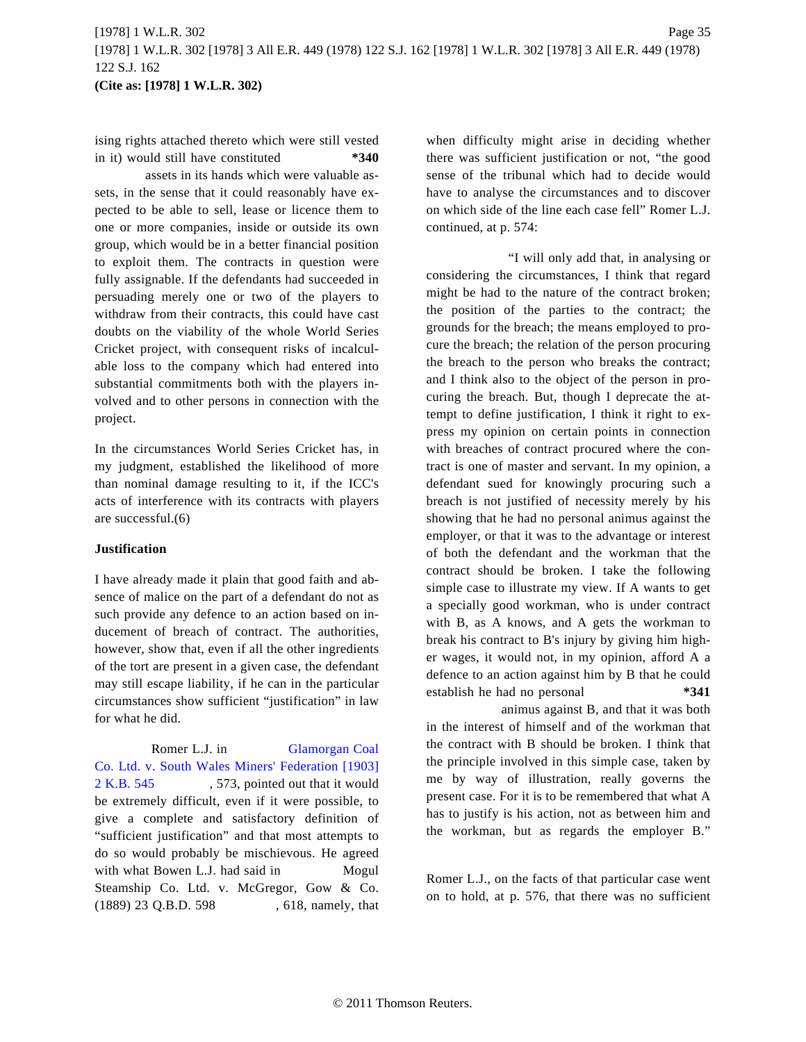ising rights attached thereto which were still vested in it) would still have constituted **\*340** assets in its hands which were valuable assets, in the sense that it could reasonably have expected to be able to sell, lease or licence them to one or more companies, inside or outside its own group, which would be in a better financial position to exploit them. The contracts in question were fully assignable. If the defendants had succeeded in persuading merely one or two of the players to withdraw from their contracts, this could have cast doubts on the viability of the whole World Series Cricket project, with consequent risks of incalculable loss to the company which had entered into substantial commitments both with the players involved and to other persons in connection with the project.

In the circumstances World Series Cricket has, in my judgment, established the likelihood of more than nominal damage resulting to it, if the ICC's acts of interference with its contracts with players are successful.(6)

**Justification**

I have already made it plain that good faith and absence of malice on the part of a defendant do not as such provide any defence to an action based on inducement of breach of contract. The authorities, however, show that, even if all the other ingredients of the tort are present in a given case, the defendant may still escape liability, if he can in the particular circumstances show sufficient "justification" in law for what he did.

Romer L.J. in Glamorgan Coal Co. Ltd. v. South Wales Miners' Federation [1903] 2 K.B. 545, 573, pointed out that it would be extremely difficult, even if it were possible, to give a complete and satisfactory definition of "sufficient justification" and that most attempts to do so would probably be mischievous. He agreed with what Bowen L.J. had said in Mogul Steamship Co. Ltd. v. McGregor, Gow & Co. (1889) 23 Q.B.D. 598, 618, namely, that when difficulty might arise in deciding whether there was sufficient justification or not, "the good sense of the tribunal which had to decide would have to analyse the circumstances and to discover on which side of the line each case fell" Romer L.J. continued, at p. 574:

"I will only add that, in analysing or considering the circumstances, I think that regard might be had to the nature of the contract broken; the position of the parties to the contract; the grounds for the breach; the means employed to procure the breach; the relation of the person procuring the breach to the person who breaks the contract; and I think also to the object of the person in procuring the breach. But, though I deprecate the attempt to define justification, I think it right to express my opinion on certain points in connection with breaches of contract procured where the contract is one of master and servant. In my opinion, a defendant sued for knowingly procuring such a breach is not justified of necessity merely by his showing that he had no personal animus against the employer, or that it was to the advantage or interest of both the defendant and the workman that the contract should be broken. I take the following simple case to illustrate my view. If A wants to get a specially good workman, who is under contract with B, as A knows, and A gets the workman to break his contract to B's injury by giving him higher wages, it would not, in my opinion, afford A a defence to an action against him by B that he could establish he had no personal **\*341** animus against B, and that it was both in the interest of himself and of the workman that the contract with B should be broken. I think that the principle involved in this simple case, taken by me by way of illustration, really governs the present case. For it is to be remembered that what A has to justify is his action, not as between him and the workman, but as regards the employer B."

Romer L.J., on the facts of that particular case went on to hold, at p. 576, that there was no sufficient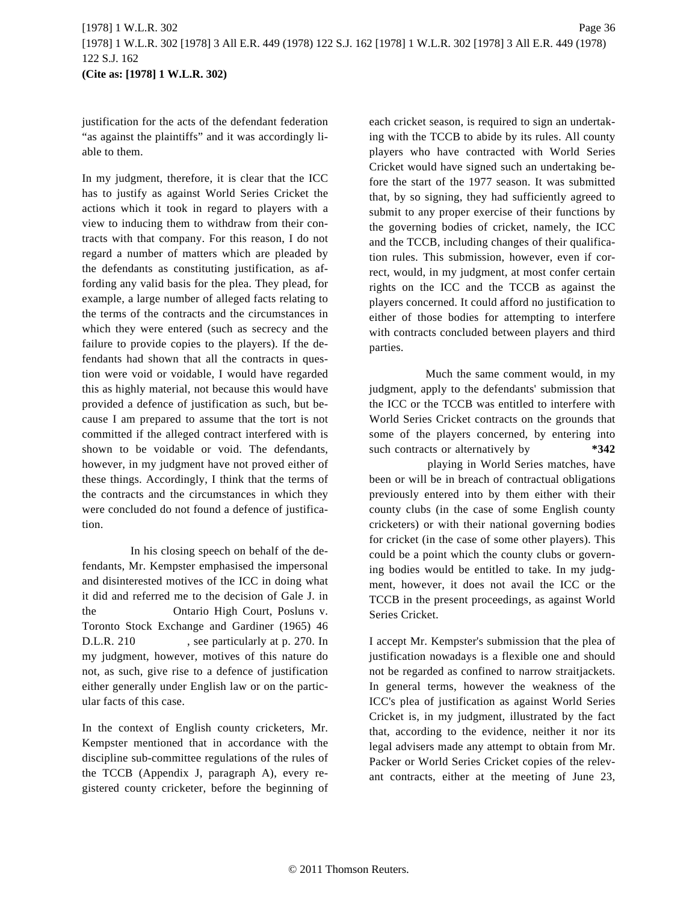justification for the acts of the defendant federation "as against the plaintiffs" and it was accordingly liable to them.

In my judgment, therefore, it is clear that the ICC has to justify as against World Series Cricket the actions which it took in regard to players with a view to inducing them to withdraw from their contracts with that company. For this reason, I do not regard a number of matters which are pleaded by the defendants as constituting justification, as affording any valid basis for the plea. They plead, for example, a large number of alleged facts relating to the terms of the contracts and the circumstances in which they were entered (such as secrecy and the failure to provide copies to the players). If the defendants had shown that all the contracts in question were void or voidable, I would have regarded this as highly material, not because this would have provided a defence of justification as such, but because I am prepared to assume that the tort is not committed if the alleged contract interfered with is shown to be voidable or void. The defendants, however, in my judgment have not proved either of these things. Accordingly, I think that the terms of the contracts and the circumstances in which they were concluded do not found a defence of justification.

In his closing speech on behalf of the defendants, Mr. Kempster emphasised the impersonal and disinterested motives of the ICC in doing what it did and referred me to the decision of Gale J. in the Ontario High Court, Posluns v. Toronto Stock Exchange and Gardiner (1965) 46 D.L.R. 210, see particularly at p. 270. In my judgment, however, motives of this nature do not, as such, give rise to a defence of justification either generally under English law or on the particular facts of this case.

In the context of English county cricketers, Mr. Kempster mentioned that in accordance with the discipline sub-committee regulations of the rules of the TCCB (Appendix J, paragraph A), every registered county cricketer, before the beginning of each cricket season, is required to sign an undertaking with the TCCB to abide by its rules. All county players who have contracted with World Series Cricket would have signed such an undertaking before the start of the 1977 season. It was submitted that, by so signing, they had sufficiently agreed to submit to any proper exercise of their functions by the governing bodies of cricket, namely, the ICC and the TCCB, including changes of their qualification rules. This submission, however, even if correct, would, in my judgment, at most confer certain rights on the ICC and the TCCB as against the players concerned. It could afford no justification to either of those bodies for attempting to interfere with contracts concluded between players and third parties.

Much the same comment would, in my judgment, apply to the defendants' submission that the ICC or the TCCB was entitled to interfere with World Series Cricket contracts on the grounds that some of the players concerned, by entering into such contracts or alternatively by **\*342** playing in World Series matches, have been or will be in breach of contractual obligations previously entered into by them either with their county clubs (in the case of some English county cricketers) or with their national governing bodies for cricket (in the case of some other players). This could be a point which the county clubs or governing bodies would be entitled to take. In my judgment, however, it does not avail the ICC or the TCCB in the present proceedings, as against World Series Cricket.

I accept Mr. Kempster's submission that the plea of justification nowadays is a flexible one and should not be regarded as confined to narrow straitjackets. In general terms, however the weakness of the ICC's plea of justification as against World Series Cricket is, in my judgment, illustrated by the fact that, according to the evidence, neither it nor its legal advisers made any attempt to obtain from Mr. Packer or World Series Cricket copies of the relevant contracts, either at the meeting of June 23,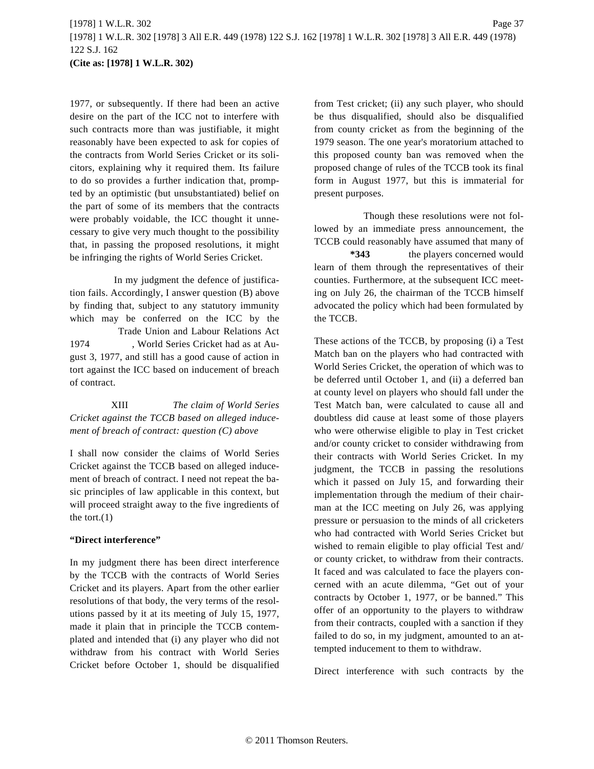1977, or subsequently. If there had been an active desire on the part of the ICC not to interfere with such contracts more than was justifiable, it might reasonably have been expected to ask for copies of the contracts from World Series Cricket or its solicitors, explaining why it required them. Its failure to do so provides a further indication that, prompted by an optimistic (but unsubstantiated) belief on the part of some of its members that the contracts were probably voidable, the ICC thought it unnecessary to give very much thought to the possibility that, in passing the proposed resolutions, it might be infringing the rights of World Series Cricket.

In my judgment the defence of justification fails. Accordingly, I answer question (B) above by finding that, subject to any statutory immunity which may be conferred on the ICC by the Trade Union and Labour Relations Act 1974, World Series Cricket had as at August 3, 1977, and still has a good cause of action in tort against the ICC based on inducement of breach of contract.

XIII *The claim of World Series Cricket against the TCCB based on alleged inducement of breach of contract: question (C) above*

I shall now consider the claims of World Series Cricket against the TCCB based on alleged inducement of breach of contract. I need not repeat the basic principles of law applicable in this context, but will proceed straight away to the five ingredients of the tort.(1)

**"Direct interference"**

In my judgment there has been direct interference by the TCCB with the contracts of World Series Cricket and its players. Apart from the other earlier resolutions of that body, the very terms of the resolutions passed by it at its meeting of July 15, 1977, made it plain that in principle the TCCB contemplated and intended that (i) any player who did not withdraw from his contract with World Series Cricket before October 1, should be disqualified from Test cricket; (ii) any such player, who should be thus disqualified, should also be disqualified from county cricket as from the beginning of the 1979 season. The one year's moratorium attached to this proposed county ban was removed when the proposed change of rules of the TCCB took its final form in August 1977, but this is immaterial for present purposes.

Though these resolutions were not followed by an immediate press announcement, the TCCB could reasonably have assumed that many of **\*343** the players concerned would learn of them through the representatives of their counties. Furthermore, at the subsequent ICC meeting on July 26, the chairman of the TCCB himself advocated the policy which had been formulated by the TCCB.

These actions of the TCCB, by proposing (i) a Test Match ban on the players who had contracted with World Series Cricket, the operation of which was to be deferred until October 1, and (ii) a deferred ban at county level on players who should fall under the Test Match ban, were calculated to cause all and doubtless did cause at least some of those players who were otherwise eligible to play in Test cricket and/or county cricket to consider withdrawing from their contracts with World Series Cricket. In my judgment, the TCCB in passing the resolutions which it passed on July 15, and forwarding their implementation through the medium of their chairman at the ICC meeting on July 26, was applying pressure or persuasion to the minds of all cricketers who had contracted with World Series Cricket but wished to remain eligible to play official Test and/or county cricket, to withdraw from their contracts. It faced and was calculated to face the players concerned with an acute dilemma, "Get out of your contracts by October 1, 1977, or be banned." This offer of an opportunity to the players to withdraw from their contracts, coupled with a sanction if they failed to do so, in my judgment, amounted to an attempted inducement to them to withdraw.

Direct interference with such contracts by the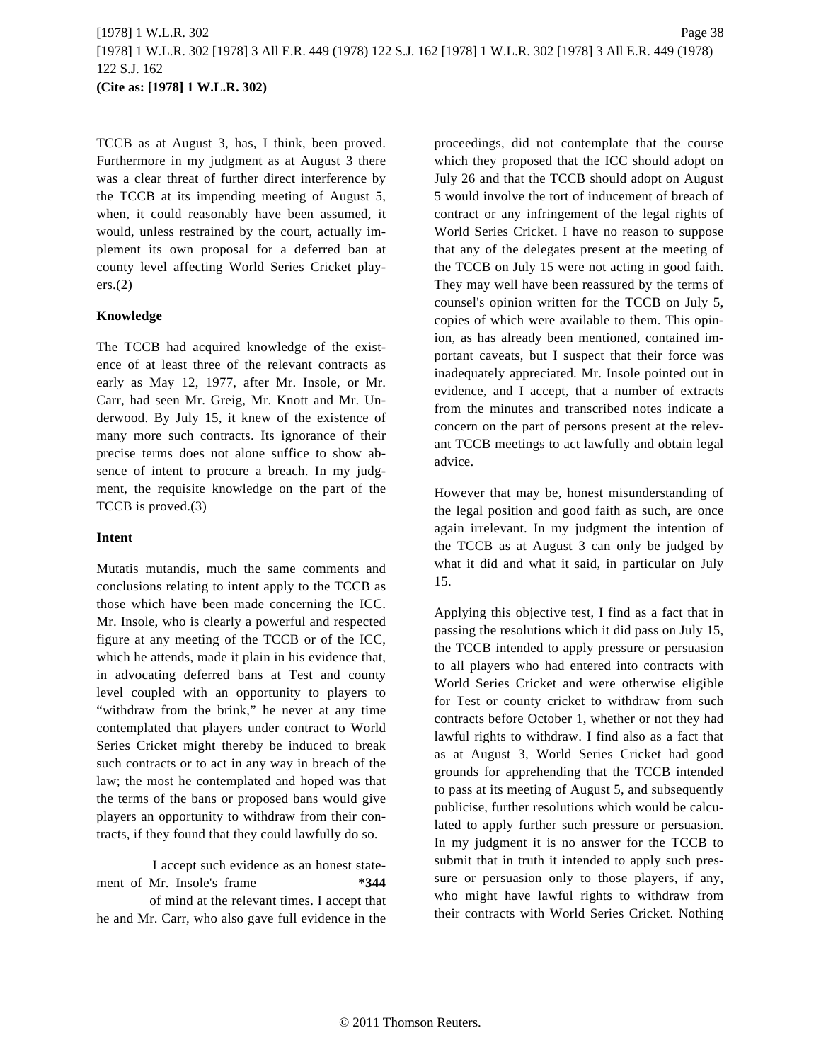TCCB as at August 3, has, I think, been proved. Furthermore in my judgment as at August 3 there was a clear threat of further direct interference by the TCCB at its impending meeting of August 5, when, it could reasonably have been assumed, it would, unless restrained by the court, actually implement its own proposal for a deferred ban at county level affecting World Series Cricket players.(2)

**Knowledge**

The TCCB had acquired knowledge of the existence of at least three of the relevant contracts as early as May 12, 1977, after Mr. Insole, or Mr. Carr, had seen Mr. Greig, Mr. Knott and Mr. Underwood. By July 15, it knew of the existence of many more such contracts. Its ignorance of their precise terms does not alone suffice to show absence of intent to procure a breach. In my judgment, the requisite knowledge on the part of the TCCB is proved.(3)

**Intent**

Mutatis mutandis, much the same comments and conclusions relating to intent apply to the TCCB as those which have been made concerning the ICC. Mr. Insole, who is clearly a powerful and respected figure at any meeting of the TCCB or of the ICC, which he attends, made it plain in his evidence that, in advocating deferred bans at Test and county level coupled with an opportunity to players to "withdraw from the brink," he never at any time contemplated that players under contract to World Series Cricket might thereby be induced to break such contracts or to act in any way in breach of the law; the most he contemplated and hoped was that the terms of the bans or proposed bans would give players an opportunity to withdraw from their contracts, if they found that they could lawfully do so.

I accept such evidence as an honest statement of Mr. Insole's frame *344 of mind at the relevant times. I accept that he and Mr. Carr, who also gave full evidence in the proceedings, did not contemplate that the course which they proposed that the ICC should adopt on July 26 and that the TCCB should adopt on August 5 would involve the tort of inducement of breach of contract or any infringement of the legal rights of World Series Cricket. I have no reason to suppose that any of the delegates present at the meeting of the TCCB on July 15 were not acting in good faith. They may well have been reassured by the terms of counsel's opinion written for the TCCB on July 5, copies of which were available to them. This opinion, as has already been mentioned, contained important caveats, but I suspect that their force was inadequately appreciated. Mr. Insole pointed out in evidence, and I accept, that a number of extracts from the minutes and transcribed notes indicate a concern on the part of persons present at the relevant TCCB meetings to act lawfully and obtain legal advice.

However that may be, honest misunderstanding of the legal position and good faith as such, are once again irrelevant. In my judgment the intention of the TCCB as at August 3 can only be judged by what it did and what it said, in particular on July 15.

Applying this objective test, I find as a fact that in passing the resolutions which it did pass on July 15, the TCCB intended to apply pressure or persuasion to all players who had entered into contracts with World Series Cricket and were otherwise eligible for Test or county cricket to withdraw from such contracts before October 1, whether or not they had lawful rights to withdraw. I find also as a fact that as at August 3, World Series Cricket had good grounds for apprehending that the TCCB intended to pass at its meeting of August 5, and subsequently publicise, further resolutions which would be calculated to apply further such pressure or persuasion. In my judgment it is no answer for the TCCB to submit that in truth it intended to apply such pressure or persuasion only to those players, if any, who might have lawful rights to withdraw from their contracts with World Series Cricket. Nothing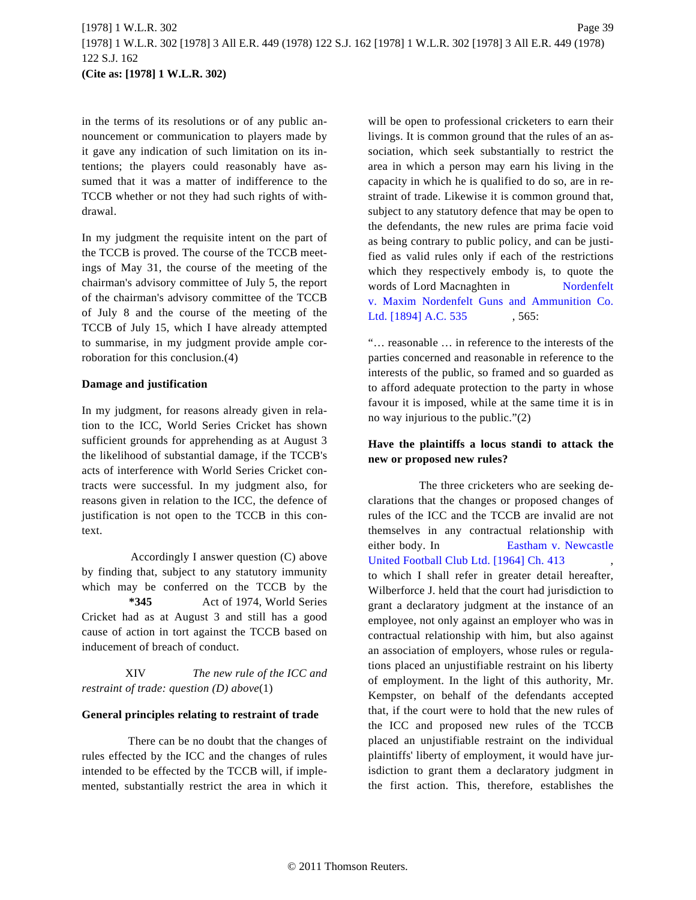in the terms of its resolutions or of any public announcement or communication to players made by it gave any indication of such limitation on its intentions; the players could reasonably have assumed that it was a matter of indifference to the TCCB whether or not they had such rights of withdrawal.

In my judgment the requisite intent on the part of the TCCB is proved. The course of the TCCB meetings of May 31, the course of the meeting of the chairman's advisory committee of July 5, the report of the chairman's advisory committee of the TCCB of July 8 and the course of the meeting of the TCCB of July 15, which I have already attempted to summarise, in my judgment provide ample corroboration for this conclusion.(4)

**Damage and justification**

In my judgment, for reasons already given in relation to the ICC, World Series Cricket has shown sufficient grounds for apprehending as at August 3 the likelihood of substantial damage, if the TCCB's acts of interference with World Series Cricket contracts were successful. In my judgment also, for reasons given in relation to the ICC, the defence of justification is not open to the TCCB in this context.

Accordingly I answer question (C) above by finding that, subject to any statutory immunity which may be conferred on the TCCB by the **\*345** Act of 1974, World Series Cricket had as at August 3 and still has a good cause of action in tort against the TCCB based on inducement of breach of conduct.

XIV *The new rule of the ICC and restraint of trade: question (D) above*(1)

**General principles relating to restraint of trade**

There can be no doubt that the changes of rules effected by the ICC and the changes of rules intended to be effected by the TCCB will, if implemented, substantially restrict the area in which it will be open to professional cricketers to earn their livings. It is common ground that the rules of an association, which seek substantially to restrict the area in which a person may earn his living in the capacity in which he is qualified to do so, are in restraint of trade. Likewise it is common ground that, subject to any statutory defence that may be open to the defendants, the new rules are prima facie void as being contrary to public policy, and can be justified as valid rules only if each of the restrictions which they respectively embody is, to quote the words of Lord Macnaghten in Nordenfelt v. Maxim Nordenfelt Guns and Ammunition Co. Ltd. [1894] A.C. 535, 565:

"… reasonable … in reference to the interests of the parties concerned and reasonable in reference to the interests of the public, so framed and so guarded as to afford adequate protection to the party in whose favour it is imposed, while at the same time it is in no way injurious to the public."(2)

**Have the plaintiffs a locus standi to attack the new or proposed new rules?**

The three cricketers who are seeking declarations that the changes or proposed changes of rules of the ICC and the TCCB are invalid are not themselves in any contractual relationship with either body. In Eastham v. Newcastle United Football Club Ltd. [1964] Ch. 413, to which I shall refer in greater detail hereafter, Wilberforce J. held that the court had jurisdiction to grant a declaratory judgment at the instance of an employee, not only against an employer who was in contractual relationship with him, but also against an association of employers, whose rules or regulations placed an unjustifiable restraint on his liberty of employment. In the light of this authority, Mr. Kempster, on behalf of the defendants accepted that, if the court were to hold that the new rules of the ICC and proposed new rules of the TCCB placed an unjustifiable restraint on the individual plaintiffs' liberty of employment, it would have jurisdiction to grant them a declaratory judgment in the first action. This, therefore, establishes the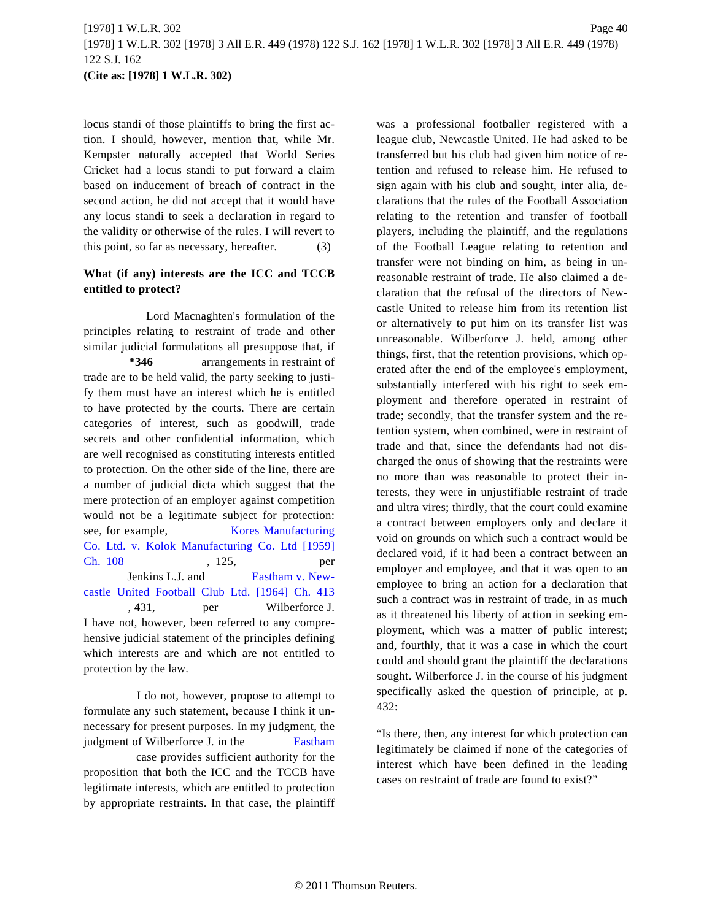locus standi of those plaintiffs to bring the first action. I should, however, mention that, while Mr. Kempster naturally accepted that World Series Cricket had a locus standi to put forward a claim based on inducement of breach of contract in the second action, he did not accept that it would have any locus standi to seek a declaration in regard to the validity or otherwise of the rules. I will revert to this point, so far as necessary, hereafter. (3)

**What (if any) interests are the ICC and TCCB entitled to protect?**

Lord Macnaghten's formulation of the principles relating to restraint of trade and other similar judicial formulations all presuppose that, if **\*346** arrangements in restraint of trade are to be held valid, the party seeking to justify them must have an interest which he is entitled to have protected by the courts. There are certain categories of interest, such as goodwill, trade secrets and other confidential information, which are well recognised as constituting interests entitled to protection. On the other side of the line, there are a number of judicial dicta which suggest that the mere protection of an employer against competition would not be a legitimate subject for protection: see, for example, Kores Manufacturing Co. Ltd. v. Kolok Manufacturing Co. Ltd [1959] Ch. 108, 125, per Jenkins L.J. and Eastham v. Newcastle United Football Club Ltd. [1964] Ch. 413, 431, per Wilberforce J. I have not, however, been referred to any comprehensive judicial statement of the principles defining which interests are and which are not entitled to protection by the law.

I do not, however, propose to attempt to formulate any such statement, because I think it unnecessary for present purposes. In my judgment, the judgment of Wilberforce J. in the Eastham case provides sufficient authority for the proposition that both the ICC and the TCCB have legitimate interests, which are entitled to protection by appropriate restraints. In that case, the plaintiff was a professional footballer registered with a league club, Newcastle United. He had asked to be transferred but his club had given him notice of retention and refused to release him. He refused to sign again with his club and sought, inter alia, declarations that the rules of the Football Association relating to the retention and transfer of football players, including the plaintiff, and the regulations of the Football League relating to retention and transfer were not binding on him, as being in unreasonable restraint of trade. He also claimed a declaration that the refusal of the directors of Newcastle United to release him from its retention list or alternatively to put him on its transfer list was unreasonable. Wilberforce J. held, among other things, first, that the retention provisions, which operated after the end of the employee's employment, substantially interfered with his right to seek employment and therefore operated in restraint of trade; secondly, that the transfer system and the retention system, when combined, were in restraint of trade and that, since the defendants had not discharged the onus of showing that the restraints were no more than was reasonable to protect their interests, they were in unjustifiable restraint of trade and ultra vires; thirdly, that the court could examine a contract between employers only and declare it void on grounds on which such a contract would be declared void, if it had been a contract between an employer and employee, and that it was open to an employee to bring an action for a declaration that such a contract was in restraint of trade, in as much as it threatened his liberty of action in seeking employment, which was a matter of public interest; and, fourthly, that it was a case in which the court could and should grant the plaintiff the declarations sought. Wilberforce J. in the course of his judgment specifically asked the question of principle, at p. 432:

"Is there, then, any interest for which protection can legitimately be claimed if none of the categories of interest which have been defined in the leading cases on restraint of trade are found to exist?"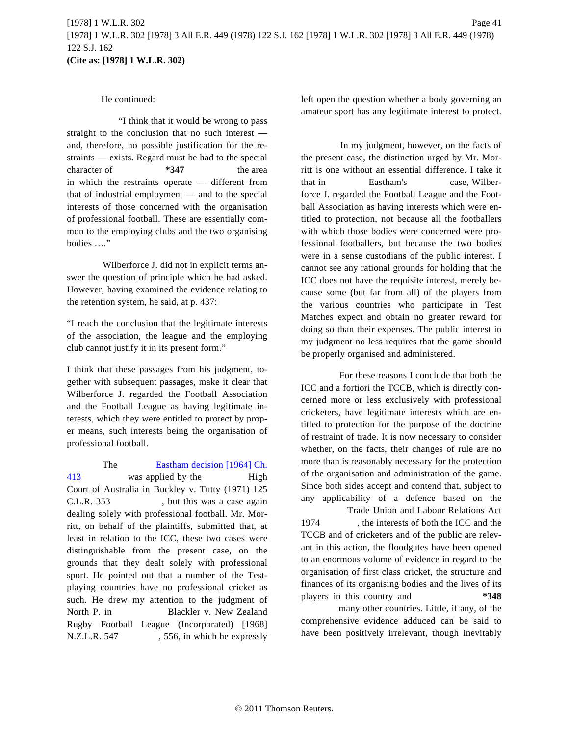He continued:

"I think that it would be wrong to pass straight to the conclusion that no such interest — and, therefore, no possible justification for the restraints — exists. Regard must be had to the special character of **\*347** the area in which the restraints operate — different from that of industrial employment — and to the special interests of those concerned with the organisation of professional football. These are essentially common to the employing clubs and the two organising bodies …."

Wilberforce J. did not in explicit terms answer the question of principle which he had asked. However, having examined the evidence relating to the retention system, he said, at p. 437:

"I reach the conclusion that the legitimate interests of the association, the league and the employing club cannot justify it in its present form."

I think that these passages from his judgment, together with subsequent passages, make it clear that Wilberforce J. regarded the Football Association and the Football League as having legitimate interests, which they were entitled to protect by proper means, such interests being the organisation of professional football.

The Eastham decision [1964] Ch. 413 was applied by the High Court of Australia in Buckley v. Tutty (1971) 125 C.L.R. 353, but this was a case again dealing solely with professional football. Mr. Morritt, on behalf of the plaintiffs, submitted that, at least in relation to the ICC, these two cases were distinguishable from the present case, on the grounds that they dealt solely with professional sport. He pointed out that a number of the Test-playing countries have no professional cricket as such. He drew my attention to the judgment of North P. in Blackler v. New Zealand Rugby Football League (Incorporated) [1968] N.Z.L.R. 547, 556, in which he expressly left open the question whether a body governing an amateur sport has any legitimate interest to protect.

In my judgment, however, on the facts of the present case, the distinction urged by Mr. Morritt is one without an essential difference. I take it that in Eastham's case, Wilberforce J. regarded the Football League and the Football Association as having interests which were entitled to protection, not because all the footballers with which those bodies were concerned were professional footballers, but because the two bodies were in a sense custodians of the public interest. I cannot see any rational grounds for holding that the ICC does not have the requisite interest, merely because some (but far from all) of the players from the various countries who participate in Test Matches expect and obtain no greater reward for doing so than their expenses. The public interest in my judgment no less requires that the game should be properly organised and administered.

For these reasons I conclude that both the ICC and a fortiori the TCCB, which is directly concerned more or less exclusively with professional cricketers, have legitimate interests which are entitled to protection for the purpose of the doctrine of restraint of trade. It is now necessary to consider whether, on the facts, their changes of rule are no more than is reasonably necessary for the protection of the organisation and administration of the game. Since both sides accept and contend that, subject to any applicability of a defence based on the Trade Union and Labour Relations Act 1974, the interests of both the ICC and the TCCB and of cricketers and of the public are relevant in this action, the floodgates have been opened to an enormous volume of evidence in regard to the organisation of first class cricket, the structure and finances of its organising bodies and the lives of its players in this country and **\*348** many other countries. Little, if any, of the comprehensive evidence adduced can be said to have been positively irrelevant, though inevitably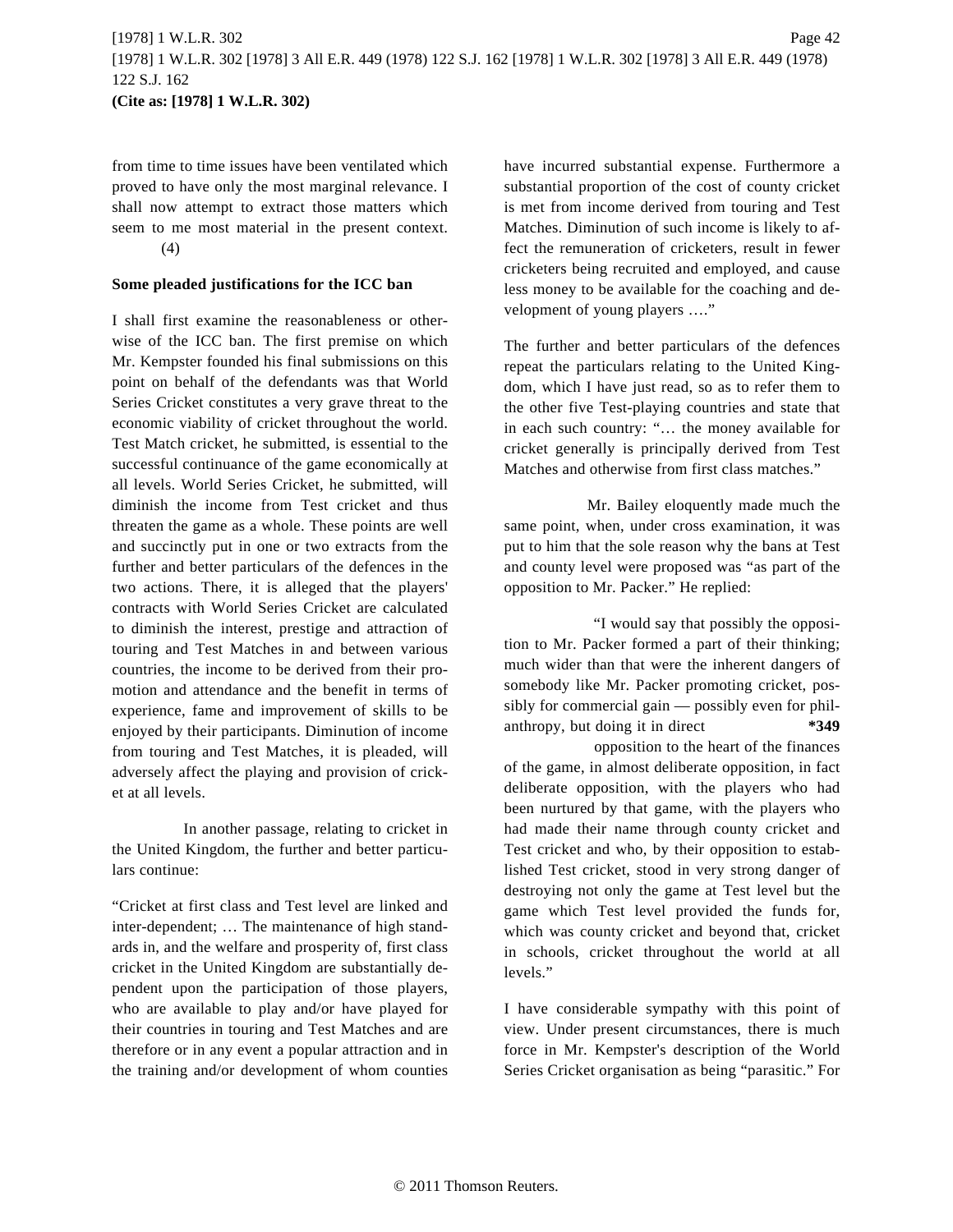from time to time issues have been ventilated which proved to have only the most marginal relevance. I shall now attempt to extract those matters which seem to me most material in the present context. (4)

**Some pleaded justifications for the ICC ban**

I shall first examine the reasonableness or otherwise of the ICC ban. The first premise on which Mr. Kempster founded his final submissions on this point on behalf of the defendants was that World Series Cricket constitutes a very grave threat to the economic viability of cricket throughout the world. Test Match cricket, he submitted, is essential to the successful continuance of the game economically at all levels. World Series Cricket, he submitted, will diminish the income from Test cricket and thus threaten the game as a whole. These points are well and succinctly put in one or two extracts from the further and better particulars of the defences in the two actions. There, it is alleged that the players' contracts with World Series Cricket are calculated to diminish the interest, prestige and attraction of touring and Test Matches in and between various countries, the income to be derived from their promotion and attendance and the benefit in terms of experience, fame and improvement of skills to be enjoyed by their participants. Diminution of income from touring and Test Matches, it is pleaded, will adversely affect the playing and provision of cricket at all levels.

In another passage, relating to cricket in the United Kingdom, the further and better particulars continue:

"Cricket at first class and Test level are linked and inter-dependent; … The maintenance of high standards in, and the welfare and prosperity of, first class cricket in the United Kingdom are substantially dependent upon the participation of those players, who are available to play and/or have played for their countries in touring and Test Matches and are therefore or in any event a popular attraction and in the training and/or development of whom counties have incurred substantial expense. Furthermore a substantial proportion of the cost of county cricket is met from income derived from touring and Test Matches. Diminution of such income is likely to affect the remuneration of cricketers, result in fewer cricketers being recruited and employed, and cause less money to be available for the coaching and development of young players …."

The further and better particulars of the defences repeat the particulars relating to the United Kingdom, which I have just read, so as to refer them to the other five Test-playing countries and state that in each such country: "… the money available for cricket generally is principally derived from Test Matches and otherwise from first class matches."

Mr. Bailey eloquently made much the same point, when, under cross examination, it was put to him that the sole reason why the bans at Test and county level were proposed was "as part of the opposition to Mr. Packer." He replied:

"I would say that possibly the opposition to Mr. Packer formed a part of their thinking; much wider than that were the inherent dangers of somebody like Mr. Packer promoting cricket, possibly for commercial gain — possibly even for philanthropy, but doing it in direct **\*349** opposition to the heart of the finances of the game, in almost deliberate opposition, in fact deliberate opposition, with the players who had been nurtured by that game, with the players who had made their name through county cricket and Test cricket and who, by their opposition to established Test cricket, stood in very strong danger of destroying not only the game at Test level but the game which Test level provided the funds for, which was county cricket and beyond that, cricket in schools, cricket throughout the world at all levels."

I have considerable sympathy with this point of view. Under present circumstances, there is much force in Mr. Kempster's description of the World Series Cricket organisation as being "parasitic." For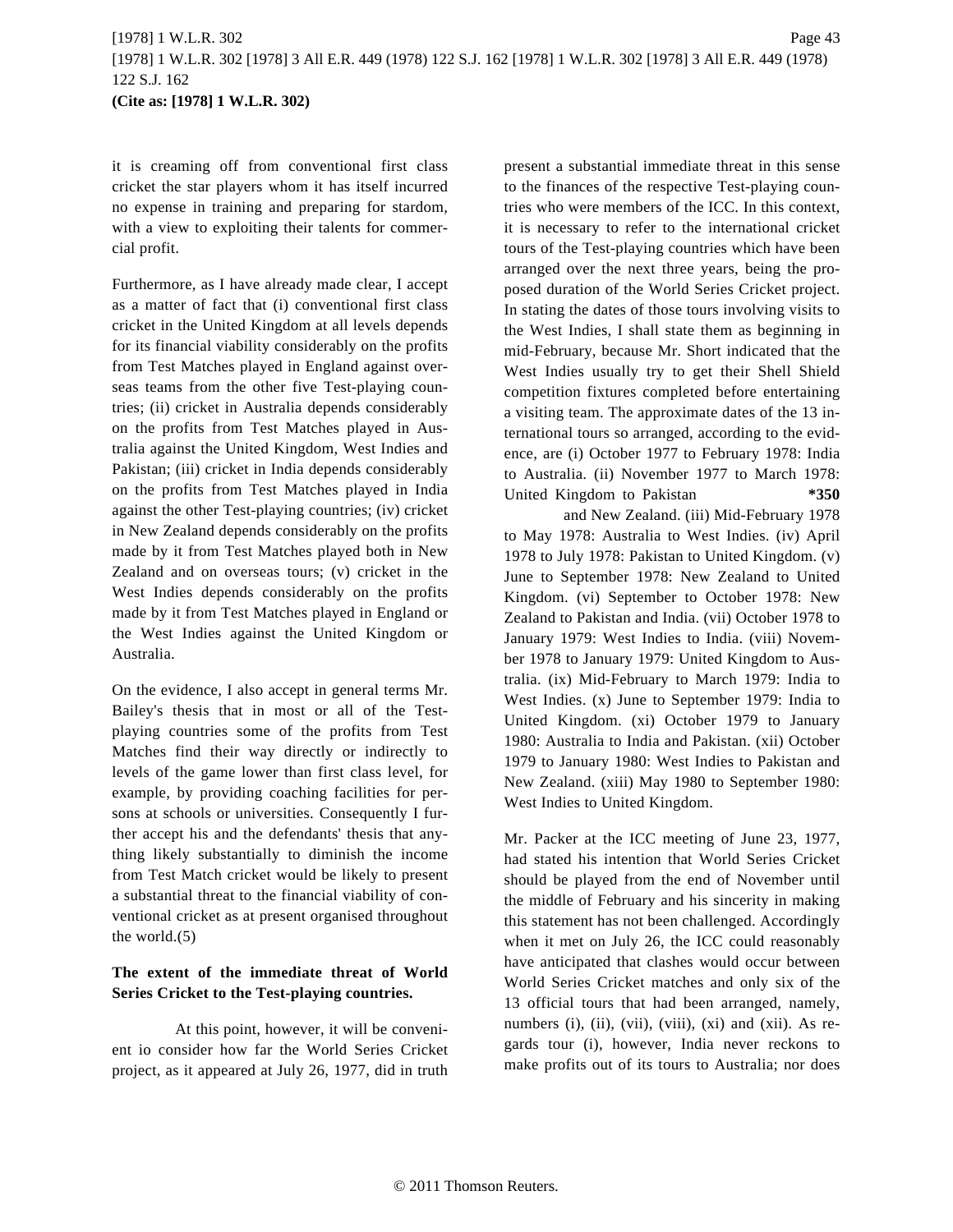it is creaming off from conventional first class cricket the star players whom it has itself incurred no expense in training and preparing for stardom, with a view to exploiting their talents for commercial profit.

Furthermore, as I have already made clear, I accept as a matter of fact that (i) conventional first class cricket in the United Kingdom at all levels depends for its financial viability considerably on the profits from Test Matches played in England against overseas teams from the other five Test-playing countries; (ii) cricket in Australia depends considerably on the profits from Test Matches played in Australia against the United Kingdom, West Indies and Pakistan; (iii) cricket in India depends considerably on the profits from Test Matches played in India against the other Test-playing countries; (iv) cricket in New Zealand depends considerably on the profits made by it from Test Matches played both in New Zealand and on overseas tours; (v) cricket in the West Indies depends considerably on the profits made by it from Test Matches played in England or the West Indies against the United Kingdom or Australia.

On the evidence, I also accept in general terms Mr. Bailey's thesis that in most or all of the Test-playing countries some of the profits from Test Matches find their way directly or indirectly to levels of the game lower than first class level, for example, by providing coaching facilities for persons at schools or universities. Consequently I further accept his and the defendants' thesis that anything likely substantially to diminish the income from Test Match cricket would be likely to present a substantial threat to the financial viability of conventional cricket as at present organised throughout the world.(5)

**The extent of the immediate threat of World Series Cricket to the Test-playing countries.**

At this point, however, it will be convenient io consider how far the World Series Cricket project, as it appeared at July 26, 1977, did in truth present a substantial immediate threat in this sense to the finances of the respective Test-playing countries who were members of the ICC. In this context, it is necessary to refer to the international cricket tours of the Test-playing countries which have been arranged over the next three years, being the proposed duration of the World Series Cricket project. In stating the dates of those tours involving visits to the West Indies, I shall state them as beginning in mid-February, because Mr. Short indicated that the West Indies usually try to get their Shell Shield competition fixtures completed before entertaining a visiting team. The approximate dates of the 13 international tours so arranged, according to the evidence, are (i) October 1977 to February 1978: India to Australia. (ii) November 1977 to March 1978: United Kingdom to Pakistan **\*350** and New Zealand. (iii) Mid-February 1978 to May 1978: Australia to West Indies. (iv) April 1978 to July 1978: Pakistan to United Kingdom. (v) June to September 1978: New Zealand to United Kingdom. (vi) September to October 1978: New Zealand to Pakistan and India. (vii) October 1978 to January 1979: West Indies to India. (viii) November 1978 to January 1979: United Kingdom to Australia. (ix) Mid-February to March 1979: India to West Indies. (x) June to September 1979: India to United Kingdom. (xi) October 1979 to January 1980: Australia to India and Pakistan. (xii) October 1979 to January 1980: West Indies to Pakistan and New Zealand. (xiii) May 1980 to September 1980: West Indies to United Kingdom.

Mr. Packer at the ICC meeting of June 23, 1977, had stated his intention that World Series Cricket should be played from the end of November until the middle of February and his sincerity in making this statement has not been challenged. Accordingly when it met on July 26, the ICC could reasonably have anticipated that clashes would occur between World Series Cricket matches and only six of the 13 official tours that had been arranged, namely, numbers (i), (ii), (vii), (viii), (xi) and (xii). As regards tour (i), however, India never reckons to make profits out of its tours to Australia; nor does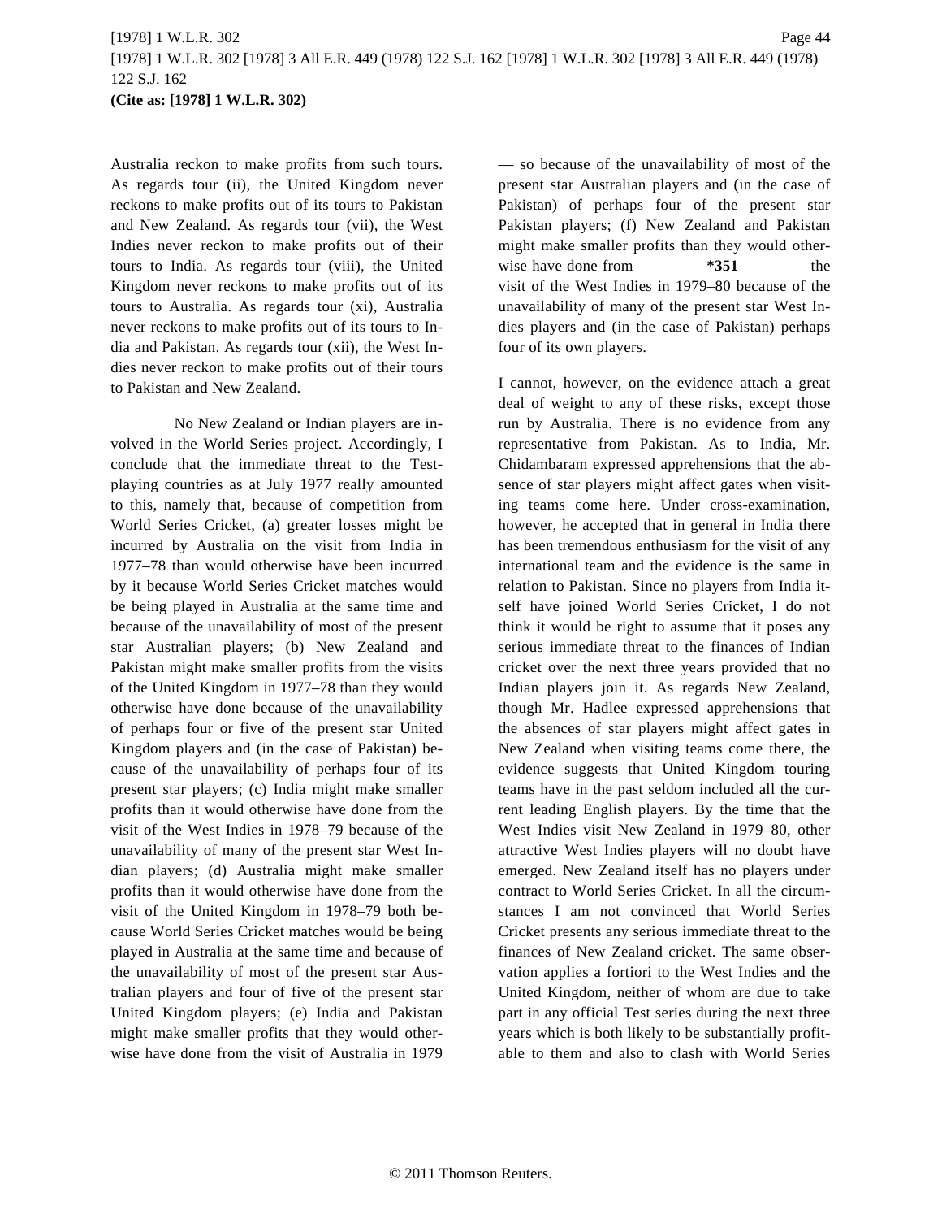Australia reckon to make profits from such tours. As regards tour (ii), the United Kingdom never reckons to make profits out of its tours to Pakistan and New Zealand. As regards tour (vii), the West Indies never reckon to make profits out of their tours to India. As regards tour (viii), the United Kingdom never reckons to make profits out of its tours to Australia. As regards tour (xi), Australia never reckons to make profits out of its tours to India and Pakistan. As regards tour (xii), the West Indies never reckon to make profits out of their tours to Pakistan and New Zealand.

No New Zealand or Indian players are involved in the World Series project. Accordingly, I conclude that the immediate threat to the Test-playing countries as at July 1977 really amounted to this, namely that, because of competition from World Series Cricket, (a) greater losses might be incurred by Australia on the visit from India in 1977–78 than would otherwise have been incurred by it because World Series Cricket matches would be being played in Australia at the same time and because of the unavailability of most of the present star Australian players; (b) New Zealand and Pakistan might make smaller profits from the visits of the United Kingdom in 1977–78 than they would otherwise have done because of the unavailability of perhaps four or five of the present star United Kingdom players and (in the case of Pakistan) because of the unavailability of perhaps four of its present star players; (c) India might make smaller profits than it would otherwise have done from the visit of the West Indies in 1978–79 because of the unavailability of many of the present star West Indian players; (d) Australia might make smaller profits than it would otherwise have done from the visit of the United Kingdom in 1978–79 both because World Series Cricket matches would be being played in Australia at the same time and because of the unavailability of most of the present star Australian players and four of five of the present star United Kingdom players; (e) India and Pakistan might make smaller profits that they would otherwise have done from the visit of Australia in 1979 — so because of the unavailability of most of the present star Australian players and (in the case of Pakistan) of perhaps four of the present star Pakistan players; (f) New Zealand and Pakistan might make smaller profits than they would otherwise have done from **\*351** the visit of the West Indies in 1979–80 because of the unavailability of many of the present star West Indies players and (in the case of Pakistan) perhaps four of its own players.

I cannot, however, on the evidence attach a great deal of weight to any of these risks, except those run by Australia. There is no evidence from any representative from Pakistan. As to India, Mr. Chidambaram expressed apprehensions that the absence of star players might affect gates when visiting teams come here. Under cross-examination, however, he accepted that in general in India there has been tremendous enthusiasm for the visit of any international team and the evidence is the same in relation to Pakistan. Since no players from India itself have joined World Series Cricket, I do not think it would be right to assume that it poses any serious immediate threat to the finances of Indian cricket over the next three years provided that no Indian players join it. As regards New Zealand, though Mr. Hadlee expressed apprehensions that the absences of star players might affect gates in New Zealand when visiting teams come there, the evidence suggests that United Kingdom touring teams have in the past seldom included all the current leading English players. By the time that the West Indies visit New Zealand in 1979–80, other attractive West Indies players will no doubt have emerged. New Zealand itself has no players under contract to World Series Cricket. In all the circumstances I am not convinced that World Series Cricket presents any serious immediate threat to the finances of New Zealand cricket. The same observation applies a fortiori to the West Indies and the United Kingdom, neither of whom are due to take part in any official Test series during the next three years which is both likely to be substantially profitable to them and also to clash with World Series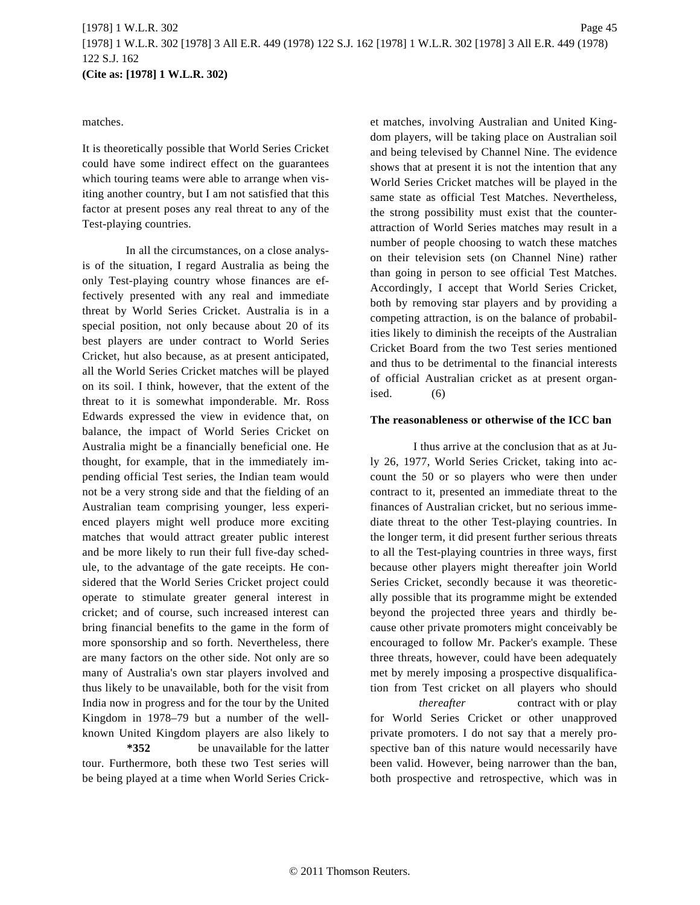matches.

It is theoretically possible that World Series Cricket could have some indirect effect on the guarantees which touring teams were able to arrange when visiting another country, but I am not satisfied that this factor at present poses any real threat to any of the Test-playing countries.

In all the circumstances, on a close analysis of the situation, I regard Australia as being the only Test-playing country whose finances are effectively presented with any real and immediate threat by World Series Cricket. Australia is in a special position, not only because about 20 of its best players are under contract to World Series Cricket, hut also because, as at present anticipated, all the World Series Cricket matches will be played on its soil. I think, however, that the extent of the threat to it is somewhat imponderable. Mr. Ross Edwards expressed the view in evidence that, on balance, the impact of World Series Cricket on Australia might be a financially beneficial one. He thought, for example, that in the immediately impending official Test series, the Indian team would not be a very strong side and that the fielding of an Australian team comprising younger, less experienced players might well produce more exciting matches that would attract greater public interest and be more likely to run their full five-day schedule, to the advantage of the gate receipts. He considered that the World Series Cricket project could operate to stimulate greater general interest in cricket; and of course, such increased interest can bring financial benefits to the game in the form of more sponsorship and so forth. Nevertheless, there are many factors on the other side. Not only are so many of Australia's own star players involved and thus likely to be unavailable, both for the visit from India now in progress and for the tour by the United Kingdom in 1978–79 but a number of the well-known United Kingdom players are also likely to **\*352** be unavailable for the latter tour. Furthermore, both these two Test series will be being played at a time when World Series Cricket matches, involving Australian and United Kingdom players, will be taking place on Australian soil and being televised by Channel Nine. The evidence shows that at present it is not the intention that any World Series Cricket matches will be played in the same state as official Test Matches. Nevertheless, the strong possibility must exist that the counter-attraction of World Series matches may result in a number of people choosing to watch these matches on their television sets (on Channel Nine) rather than going in person to see official Test Matches. Accordingly, I accept that World Series Cricket, both by removing star players and by providing a competing attraction, is on the balance of probabilities likely to diminish the receipts of the Australian Cricket Board from the two Test series mentioned and thus to be detrimental to the financial interests of official Australian cricket as at present organised. (6)

**The reasonableness or otherwise of the ICC ban**

I thus arrive at the conclusion that as at July 26, 1977, World Series Cricket, taking into account the 50 or so players who were then under contract to it, presented an immediate threat to the finances of Australian cricket, but no serious immediate threat to the other Test-playing countries. In the longer term, it did present further serious threats to all the Test-playing countries in three ways, first because other players might thereafter join World Series Cricket, secondly because it was theoretically possible that its programme might be extended beyond the projected three years and thirdly because other private promoters might conceivably be encouraged to follow Mr. Packer's example. These three threats, however, could have been adequately met by merely imposing a prospective disqualification from Test cricket on all players who should *thereafter* contract with or play for World Series Cricket or other unapproved private promoters. I do not say that a merely prospective ban of this nature would necessarily have been valid. However, being narrower than the ban, both prospective and retrospective, which was in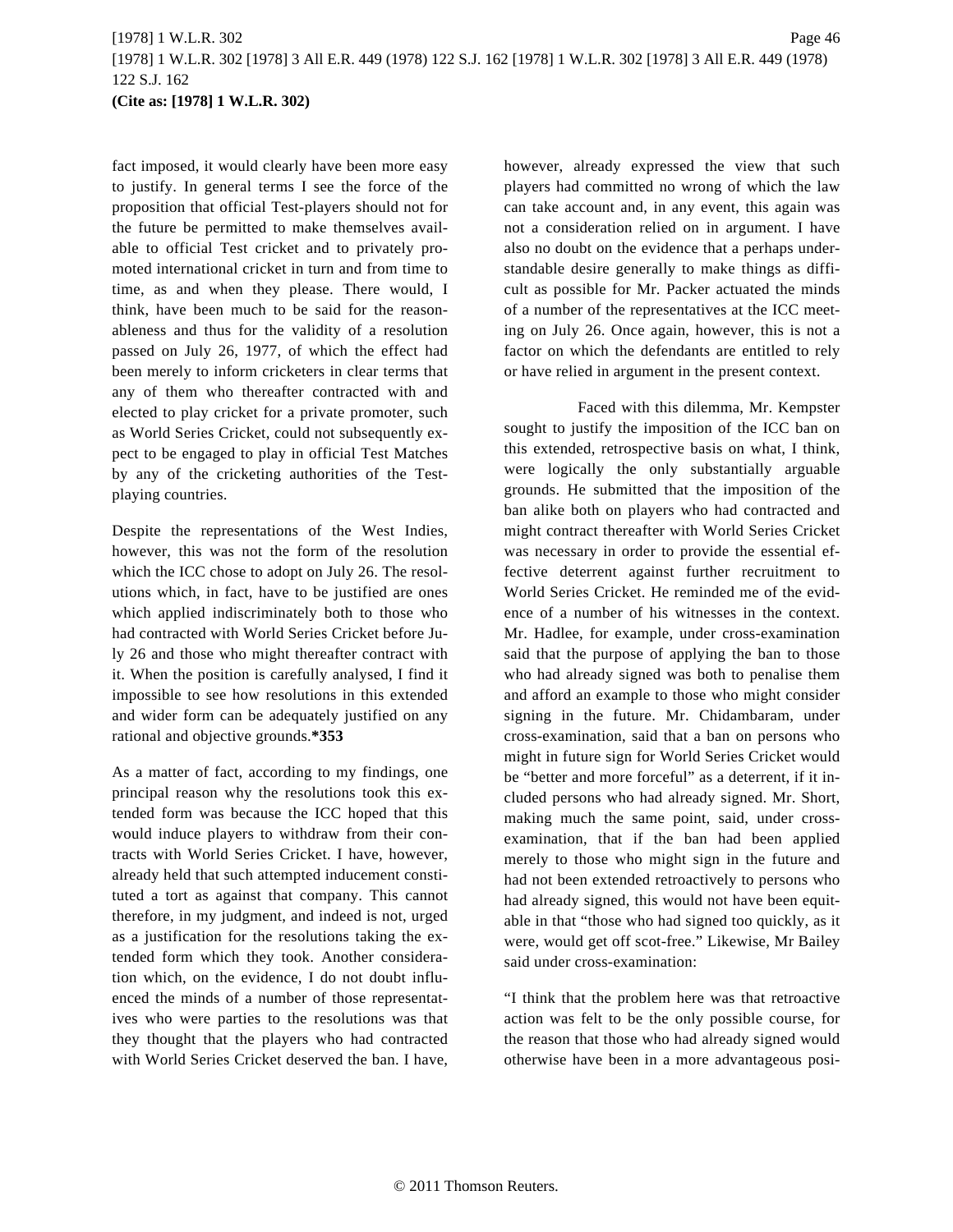fact imposed, it would clearly have been more easy to justify. In general terms I see the force of the proposition that official Test-players should not for the future be permitted to make themselves available to official Test cricket and to privately promoted international cricket in turn and from time to time, as and when they please. There would, I think, have been much to be said for the reasonableness and thus for the validity of a resolution passed on July 26, 1977, of which the effect had been merely to inform cricketers in clear terms that any of them who thereafter contracted with and elected to play cricket for a private promoter, such as World Series Cricket, could not subsequently expect to be engaged to play in official Test Matches by any of the cricketing authorities of the Test-playing countries.

Despite the representations of the West Indies, however, this was not the form of the resolution which the ICC chose to adopt on July 26. The resolutions which, in fact, have to be justified are ones which applied indiscriminately both to those who had contracted with World Series Cricket before July 26 and those who might thereafter contract with it. When the position is carefully analysed, I find it impossible to see how resolutions in this extended and wider form can be adequately justified on any rational and objective grounds.**\*353**

As a matter of fact, according to my findings, one principal reason why the resolutions took this extended form was because the ICC hoped that this would induce players to withdraw from their contracts with World Series Cricket. I have, however, already held that such attempted inducement constituted a tort as against that company. This cannot therefore, in my judgment, and indeed is not, urged as a justification for the resolutions taking the extended form which they took. Another consideration which, on the evidence, I do not doubt influenced the minds of a number of those representatives who were parties to the resolutions was that they thought that the players who had contracted with World Series Cricket deserved the ban. I have, however, already expressed the view that such players had committed no wrong of which the law can take account and, in any event, this again was not a consideration relied on in argument. I have also no doubt on the evidence that a perhaps understandable desire generally to make things as difficult as possible for Mr. Packer actuated the minds of a number of the representatives at the ICC meeting on July 26. Once again, however, this is not a factor on which the defendants are entitled to rely or have relied in argument in the present context.

Faced with this dilemma, Mr. Kempster sought to justify the imposition of the ICC ban on this extended, retrospective basis on what, I think, were logically the only substantially arguable grounds. He submitted that the imposition of the ban alike both on players who had contracted and might contract thereafter with World Series Cricket was necessary in order to provide the essential effective deterrent against further recruitment to World Series Cricket. He reminded me of the evidence of a number of his witnesses in the context. Mr. Hadlee, for example, under cross-examination said that the purpose of applying the ban to those who had already signed was both to penalise them and afford an example to those who might consider signing in the future. Mr. Chidambaram, under cross-examination, said that a ban on persons who might in future sign for World Series Cricket would be "better and more forceful" as a deterrent, if it included persons who had already signed. Mr. Short, making much the same point, said, under cross-examination, that if the ban had been applied merely to those who might sign in the future and had not been extended retroactively to persons who had already signed, this would not have been equitable in that "those who had signed too quickly, as it were, would get off scot-free." Likewise, Mr Bailey said under cross-examination:

"I think that the problem here was that retroactive action was felt to be the only possible course, for the reason that those who had already signed would otherwise have been in a more advantageous posi-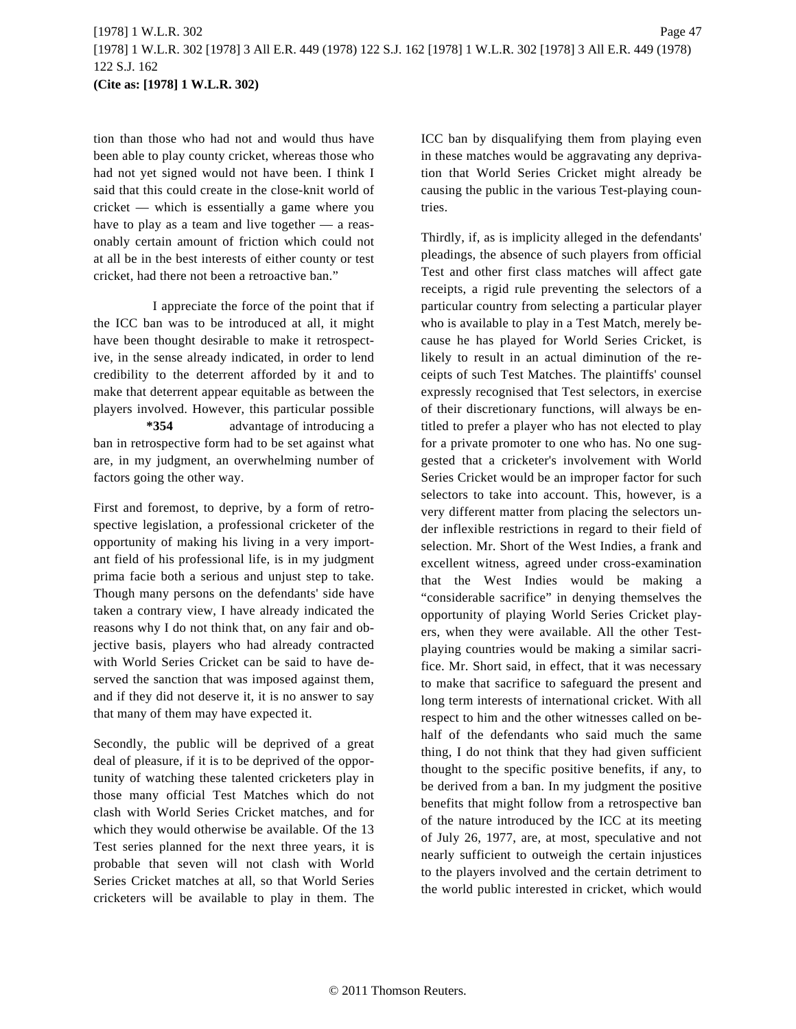tion than those who had not and would thus have been able to play county cricket, whereas those who had not yet signed would not have been. I think I said that this could create in the close-knit world of cricket — which is essentially a game where you have to play as a team and live together — a reasonably certain amount of friction which could not at all be in the best interests of either county or test cricket, had there not been a retroactive ban."

I appreciate the force of the point that if the ICC ban was to be introduced at all, it might have been thought desirable to make it retrospective, in the sense already indicated, in order to lend credibility to the deterrent afforded by it and to make that deterrent appear equitable as between the players involved. However, this particular possible **\*354** advantage of introducing a ban in retrospective form had to be set against what are, in my judgment, an overwhelming number of factors going the other way.

First and foremost, to deprive, by a form of retrospective legislation, a professional cricketer of the opportunity of making his living in a very important field of his professional life, is in my judgment prima facie both a serious and unjust step to take. Though many persons on the defendants' side have taken a contrary view, I have already indicated the reasons why I do not think that, on any fair and objective basis, players who had already contracted with World Series Cricket can be said to have deserved the sanction that was imposed against them, and if they did not deserve it, it is no answer to say that many of them may have expected it.

Secondly, the public will be deprived of a great deal of pleasure, if it is to be deprived of the opportunity of watching these talented cricketers play in those many official Test Matches which do not clash with World Series Cricket matches, and for which they would otherwise be available. Of the 13 Test series planned for the next three years, it is probable that seven will not clash with World Series Cricket matches at all, so that World Series cricketers will be available to play in them. The ICC ban by disqualifying them from playing even in these matches would be aggravating any deprivation that World Series Cricket might already be causing the public in the various Test-playing countries.

Thirdly, if, as is implicity alleged in the defendants' pleadings, the absence of such players from official Test and other first class matches will affect gate receipts, a rigid rule preventing the selectors of a particular country from selecting a particular player who is available to play in a Test Match, merely because he has played for World Series Cricket, is likely to result in an actual diminution of the receipts of such Test Matches. The plaintiffs' counsel expressly recognised that Test selectors, in exercise of their discretionary functions, will always be entitled to prefer a player who has not elected to play for a private promoter to one who has. No one suggested that a cricketer's involvement with World Series Cricket would be an improper factor for such selectors to take into account. This, however, is a very different matter from placing the selectors under inflexible restrictions in regard to their field of selection. Mr. Short of the West Indies, a frank and excellent witness, agreed under cross-examination that the West Indies would be making a "considerable sacrifice" in denying themselves the opportunity of playing World Series Cricket players, when they were available. All the other Test-playing countries would be making a similar sacrifice. Mr. Short said, in effect, that it was necessary to make that sacrifice to safeguard the present and long term interests of international cricket. With all respect to him and the other witnesses called on behalf of the defendants who said much the same thing, I do not think that they had given sufficient thought to the specific positive benefits, if any, to be derived from a ban. In my judgment the positive benefits that might follow from a retrospective ban of the nature introduced by the ICC at its meeting of July 26, 1977, are, at most, speculative and not nearly sufficient to outweigh the certain injustices to the players involved and the certain detriment to the world public interested in cricket, which would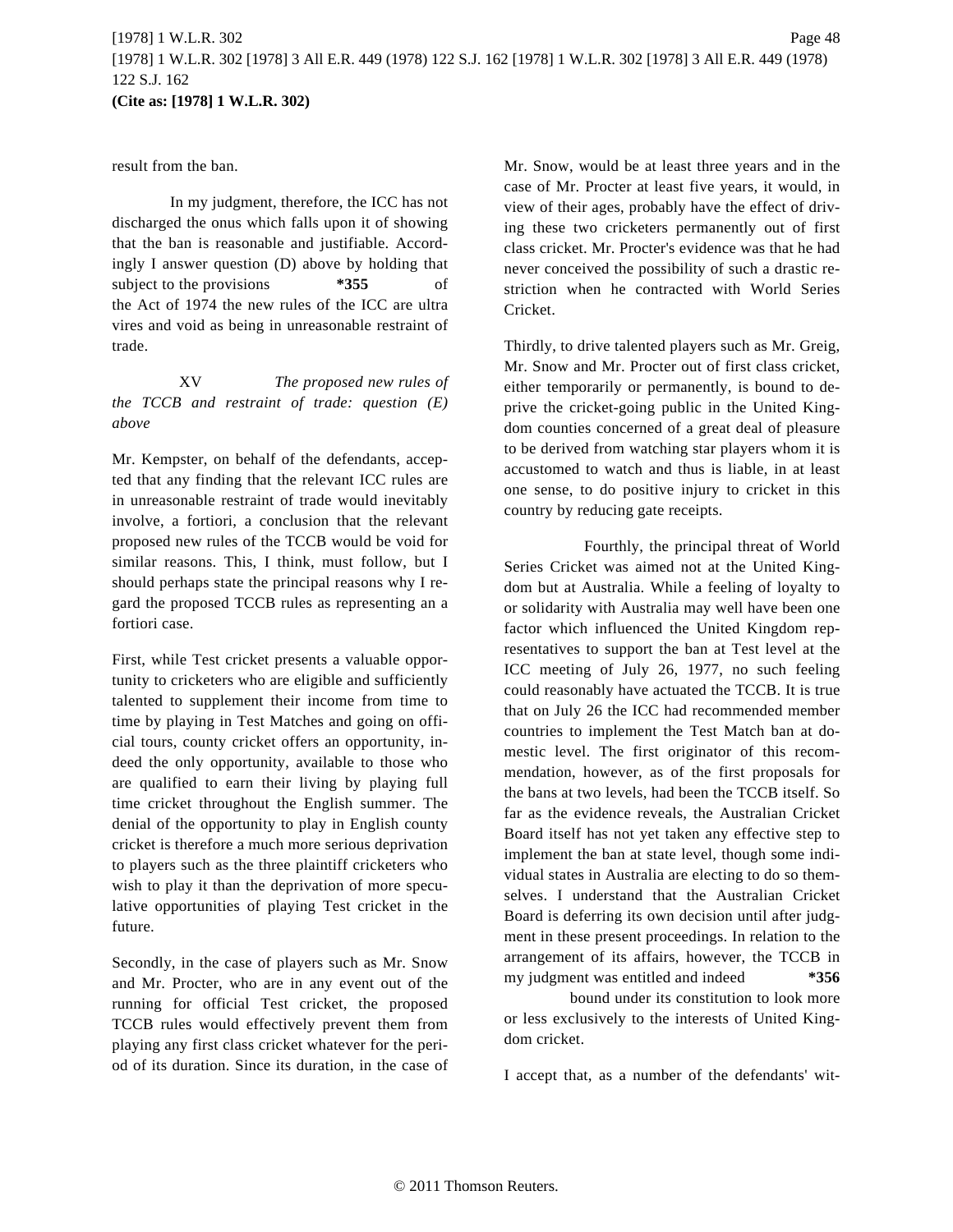result from the ban.

In my judgment, therefore, the ICC has not discharged the onus which falls upon it of showing that the ban is reasonable and justifiable. Accordingly I answer question (D) above by holding that subject to the provisions **\*355** of the Act of 1974 the new rules of the ICC are ultra vires and void as being in unreasonable restraint of trade.

XV *The proposed new rules of the TCCB and restraint of trade: question (E) above*

Mr. Kempster, on behalf of the defendants, accepted that any finding that the relevant ICC rules are in unreasonable restraint of trade would inevitably involve, a fortiori, a conclusion that the relevant proposed new rules of the TCCB would be void for similar reasons. This, I think, must follow, but I should perhaps state the principal reasons why I regard the proposed TCCB rules as representing an a fortiori case.

First, while Test cricket presents a valuable opportunity to cricketers who are eligible and sufficiently talented to supplement their income from time to time by playing in Test Matches and going on official tours, county cricket offers an opportunity, indeed the only opportunity, available to those who are qualified to earn their living by playing full time cricket throughout the English summer. The denial of the opportunity to play in English county cricket is therefore a much more serious deprivation to players such as the three plaintiff cricketers who wish to play it than the deprivation of more speculative opportunities of playing Test cricket in the future.

Secondly, in the case of players such as Mr. Snow and Mr. Procter, who are in any event out of the running for official Test cricket, the proposed TCCB rules would effectively prevent them from playing any first class cricket whatever for the period of its duration. Since its duration, in the case of Mr. Snow, would be at least three years and in the case of Mr. Procter at least five years, it would, in view of their ages, probably have the effect of driving these two cricketers permanently out of first class cricket. Mr. Procter's evidence was that he had never conceived the possibility of such a drastic restriction when he contracted with World Series Cricket.

Thirdly, to drive talented players such as Mr. Greig, Mr. Snow and Mr. Procter out of first class cricket, either temporarily or permanently, is bound to deprive the cricket-going public in the United Kingdom counties concerned of a great deal of pleasure to be derived from watching star players whom it is accustomed to watch and thus is liable, in at least one sense, to do positive injury to cricket in this country by reducing gate receipts.

Fourthly, the principal threat of World Series Cricket was aimed not at the United Kingdom but at Australia. While a feeling of loyalty to or solidarity with Australia may well have been one factor which influenced the United Kingdom representatives to support the ban at Test level at the ICC meeting of July 26, 1977, no such feeling could reasonably have actuated the TCCB. It is true that on July 26 the ICC had recommended member countries to implement the Test Match ban at domestic level. The first originator of this recommendation, however, as of the first proposals for the bans at two levels, had been the TCCB itself. So far as the evidence reveals, the Australian Cricket Board itself has not yet taken any effective step to implement the ban at state level, though some individual states in Australia are electing to do so themselves. I understand that the Australian Cricket Board is deferring its own decision until after judgment in these present proceedings. In relation to the arrangement of its affairs, however, the TCCB in my judgment was entitled and indeed **\*356** bound under its constitution to look more or less exclusively to the interests of United Kingdom cricket.

I accept that, as a number of the defendants' wit-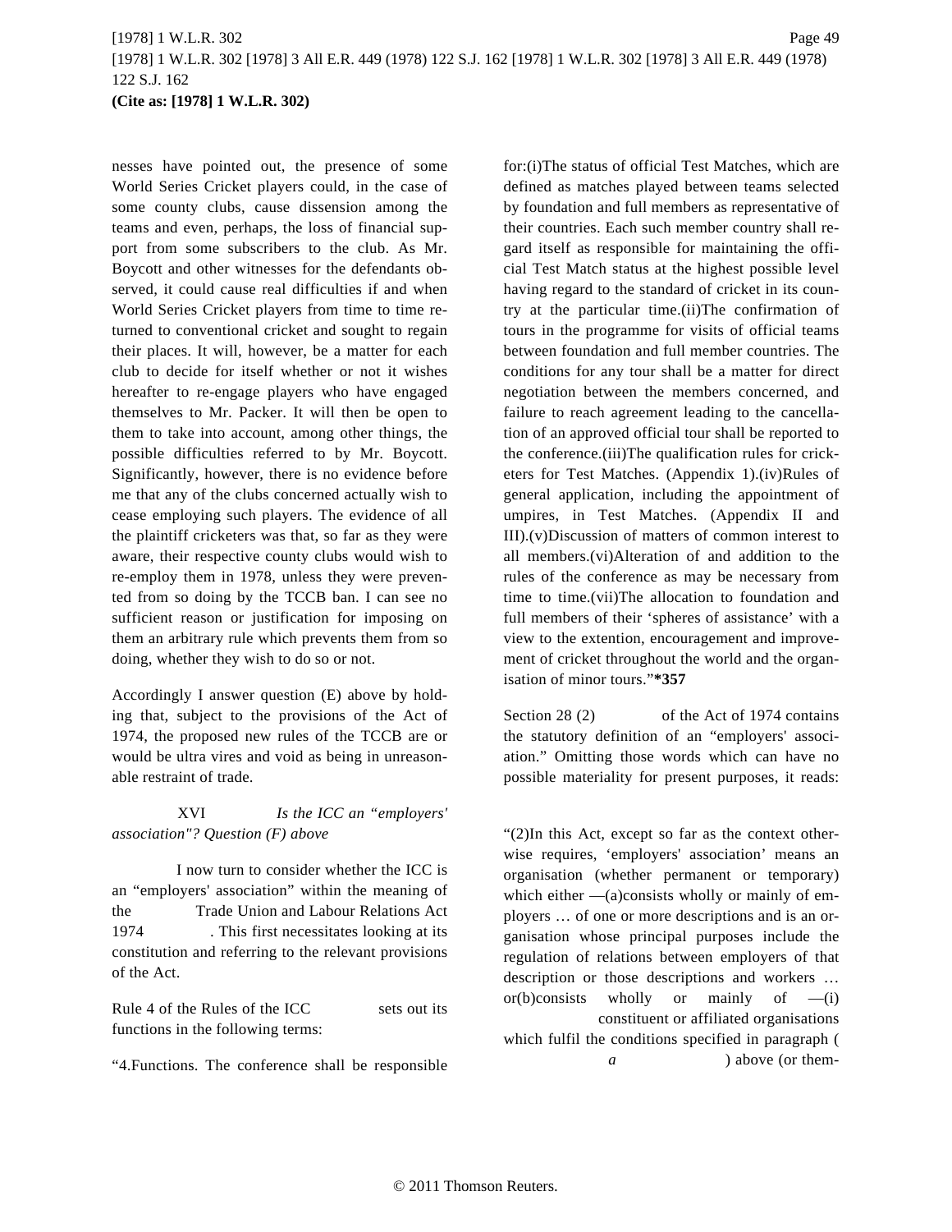nesses have pointed out, the presence of some World Series Cricket players could, in the case of some county clubs, cause dissension among the teams and even, perhaps, the loss of financial support from some subscribers to the club. As Mr. Boycott and other witnesses for the defendants observed, it could cause real difficulties if and when World Series Cricket players from time to time returned to conventional cricket and sought to regain their places. It will, however, be a matter for each club to decide for itself whether or not it wishes hereafter to re-engage players who have engaged themselves to Mr. Packer. It will then be open to them to take into account, among other things, the possible difficulties referred to by Mr. Boycott. Significantly, however, there is no evidence before me that any of the clubs concerned actually wish to cease employing such players. The evidence of all the plaintiff cricketers was that, so far as they were aware, their respective county clubs would wish to re-employ them in 1978, unless they were prevented from so doing by the TCCB ban. I can see no sufficient reason or justification for imposing on them an arbitrary rule which prevents them from so doing, whether they wish to do so or not.

Accordingly I answer question (E) above by holding that, subject to the provisions of the Act of 1974, the proposed new rules of the TCCB are or would be ultra vires and void as being in unreasonable restraint of trade.

## XVI *Is the ICC an "employers' association"? Question (F) above*

I now turn to consider whether the ICC is an "employers' association" within the meaning of the Trade Union and Labour Relations Act 1974. This first necessitates looking at its constitution and referring to the relevant provisions of the Act.

Rule 4 of the Rules of the ICC sets out its functions in the following terms:

"4.Functions. The conference shall be responsible for:(i)The status of official Test Matches, which are defined as matches played between teams selected by foundation and full members as representative of their countries. Each such member country shall regard itself as responsible for maintaining the official Test Match status at the highest possible level having regard to the standard of cricket in its country at the particular time.(ii)The confirmation of tours in the programme for visits of official teams between foundation and full member countries. The conditions for any tour shall be a matter for direct negotiation between the members concerned, and failure to reach agreement leading to the cancellation of an approved official tour shall be reported to the conference.(iii)The qualification rules for cricketers for Test Matches. (Appendix 1).(iv)Rules of general application, including the appointment of umpires, in Test Matches. (Appendix II and III).(v)Discussion of matters of common interest to all members.(vi)Alteration of and addition to the rules of the conference as may be necessary from time to time.(vii)The allocation to foundation and full members of their 'spheres of assistance' with a view to the extention, encouragement and improvement of cricket throughout the world and the organisation of minor tours."**\*357**

Section 28 (2) of the Act of 1974 contains the statutory definition of an "employers' association." Omitting those words which can have no possible materiality for present purposes, it reads:

"(2)In this Act, except so far as the context otherwise requires, 'employers' association' means an organisation (whether permanent or temporary) which either —(a)consists wholly or mainly of employers … of one or more descriptions and is an organisation whose principal purposes include the regulation of relations between employers of that description or those descriptions and workers … or(b)consists wholly or mainly of —(i) constituent or affiliated organisations which fulfil the conditions specified in paragraph (*a*) above (or them-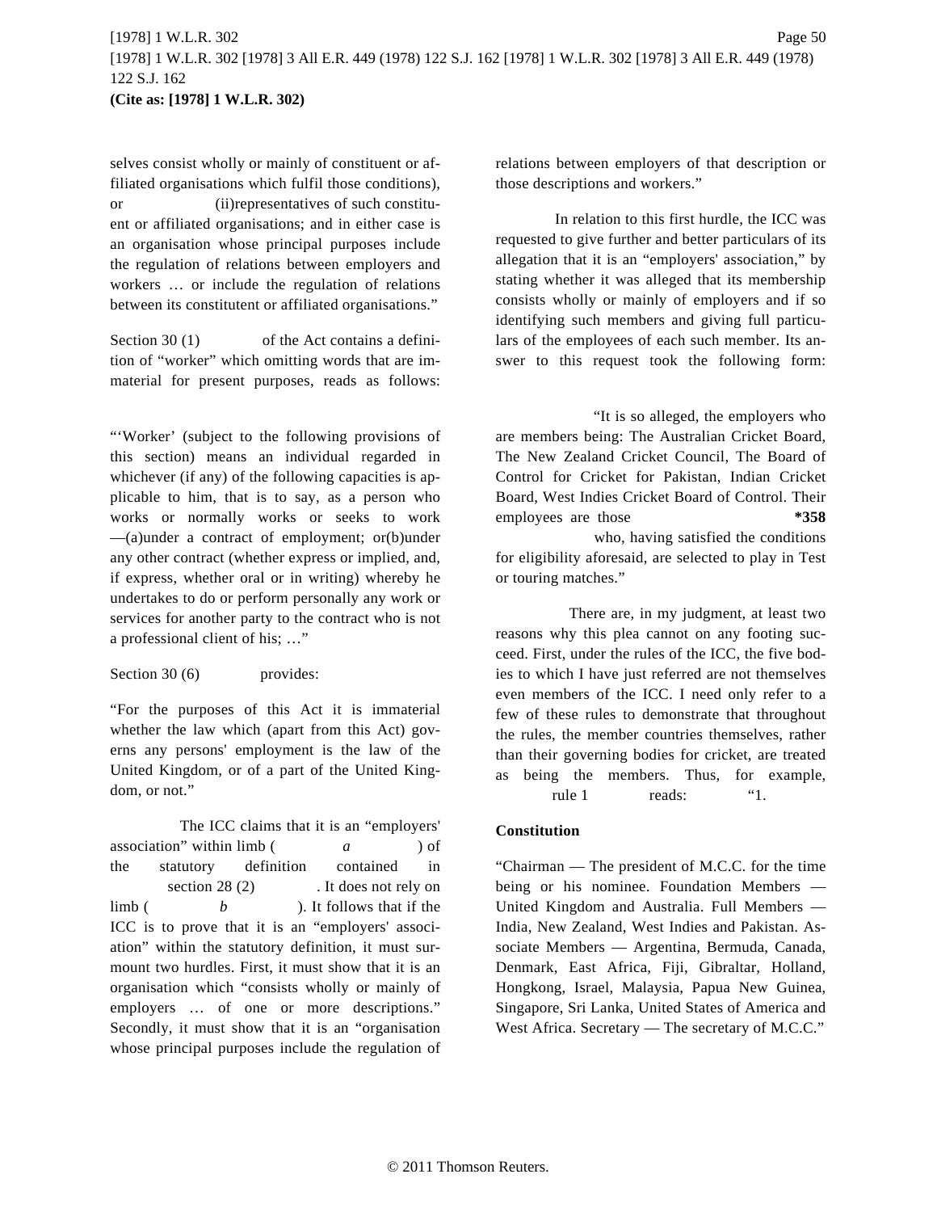selves consist wholly or mainly of constituent or affiliated organisations which fulfil those conditions), or (ii)representatives of such constituent or affiliated organisations; and in either case is an organisation whose principal purposes include the regulation of relations between employers and workers … or include the regulation of relations between its constitutent or affiliated organisations."

Section 30 (1) of the Act contains a definition of "worker" which omitting words that are immaterial for present purposes, reads as follows:

"'Worker' (subject to the following provisions of this section) means an individual regarded in whichever (if any) of the following capacities is applicable to him, that is to say, as a person who works or normally works or seeks to work —(a)under a contract of employment; or(b)under any other contract (whether express or implied, and, if express, whether oral or in writing) whereby he undertakes to do or perform personally any work or services for another party to the contract who is not a professional client of his; …"

Section 30 (6) provides:

"For the purposes of this Act it is immaterial whether the law which (apart from this Act) governs any persons' employment is the law of the United Kingdom, or of a part of the United Kingdom, or not."

The ICC claims that it is an "employers' association" within limb (*a*) of the statutory definition contained in section 28 (2). It does not rely on limb (*b*). It follows that if the ICC is to prove that it is an "employers' association" within the statutory definition, it must surmount two hurdles. First, it must show that it is an organisation which "consists wholly or mainly of employers … of one or more descriptions." Secondly, it must show that it is an "organisation whose principal purposes include the regulation of relations between employers of that description or those descriptions and workers."

In relation to this first hurdle, the ICC was requested to give further and better particulars of its allegation that it is an "employers' association," by stating whether it was alleged that its membership consists wholly or mainly of employers and if so identifying such members and giving full particulars of the employees of each such member. Its answer to this request took the following form:

"It is so alleged, the employers who are members being: The Australian Cricket Board, The New Zealand Cricket Council, The Board of Control for Cricket for Pakistan, Indian Cricket Board, West Indies Cricket Board of Control. Their employees are those **\*358** who, having satisfied the conditions for eligibility aforesaid, are selected to play in Test or touring matches."

There are, in my judgment, at least two reasons why this plea cannot on any footing succeed. First, under the rules of the ICC, the five bodies to which I have just referred are not themselves even members of the ICC. I need only refer to a few of these rules to demonstrate that throughout the rules, the member countries themselves, rather than their governing bodies for cricket, are treated as being the members. Thus, for example, rule 1 reads: "1.

**Constitution**

"Chairman — The president of M.C.C. for the time being or his nominee. Foundation Members — United Kingdom and Australia. Full Members — India, New Zealand, West Indies and Pakistan. Associate Members — Argentina, Bermuda, Canada, Denmark, East Africa, Fiji, Gibraltar, Holland, Hongkong, Israel, Malaysia, Papua New Guinea, Singapore, Sri Lanka, United States of America and West Africa. Secretary — The secretary of M.C.C."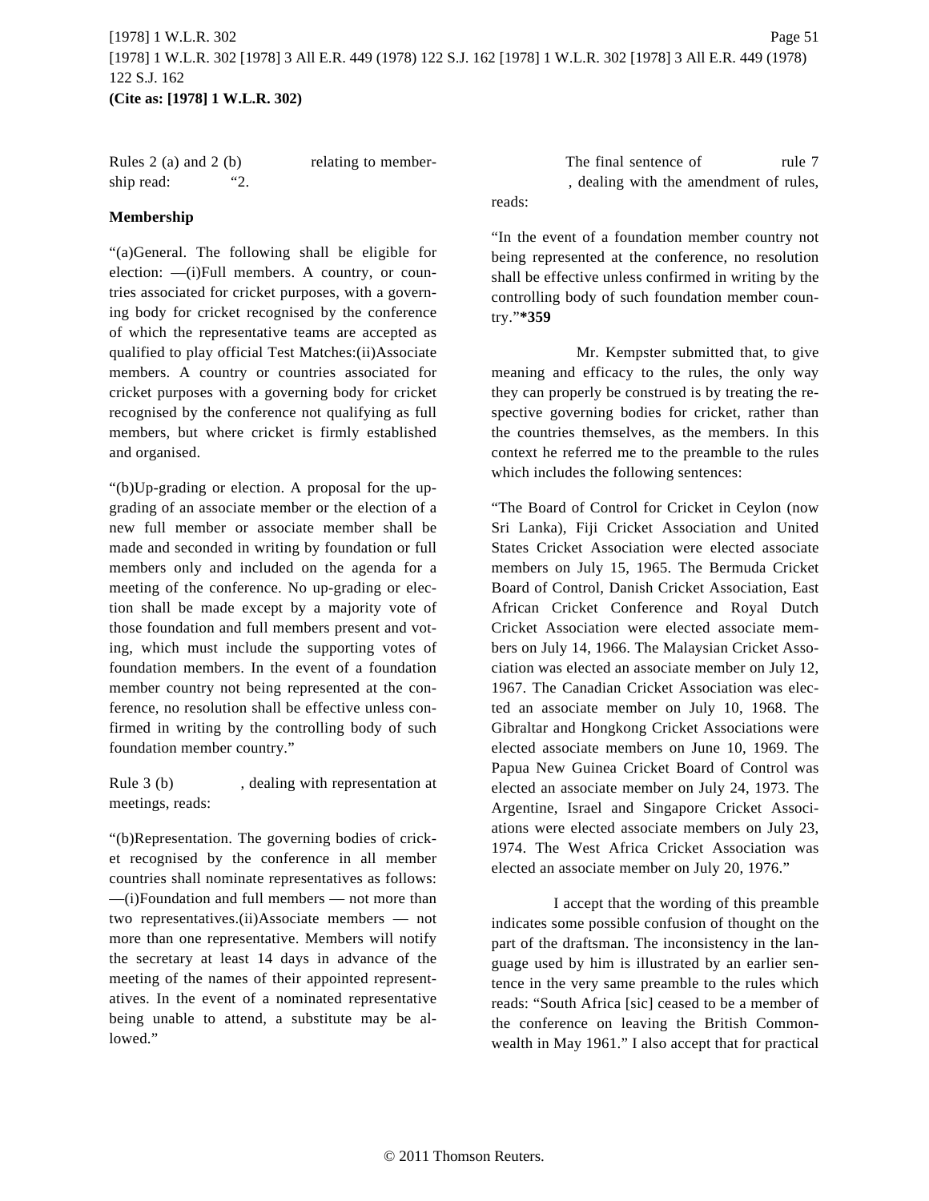Rules 2 (a) and 2 (b) relating to membership read: "2.

**Membership**

"(a)General. The following shall be eligible for election: —(i)Full members. A country, or countries associated for cricket purposes, with a governing body for cricket recognised by the conference of which the representative teams are accepted as qualified to play official Test Matches:(ii)Associate members. A country or countries associated for cricket purposes with a governing body for cricket recognised by the conference not qualifying as full members, but where cricket is firmly established and organised.

"(b)Up-grading or election. A proposal for the up-grading of an associate member or the election of a new full member or associate member shall be made and seconded in writing by foundation or full members only and included on the agenda for a meeting of the conference. No up-grading or election shall be made except by a majority vote of those foundation and full members present and voting, which must include the supporting votes of foundation members. In the event of a foundation member country not being represented at the conference, no resolution shall be effective unless confirmed in writing by the controlling body of such foundation member country."

Rule 3 (b), dealing with representation at meetings, reads:

"(b)Representation. The governing bodies of cricket recognised by the conference in all member countries shall nominate representatives as follows: —(i)Foundation and full members — not more than two representatives.(ii)Associate members — not more than one representative. Members will notify the secretary at least 14 days in advance of the meeting of the names of their appointed representatives. In the event of a nominated representative being unable to attend, a substitute may be allowed."

The final sentence of rule 7, dealing with the amendment of rules, reads:

"In the event of a foundation member country not being represented at the conference, no resolution shall be effective unless confirmed in writing by the controlling body of such foundation member country."**\*359**

Mr. Kempster submitted that, to give meaning and efficacy to the rules, the only way they can properly be construed is by treating the respective governing bodies for cricket, rather than the countries themselves, as the members. In this context he referred me to the preamble to the rules which includes the following sentences:

"The Board of Control for Cricket in Ceylon (now Sri Lanka), Fiji Cricket Association and United States Cricket Association were elected associate members on July 15, 1965. The Bermuda Cricket Board of Control, Danish Cricket Association, East African Cricket Conference and Royal Dutch Cricket Association were elected associate members on July 14, 1966. The Malaysian Cricket Association was elected an associate member on July 12, 1967. The Canadian Cricket Association was elected an associate member on July 10, 1968. The Gibraltar and Hongkong Cricket Associations were elected associate members on June 10, 1969. The Papua New Guinea Cricket Board of Control was elected an associate member on July 24, 1973. The Argentine, Israel and Singapore Cricket Associations were elected associate members on July 23, 1974. The West Africa Cricket Association was elected an associate member on July 20, 1976."

I accept that the wording of this preamble indicates some possible confusion of thought on the part of the draftsman. The inconsistency in the language used by him is illustrated by an earlier sentence in the very same preamble to the rules which reads: "South Africa [sic] ceased to be a member of the conference on leaving the British Commonwealth in May 1961." I also accept that for practical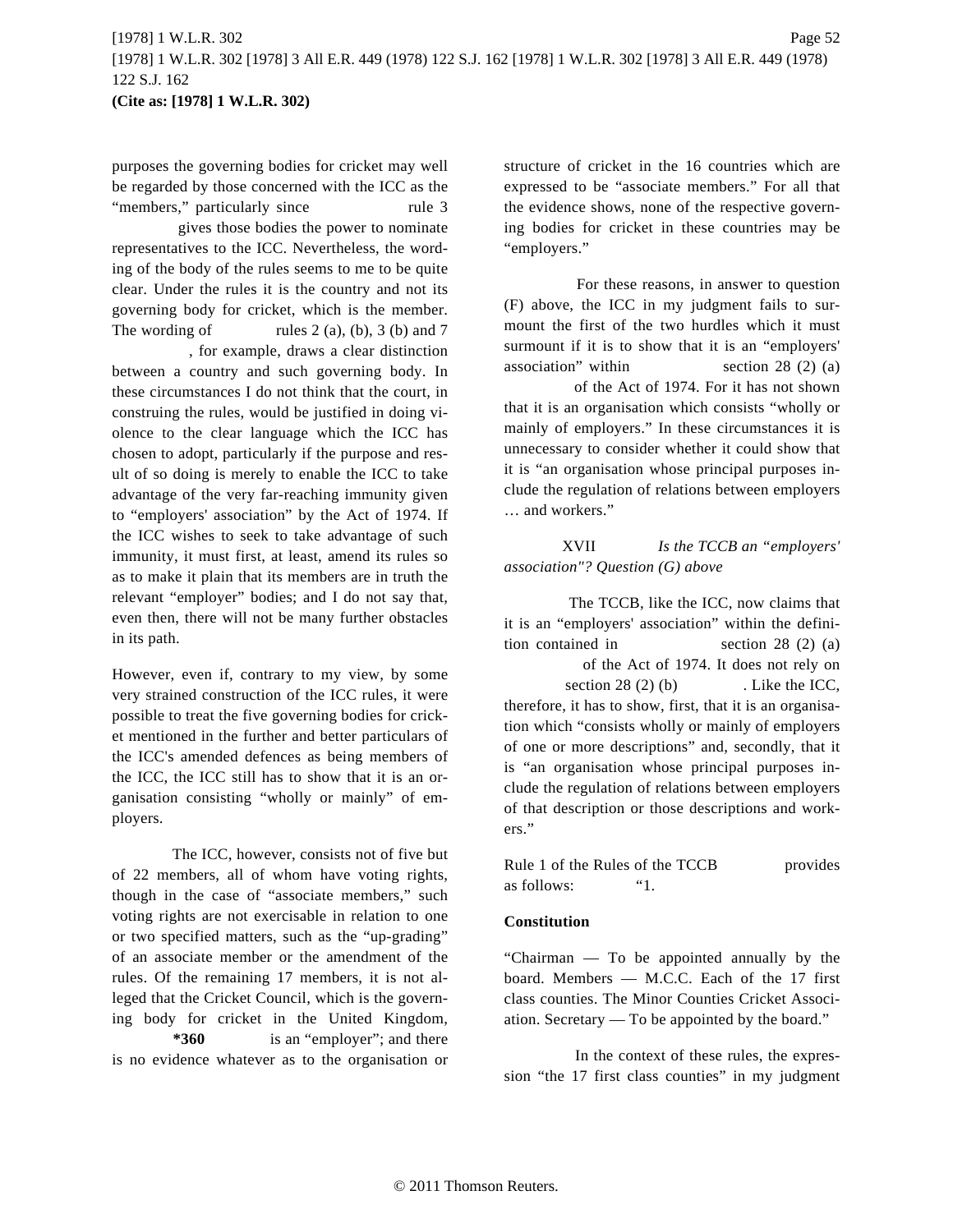purposes the governing bodies for cricket may well be regarded by those concerned with the ICC as the "members," particularly since rule 3 gives those bodies the power to nominate representatives to the ICC. Nevertheless, the wording of the body of the rules seems to me to be quite clear. Under the rules it is the country and not its governing body for cricket, which is the member. The wording of rules 2 (a), (b), 3 (b) and 7 , for example, draws a clear distinction between a country and such governing body. In these circumstances I do not think that the court, in construing the rules, would be justified in doing violence to the clear language which the ICC has chosen to adopt, particularly if the purpose and result of so doing is merely to enable the ICC to take advantage of the very far-reaching immunity given to "employers' association" by the Act of 1974. If the ICC wishes to seek to take advantage of such immunity, it must first, at least, amend its rules so as to make it plain that its members are in truth the relevant "employer" bodies; and I do not say that, even then, there will not be many further obstacles in its path.

However, even if, contrary to my view, by some very strained construction of the ICC rules, it were possible to treat the five governing bodies for cricket mentioned in the further and better particulars of the ICC's amended defences as being members of the ICC, the ICC still has to show that it is an organisation consisting "wholly or mainly" of employers.

The ICC, however, consists not of five but of 22 members, all of whom have voting rights, though in the case of "associate members," such voting rights are not exercisable in relation to one or two specified matters, such as the "up-grading" of an associate member or the amendment of the rules. Of the remaining 17 members, it is not alleged that the Cricket Council, which is the governing body for cricket in the United Kingdom, **\*360** is an "employer"; and there is no evidence whatever as to the organisation or structure of cricket in the 16 countries which are expressed to be "associate members." For all that the evidence shows, none of the respective governing bodies for cricket in these countries may be "employers."

For these reasons, in answer to question (F) above, the ICC in my judgment fails to surmount the first of the two hurdles which it must surmount if it is to show that it is an "employers' association" within section 28 (2) (a) of the Act of 1974. For it has not shown that it is an organisation which consists "wholly or mainly of employers." In these circumstances it is unnecessary to consider whether it could show that it is "an organisation whose principal purposes include the regulation of relations between employers … and workers."

XVII *Is the TCCB an "employers' association"? Question (G) above*

The TCCB, like the ICC, now claims that it is an "employers' association" within the definition contained in section 28 (2) (a) of the Act of 1974. It does not rely on section 28 (2) (b) . Like the ICC, therefore, it has to show, first, that it is an organisation which "consists wholly or mainly of employers of one or more descriptions" and, secondly, that it is "an organisation whose principal purposes include the regulation of relations between employers of that description or those descriptions and workers."

Rule 1 of the Rules of the TCCB provides as follows: "1.

**Constitution**

"Chairman — To be appointed annually by the board. Members — M.C.C. Each of the 17 first class counties. The Minor Counties Cricket Association. Secretary — To be appointed by the board."

In the context of these rules, the expression "the 17 first class counties" in my judgment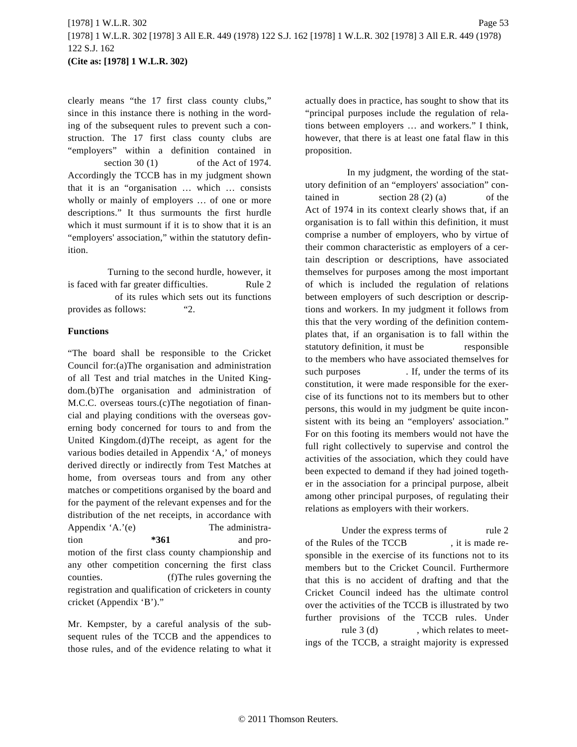clearly means "the 17 first class county clubs," since in this instance there is nothing in the wording of the subsequent rules to prevent such a construction. The 17 first class county clubs are "employers" within a definition contained in section 30 (1) of the Act of 1974. Accordingly the TCCB has in my judgment shown that it is an "organisation … which … consists wholly or mainly of employers … of one or more descriptions." It thus surmounts the first hurdle which it must surmount if it is to show that it is an "employers' association," within the statutory definition.

Turning to the second hurdle, however, it is faced with far greater difficulties. Rule 2 of its rules which sets out its functions provides as follows: "2.

**Functions**

"The board shall be responsible to the Cricket Council for:(a)The organisation and administration of all Test and trial matches in the United Kingdom.(b)The organisation and administration of M.C.C. overseas tours.(c)The negotiation of financial and playing conditions with the overseas governing body concerned for tours to and from the United Kingdom.(d)The receipt, as agent for the various bodies detailed in Appendix 'A,' of moneys derived directly or indirectly from Test Matches at home, from overseas tours and from any other matches or competitions organised by the board and for the payment of the relevant expenses and for the distribution of the net receipts, in accordance with Appendix 'A.'(e) The administration **\*361** and promotion of the first class county championship and any other competition concerning the first class counties. (f)The rules governing the registration and qualification of cricketers in county cricket (Appendix 'B')."

Mr. Kempster, by a careful analysis of the subsequent rules of the TCCB and the appendices to those rules, and of the evidence relating to what it actually does in practice, has sought to show that its "principal purposes include the regulation of relations between employers … and workers." I think, however, that there is at least one fatal flaw in this proposition.

In my judgment, the wording of the statutory definition of an "employers' association" contained in section 28 (2) (a) of the Act of 1974 in its context clearly shows that, if an organisation is to fall within this definition, it must comprise a number of employers, who by virtue of their common characteristic as employers of a certain description or descriptions, have associated themselves for purposes among the most important of which is included the regulation of relations between employers of such description or descriptions and workers. In my judgment it follows from this that the very wording of the definition contemplates that, if an organisation is to fall within the statutory definition, it must be responsible to the members who have associated themselves for such purposes . If, under the terms of its constitution, it were made responsible for the exercise of its functions not to its members but to other persons, this would in my judgment be quite inconsistent with its being an "employers' association." For on this footing its members would not have the full right collectively to supervise and control the activities of the association, which they could have been expected to demand if they had joined together in the association for a principal purpose, albeit among other principal purposes, of regulating their relations as employers with their workers.

Under the express terms of rule 2 of the Rules of the TCCB , it is made responsible in the exercise of its functions not to its members but to the Cricket Council. Furthermore that this is no accident of drafting and that the Cricket Council indeed has the ultimate control over the activities of the TCCB is illustrated by two further provisions of the TCCB rules. Under rule 3 (d) , which relates to meetings of the TCCB, a straight majority is expressed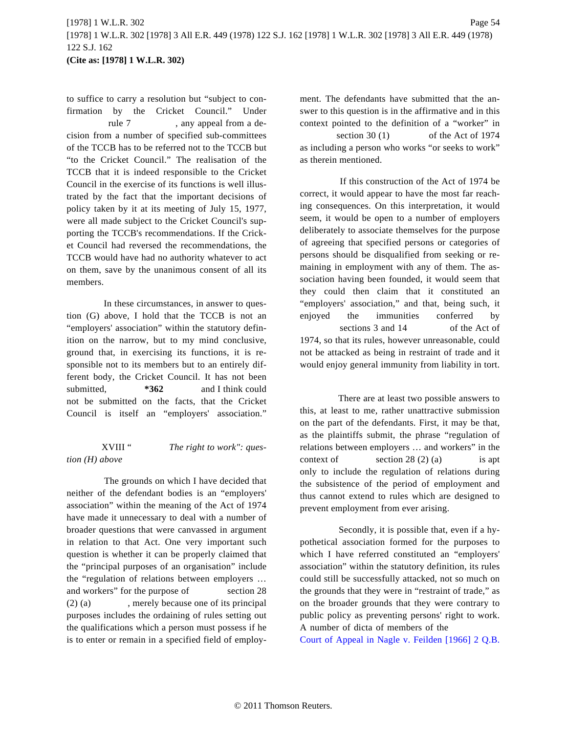to suffice to carry a resolution but "subject to confirmation by the Cricket Council." Under rule 7, any appeal from a decision from a number of specified sub-committees of the TCCB has to be referred not to the TCCB but "to the Cricket Council." The realisation of the TCCB that it is indeed responsible to the Cricket Council in the exercise of its functions is well illustrated by the fact that the important decisions of policy taken by it at its meeting of July 15, 1977, were all made subject to the Cricket Council's supporting the TCCB's recommendations. If the Cricket Council had reversed the recommendations, the TCCB would have had no authority whatever to act on them, save by the unanimous consent of all its members.

In these circumstances, in answer to question (G) above, I hold that the TCCB is not an "employers' association" within the statutory definition on the narrow, but to my mind conclusive, ground that, in exercising its functions, it is responsible not to its members but to an entirely different body, the Cricket Council. It has not been submitted, **\*362** and I think could not be submitted on the facts, that the Cricket Council is itself an "employers' association."

XVIII "*The right to work": question (H) above*

The grounds on which I have decided that neither of the defendant bodies is an "employers' association" within the meaning of the Act of 1974 have made it unnecessary to deal with a number of broader questions that were canvassed in argument in relation to that Act. One very important such question is whether it can be properly claimed that the "principal purposes of an organisation" include the "regulation of relations between employers … and workers" for the purpose of section 28 (2) (a), merely because one of its principal purposes includes the ordaining of rules setting out the qualifications which a person must possess if he is to enter or remain in a specified field of employment. The defendants have submitted that the answer to this question is in the affirmative and in this context pointed to the definition of a "worker" in section 30 (1) of the Act of 1974 as including a person who works "or seeks to work" as therein mentioned.

If this construction of the Act of 1974 be correct, it would appear to have the most far reaching consequences. On this interpretation, it would seem, it would be open to a number of employers deliberately to associate themselves for the purpose of agreeing that specified persons or categories of persons should be disqualified from seeking or remaining in employment with any of them. The association having been founded, it would seem that they could then claim that it constituted an "employers' association," and that, being such, it enjoyed the immunities conferred by sections 3 and 14 of the Act of 1974, so that its rules, however unreasonable, could not be attacked as being in restraint of trade and it would enjoy general immunity from liability in tort.

There are at least two possible answers to this, at least to me, rather unattractive submission on the part of the defendants. First, it may be that, as the plaintiffs submit, the phrase "regulation of relations between employers … and workers" in the context of section 28 (2) (a) is apt only to include the regulation of relations during the subsistence of the period of employment and thus cannot extend to rules which are designed to prevent employment from ever arising.

Secondly, it is possible that, even if a hypothetical association formed for the purposes to which I have referred constituted an "employers' association" within the statutory definition, its rules could still be successfully attacked, not so much on the grounds that they were in "restraint of trade," as on the broader grounds that they were contrary to public policy as preventing persons' right to work. A number of dicta of members of the Court of Appeal in Nagle v. Feilden [1966] 2 Q.B.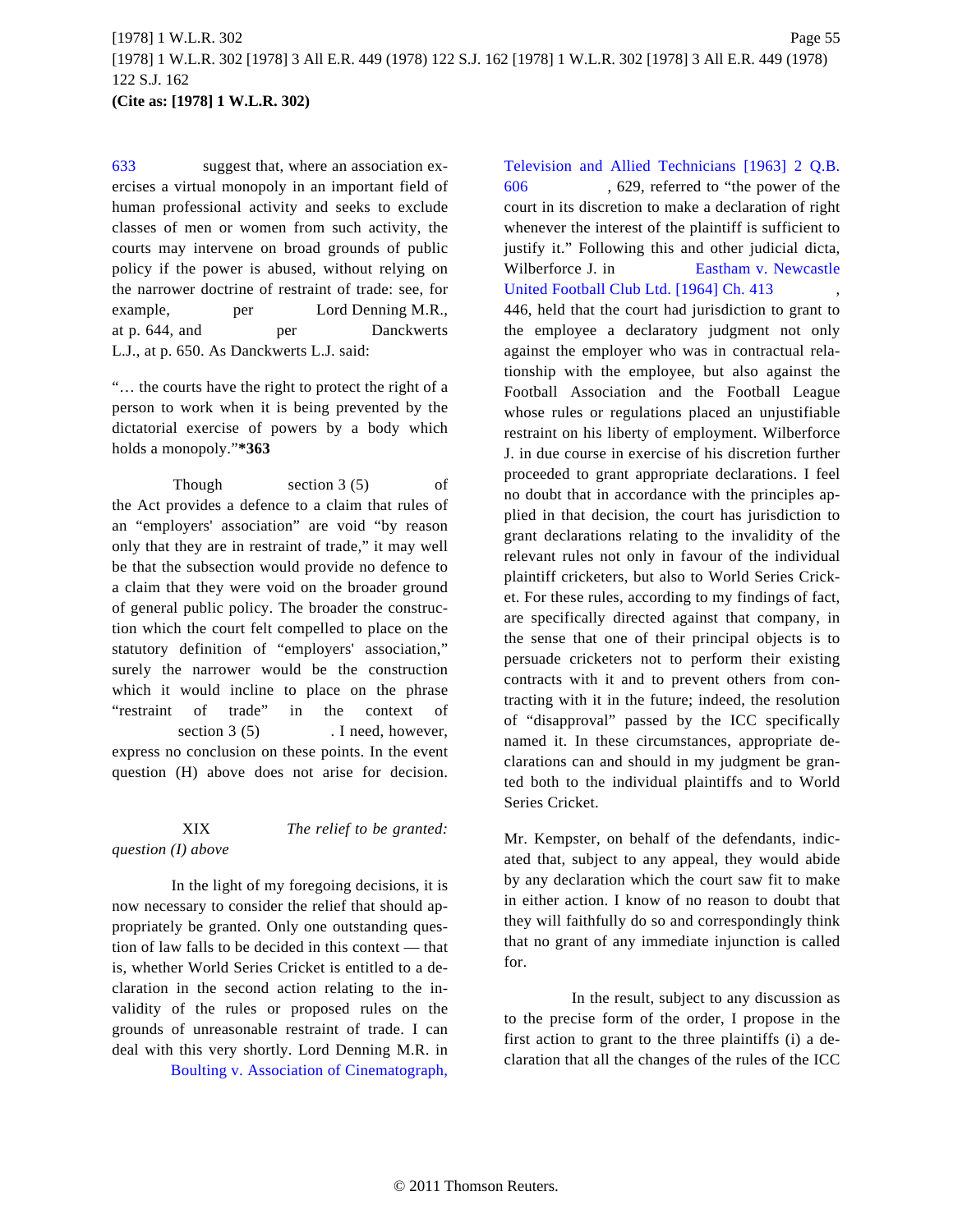633 suggest that, where an association exercises a virtual monopoly in an important field of human professional activity and seeks to exclude classes of men or women from such activity, the courts may intervene on broad grounds of public policy if the power is abused, without relying on the narrower doctrine of restraint of trade: see, for example, per Lord Denning M.R., at p. 644, and per Danckwerts L.J., at p. 650. As Danckwerts L.J. said:

"… the courts have the right to protect the right of a person to work when it is being prevented by the dictatorial exercise of powers by a body which holds a monopoly."**\*363**

Though section 3 (5) of the Act provides a defence to a claim that rules of an "employers' association" are void "by reason only that they are in restraint of trade," it may well be that the subsection would provide no defence to a claim that they were void on the broader ground of general public policy. The broader the construction which the court felt compelled to place on the statutory definition of "employers' association," surely the narrower would be the construction which it would incline to place on the phrase "restraint of trade" in the context of section 3 (5). I need, however, express no conclusion on these points. In the event question (H) above does not arise for decision.

XIX *The relief to be granted: question (I) above*

In the light of my foregoing decisions, it is now necessary to consider the relief that should appropriately be granted. Only one outstanding question of law falls to be decided in this context — that is, whether World Series Cricket is entitled to a declaration in the second action relating to the invalidity of the rules or proposed rules on the grounds of unreasonable restraint of trade. I can deal with this very shortly. Lord Denning M.R. in Boulting v. Association of Cinematograph, Television and Allied Technicians [1963] 2 Q.B. 606, 629, referred to "the power of the court in its discretion to make a declaration of right whenever the interest of the plaintiff is sufficient to justify it." Following this and other judicial dicta, Wilberforce J. in Eastham v. Newcastle United Football Club Ltd. [1964] Ch. 413, 446, held that the court had jurisdiction to grant to the employee a declaratory judgment not only against the employer who was in contractual relationship with the employee, but also against the Football Association and the Football League whose rules or regulations placed an unjustifiable restraint on his liberty of employment. Wilberforce J. in due course in exercise of his discretion further proceeded to grant appropriate declarations. I feel no doubt that in accordance with the principles applied in that decision, the court has jurisdiction to grant declarations relating to the invalidity of the relevant rules not only in favour of the individual plaintiff cricketers, but also to World Series Cricket. For these rules, according to my findings of fact, are specifically directed against that company, in the sense that one of their principal objects is to persuade cricketers not to perform their existing contracts with it and to prevent others from contracting with it in the future; indeed, the resolution of "disapproval" passed by the ICC specifically named it. In these circumstances, appropriate declarations can and should in my judgment be granted both to the individual plaintiffs and to World Series Cricket.

Mr. Kempster, on behalf of the defendants, indicated that, subject to any appeal, they would abide by any declaration which the court saw fit to make in either action. I know of no reason to doubt that they will faithfully do so and correspondingly think that no grant of any immediate injunction is called for.

In the result, subject to any discussion as to the precise form of the order, I propose in the first action to grant to the three plaintiffs (i) a declaration that all the changes of the rules of the ICC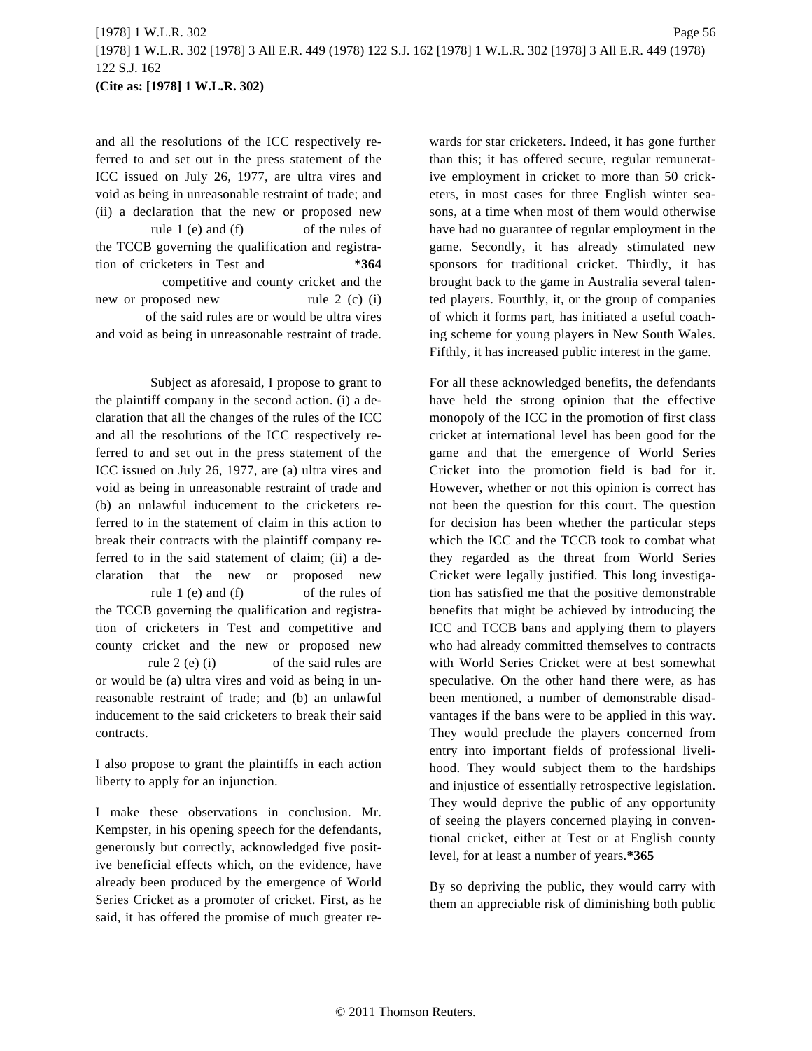and all the resolutions of the ICC respectively referred to and set out in the press statement of the ICC issued on July 26, 1977, are ultra vires and void as being in unreasonable restraint of trade; and (ii) a declaration that the new or proposed new rule 1 (e) and (f) of the rules of the TCCB governing the qualification and registration of cricketers in Test and **\*364** competitive and county cricket and the new or proposed new rule 2 (c) (i) of the said rules are or would be ultra vires and void as being in unreasonable restraint of trade.

Subject as aforesaid, I propose to grant to the plaintiff company in the second action. (i) a declaration that all the changes of the rules of the ICC and all the resolutions of the ICC respectively referred to and set out in the press statement of the ICC issued on July 26, 1977, are (a) ultra vires and void as being in unreasonable restraint of trade and (b) an unlawful inducement to the cricketers referred to in the statement of claim in this action to break their contracts with the plaintiff company referred to in the said statement of claim; (ii) a declaration that the new or proposed new rule 1 (e) and (f) of the rules of the TCCB governing the qualification and registration of cricketers in Test and competitive and county cricket and the new or proposed new rule 2 (e) (i) of the said rules are or would be (a) ultra vires and void as being in unreasonable restraint of trade; and (b) an unlawful inducement to the said cricketers to break their said contracts.

I also propose to grant the plaintiffs in each action liberty to apply for an injunction.

I make these observations in conclusion. Mr. Kempster, in his opening speech for the defendants, generously but correctly, acknowledged five positive beneficial effects which, on the evidence, have already been produced by the emergence of World Series Cricket as a promoter of cricket. First, as he said, it has offered the promise of much greater rewards for star cricketers. Indeed, it has gone further than this; it has offered secure, regular remunerative employment in cricket to more than 50 cricketers, in most cases for three English winter seasons, at a time when most of them would otherwise have had no guarantee of regular employment in the game. Secondly, it has already stimulated new sponsors for traditional cricket. Thirdly, it has brought back to the game in Australia several talented players. Fourthly, it, or the group of companies of which it forms part, has initiated a useful coaching scheme for young players in New South Wales. Fifthly, it has increased public interest in the game.

For all these acknowledged benefits, the defendants have held the strong opinion that the effective monopoly of the ICC in the promotion of first class cricket at international level has been good for the game and that the emergence of World Series Cricket into the promotion field is bad for it. However, whether or not this opinion is correct has not been the question for this court. The question for decision has been whether the particular steps which the ICC and the TCCB took to combat what they regarded as the threat from World Series Cricket were legally justified. This long investigation has satisfied me that the positive demonstrable benefits that might be achieved by introducing the ICC and TCCB bans and applying them to players who had already committed themselves to contracts with World Series Cricket were at best somewhat speculative. On the other hand there were, as has been mentioned, a number of demonstrable disadvantages if the bans were to be applied in this way. They would preclude the players concerned from entry into important fields of professional livelihood. They would subject them to the hardships and injustice of essentially retrospective legislation. They would deprive the public of any opportunity of seeing the players concerned playing in conventional cricket, either at Test or at English county level, for at least a number of years.**\*365**

By so depriving the public, they would carry with them an appreciable risk of diminishing both public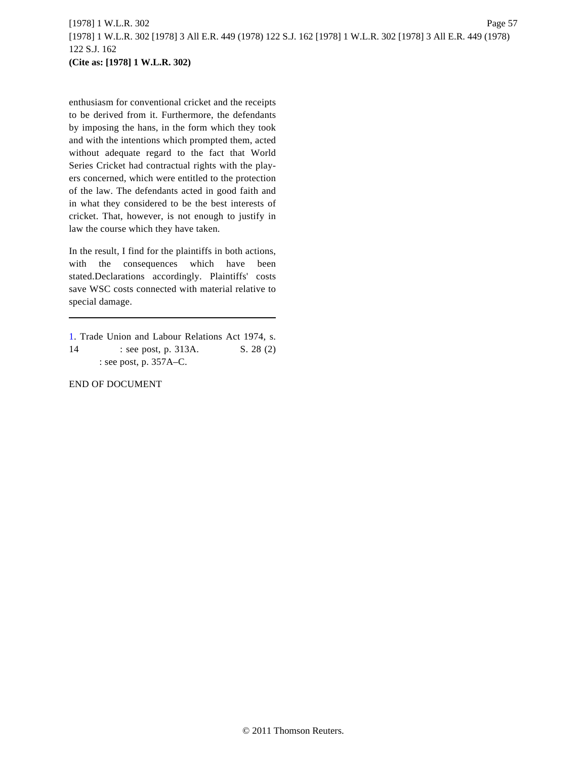enthusiasm for conventional cricket and the receipts to be derived from it. Furthermore, the defendants by imposing the hans, in the form which they took and with the intentions which prompted them, acted without adequate regard to the fact that World Series Cricket had contractual rights with the players concerned, which were entitled to the protection of the law. The defendants acted in good faith and in what they considered to be the best interests of cricket. That, however, is not enough to justify in law the course which they have taken.

In the result, I find for the plaintiffs in both actions, with the consequences which have been stated.Declarations accordingly. Plaintiffs' costs save WSC costs connected with material relative to special damage.

---

1. Trade Union and Labour Relations Act 1974, s. 14 : see post, p. 313A. S. 28 (2) : see post, p. 357A–C.

END OF DOCUMENT